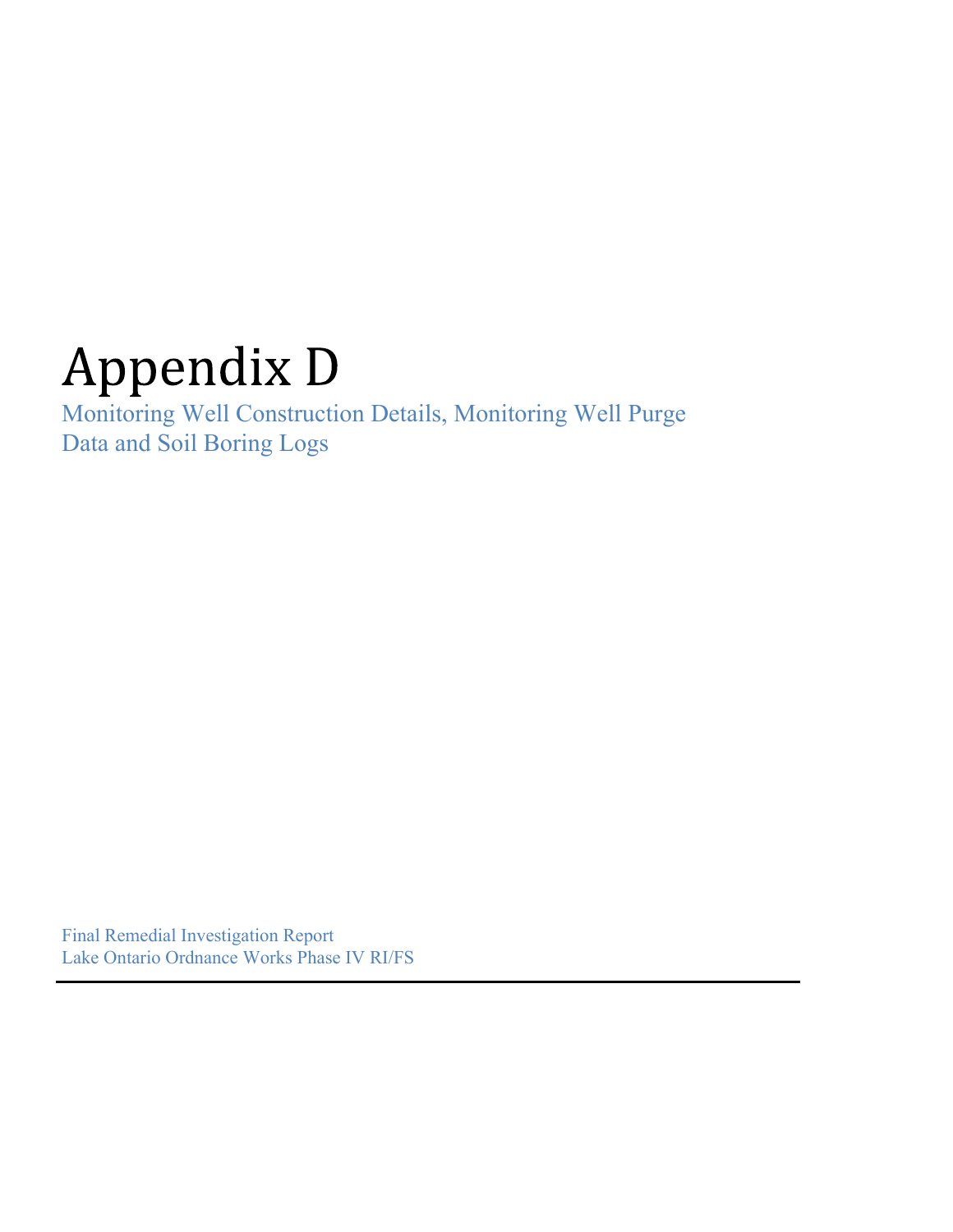# Appendix D

Monitoring Well Construction Details, Monitoring Well Purge Data and Soil Boring Logs

Final Remedial Investigation Report
Lake Ontario Ordnance Works Phase IV RI/FS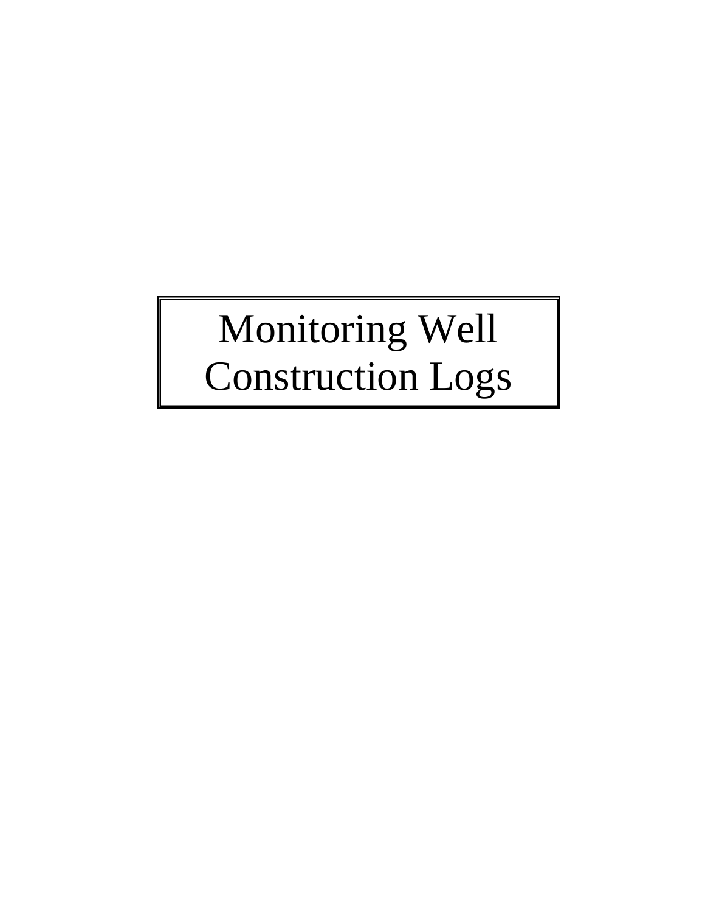# Monitoring Well Construction Logs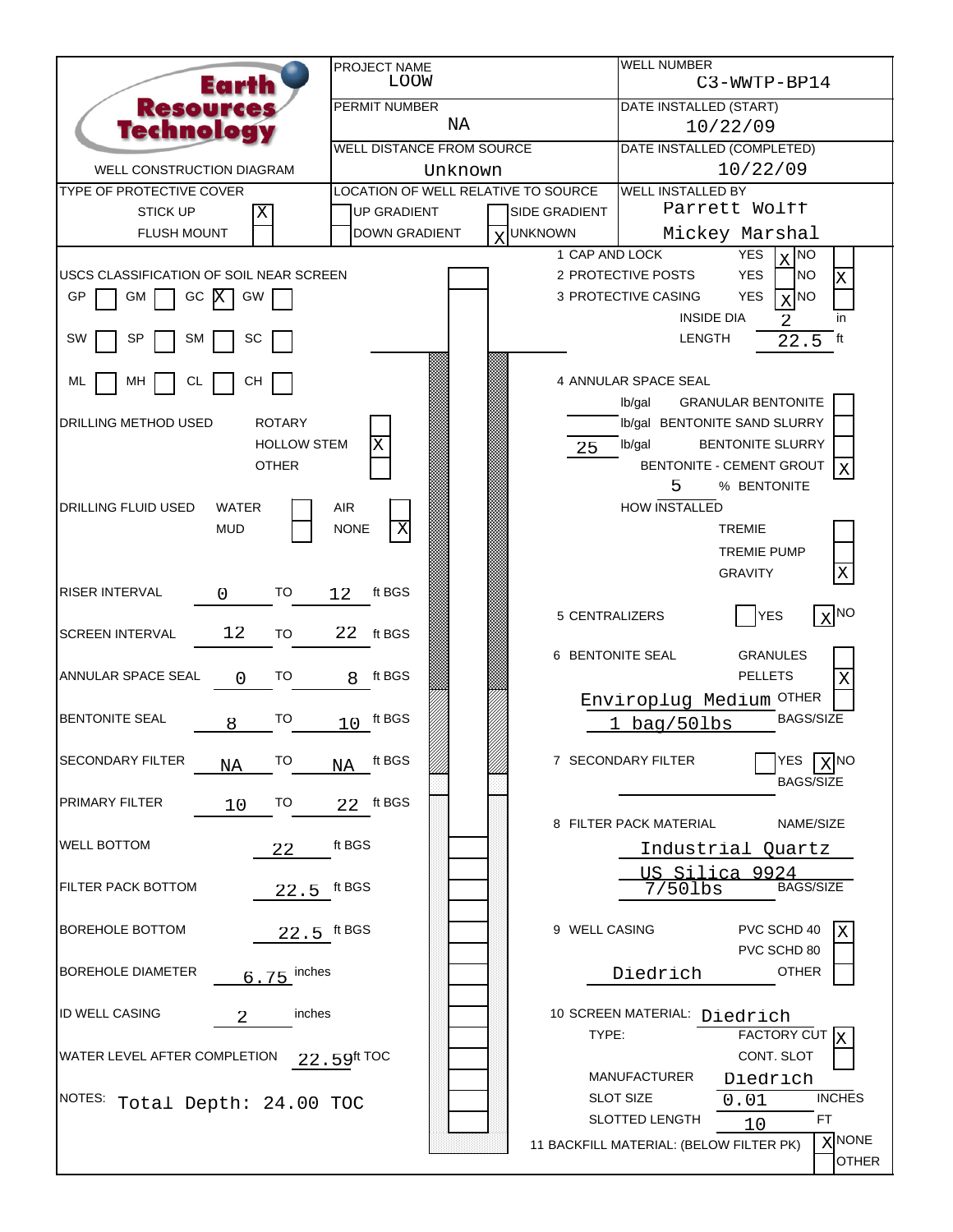# Earth Resources Technology

## WELL CONSTRUCTION DIAGRAM

| | | |
|---|---|---|
| PROJECT NAME: LOOW | WELL NUMBER: C3-WWTP-BP14 | |
| PERMIT NUMBER: NA | DATE INSTALLED (START): 10/22/09 | |
| WELL DISTANCE FROM SOURCE: Unknown | DATE INSTALLED (COMPLETED): 10/22/09 | |

**TYPE OF PROTECTIVE COVER**
- STICK UP [X]
- FLUSH MOUNT [ ]

**LOCATION OF WELL RELATIVE TO SOURCE**
- UP GRADIENT [ ]
- DOWN GRADIENT [ ]
- SIDE GRADIENT [ ]
- UNKNOWN [X]

**WELL INSTALLED BY:** Parrett Wolff, Mickey Marshal

**USCS CLASSIFICATION OF SOIL NEAR SCREEN**
- GP [ ] GM [ ] GC [X] GW [ ]
- SW [ ] SP [ ] SM [ ] SC [ ]
- ML [ ] MH [ ] CL [ ] CH [ ]

**DRILLING METHOD USED**
- ROTARY [ ]
- HOLLOW STEM [X]
- OTHER [ ]

**DRILLING FLUID USED**
- WATER [ ]
- MUD [ ]
- AIR [ ]
- NONE [X]

| Item | From | To | Units |
|---|---|---|---|
| RISER INTERVAL | 0 | 12 | ft BGS |
| SCREEN INTERVAL | 12 | 22 | ft BGS |
| ANNULAR SPACE SEAL | 0 | 8 | ft BGS |
| BENTONITE SEAL | 8 | 10 | ft BGS |
| SECONDARY FILTER | NA | NA | ft BGS |
| PRIMARY FILTER | 10 | 22 | ft BGS |

- WELL BOTTOM: 22 ft BGS
- FILTER PACK BOTTOM: 22.5 ft BGS
- BOREHOLE BOTTOM: 22.5 ft BGS
- BOREHOLE DIAMETER: 6.75 inches
- ID WELL CASING: 2 inches
- WATER LEVEL AFTER COMPLETION: 22.59 ft TOC

NOTES: Total Depth: 24.00 TOC

1. CAP AND LOCK: YES [X] NO [ ]
2. PROTECTIVE POSTS: YES [ ] NO [X]
3. PROTECTIVE CASING: YES [X] NO [ ]
   - INSIDE DIA: 2 in
   - LENGTH: 22.5 ft
4. ANNULAR SPACE SEAL
   - ___ lb/gal GRANULAR BENTONITE [ ]
   - ___ lb/gal BENTONITE SAND SLURRY [ ]
   - 25 lb/gal BENTONITE SLURRY [ ]
   - BENTONITE - CEMENT GROUT [X]
   - 5 % BENTONITE
   - HOW INSTALLED: TREMIE [ ] TREMIE PUMP [ ] GRAVITY [X]
5. CENTRALIZERS: YES [ ] NO [X]
6. BENTONITE SEAL: GRANULES [ ] PELLETS [X] OTHER [ ]
   - Enviroplug Medium
   - BAGS/SIZE: 1 bag/50lbs
7. SECONDARY FILTER: YES [ ] NO [X]
   - BAGS/SIZE: ___
8. FILTER PACK MATERIAL
   - NAME/SIZE: Industrial Quartz US Silica 9924
   - BAGS/SIZE: 7/50lbs
9. WELL CASING: PVC SCHD 40 [X] PVC SCHD 80 [ ] OTHER [ ] Diedrich
10. SCREEN MATERIAL: Diedrich
    - TYPE: FACTORY CUT [X] CONT. SLOT [ ]
    - MANUFACTURER: Diedrich
    - SLOT SIZE: 0.01 INCHES
    - SLOTTED LENGTH: 10 FT
11. BACKFILL MATERIAL: (BELOW FILTER PK) NONE [X] OTHER [ ]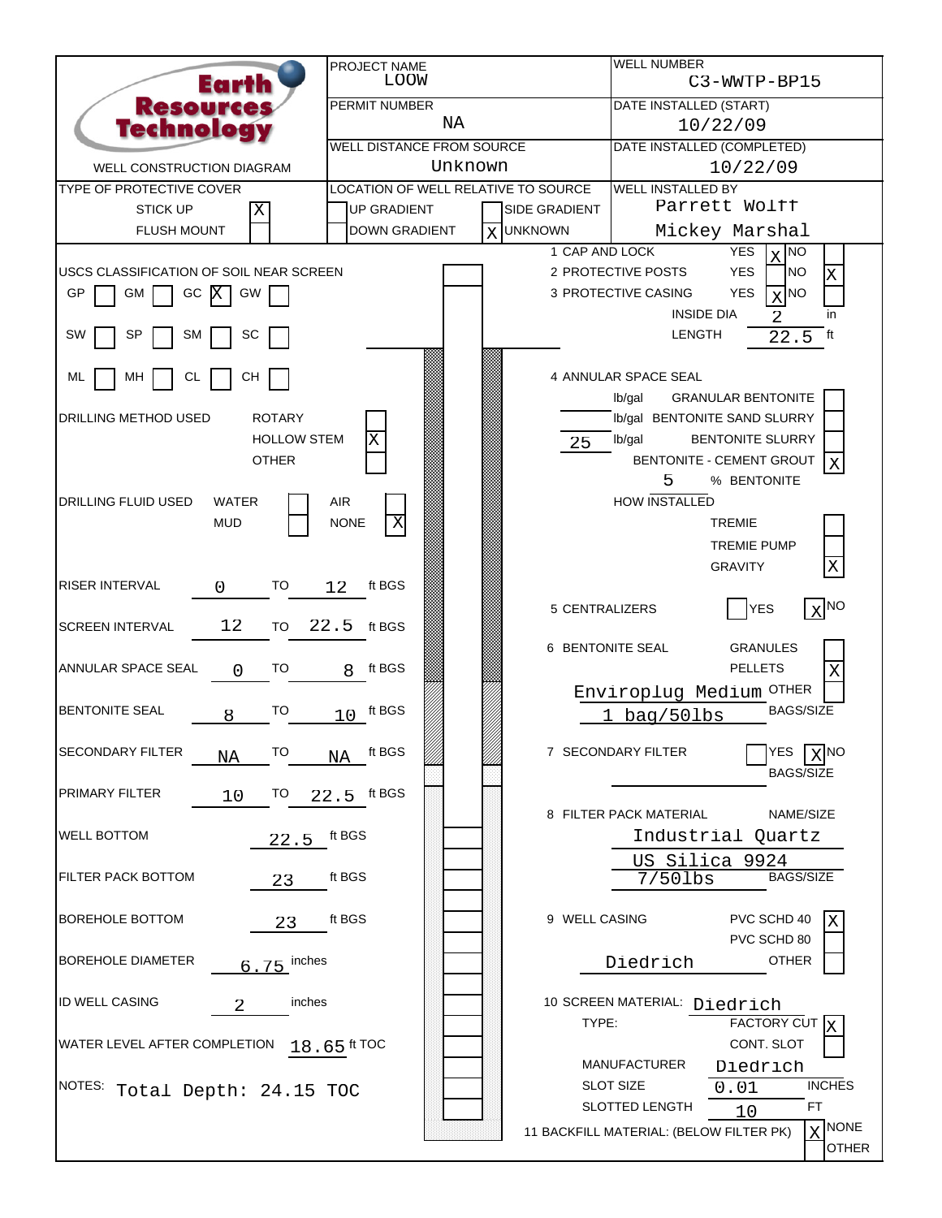# Earth Resources Technology

## WELL CONSTRUCTION DIAGRAM

| PROJECT NAME | WELL NUMBER |
|---|---|
| LOOW | C3-WWTP-BP15 |
| **PERMIT NUMBER** | **DATE INSTALLED (START)** |
| NA | 10/22/09 |
| **WELL DISTANCE FROM SOURCE** | **DATE INSTALLED (COMPLETED)** |
| Unknown | 10/22/09 |

**TYPE OF PROTECTIVE COVER**

- STICK UP [X]
- FLUSH MOUNT [ ]

**LOCATION OF WELL RELATIVE TO SOURCE**

- [ ] UP GRADIENT
- [ ] SIDE GRADIENT
- [ ] DOWN GRADIENT
- [X] UNKNOWN

**WELL INSTALLED BY**

Parrett Wolff
Mickey Marshal

---

**USCS CLASSIFICATION OF SOIL NEAR SCREEN**

GP [ ] GM [ ] GC [X] GW [ ]
SW [ ] SP [ ] SM [ ] SC [ ]
ML [ ] MH [ ] CL [ ] CH [ ]

**DRILLING METHOD USED**

- ROTARY [ ]
- HOLLOW STEM [X]
- OTHER [ ]

**DRILLING FLUID USED**

- WATER [ ]
- AIR [ ]
- MUD [ ]
- NONE [X]

| Item | From | To | Units |
|---|---|---|---|
| RISER INTERVAL | 0 | 12 | ft BGS |
| SCREEN INTERVAL | 12 | 22.5 | ft BGS |
| ANNULAR SPACE SEAL | 0 | 8 | ft BGS |
| BENTONITE SEAL | 8 | 10 | ft BGS |
| SECONDARY FILTER | NA | NA | ft BGS |
| PRIMARY FILTER | 10 | 22.5 | ft BGS |

- WELL BOTTOM: 22.5 ft BGS
- FILTER PACK BOTTOM: 23 ft BGS
- BOREHOLE BOTTOM: 23 ft BGS
- BOREHOLE DIAMETER: 6.75 inches
- ID WELL CASING: 2 inches
- WATER LEVEL AFTER COMPLETION: 18.65 ft TOC

NOTES: Total Depth: 24.15 TOC

---

1. CAP AND LOCK: YES [X] NO
2. PROTECTIVE POSTS: YES NO [X]
3. PROTECTIVE CASING: YES [X] NO
   - INSIDE DIA: 2 in
   - LENGTH: 22.5 ft
4. ANNULAR SPACE SEAL
   - ___ lb/gal GRANULAR BENTONITE [ ]
   - ___ lb/gal BENTONITE SAND SLURRY [ ]
   - 25 lb/gal BENTONITE SLURRY [ ]
   - BENTONITE - CEMENT GROUT [X]
   - 5 % BENTONITE
   - HOW INSTALLED
     - TREMIE [ ]
     - TREMIE PUMP [ ]
     - GRAVITY [X]
5. CENTRALIZERS: YES [ ] NO [X]
6. BENTONITE SEAL
   - GRANULES [ ]
   - PELLETS [X]
   - OTHER: Enviroplug Medium [ ]
   - BAGS/SIZE: 1 bag/50lbs
7. SECONDARY FILTER: YES [ ] NO [X]
   - BAGS/SIZE: ___
8. FILTER PACK MATERIAL
   - NAME/SIZE: Industrial Quartz US Silica 9924
   - BAGS/SIZE: 7/50lbs
9. WELL CASING
   - PVC SCHD 40 [X]
   - PVC SCHD 80 [ ]
   - OTHER: Diedrich [ ]
10. SCREEN MATERIAL: Diedrich
    - TYPE: FACTORY CUT [X]
    - CONT. SLOT [ ]
    - MANUFACTURER: Diedrich
    - SLOT SIZE: 0.01 INCHES
    - SLOTTED LENGTH: 10 FT
11. BACKFILL MATERIAL: (BELOW FILTER PK): NONE [X] OTHER [ ]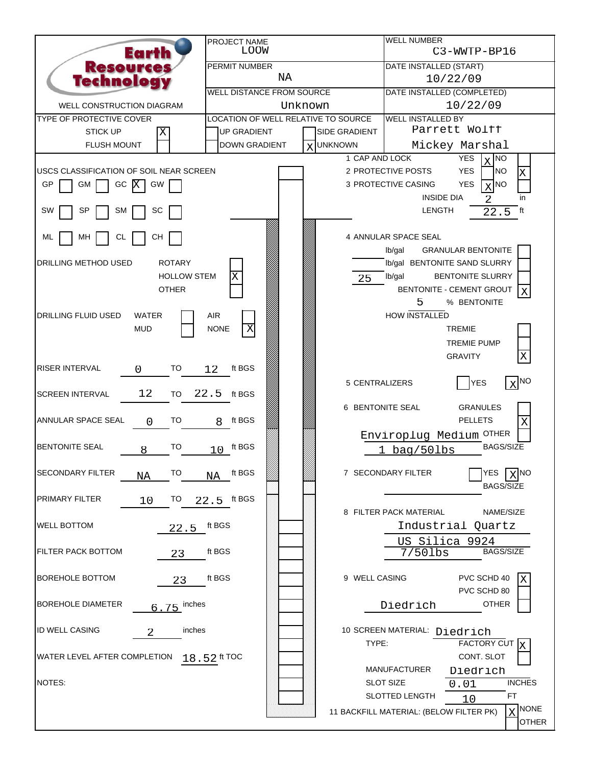# Earth Resources Technology

## WELL CONSTRUCTION DIAGRAM

| | |
|---|---|
| PROJECT NAME | LOOW |
| WELL NUMBER | C3-WWTP-BP16 |
| PERMIT NUMBER | NA |
| DATE INSTALLED (START) | 10/22/09 |
| WELL DISTANCE FROM SOURCE | Unknown |
| DATE INSTALLED (COMPLETED) | 10/22/09 |
| WELL INSTALLED BY | Parrett Wolff, Mickey Marshal |

**TYPE OF PROTECTIVE COVER**
- STICK UP [X]
- FLUSH MOUNT [ ]

**LOCATION OF WELL RELATIVE TO SOURCE**
- UP GRADIENT [ ]
- SIDE GRADIENT [ ]
- DOWN GRADIENT [ ]
- UNKNOWN [X]

**USCS CLASSIFICATION OF SOIL NEAR SCREEN**
- GP [ ] GM [ ] GC [X] GW [ ]
- SW [ ] SP [ ] SM [ ] SC [ ]
- ML [ ] MH [ ] CL [ ] CH [ ]

**DRILLING METHOD USED**
- ROTARY [ ]
- HOLLOW STEM [X]
- OTHER [ ]

**DRILLING FLUID USED**
- WATER [ ] AIR [ ]
- MUD [ ] NONE [X]

| Item | Value |
|---|---|
| RISER INTERVAL | 0 TO 12 ft BGS |
| SCREEN INTERVAL | 12 TO 22.5 ft BGS |
| ANNULAR SPACE SEAL | 0 TO 8 ft BGS |
| BENTONITE SEAL | 8 TO 10 ft BGS |
| SECONDARY FILTER | NA TO NA ft BGS |
| PRIMARY FILTER | 10 TO 22.5 ft BGS |
| WELL BOTTOM | 22.5 ft BGS |
| FILTER PACK BOTTOM | 23 ft BGS |
| BOREHOLE BOTTOM | 23 ft BGS |
| BOREHOLE DIAMETER | 6.75 inches |
| ID WELL CASING | 2 inches |
| WATER LEVEL AFTER COMPLETION | 18.52 ft TOC |

NOTES:

1. CAP AND LOCK — YES [X] NO [ ]
2. PROTECTIVE POSTS — YES [ ] NO [X]
3. PROTECTIVE CASING — YES [X] NO [ ]
   - INSIDE DIA: 2 in
   - LENGTH: 22.5 ft
4. ANNULAR SPACE SEAL
   - ___ lb/gal GRANULAR BENTONITE [ ]
   - ___ lb/gal BENTONITE SAND SLURRY [ ]
   - 25 lb/gal BENTONITE SLURRY [ ]
   - BENTONITE - CEMENT GROUT [X]
   - 5 % BENTONITE
   - HOW INSTALLED: TREMIE [ ] TREMIE PUMP [ ] GRAVITY [X]
5. CENTRALIZERS — YES [ ] NO [X]
6. BENTONITE SEAL — GRANULES [ ] PELLETS [X] OTHER [ ]
   - Enviroplug Medium
   - BAGS/SIZE: 1 bag/50lbs
7. SECONDARY FILTER — YES [ ] NO [X]
   - BAGS/SIZE:
8. FILTER PACK MATERIAL — NAME/SIZE: Industrial Quartz, US Silica 9924
   - BAGS/SIZE: 7/50lbs
9. WELL CASING — PVC SCHD 40 [X] PVC SCHD 80 [ ] OTHER [ ]
   - Diedrich
10. SCREEN MATERIAL: Diedrich
    - TYPE: FACTORY CUT [X] CONT. SLOT [ ]
    - MANUFACTURER: Diedrich
    - SLOT SIZE: 0.01 INCHES
    - SLOTTED LENGTH: 10 FT
11. BACKFILL MATERIAL: (BELOW FILTER PK) — NONE [X] OTHER [ ]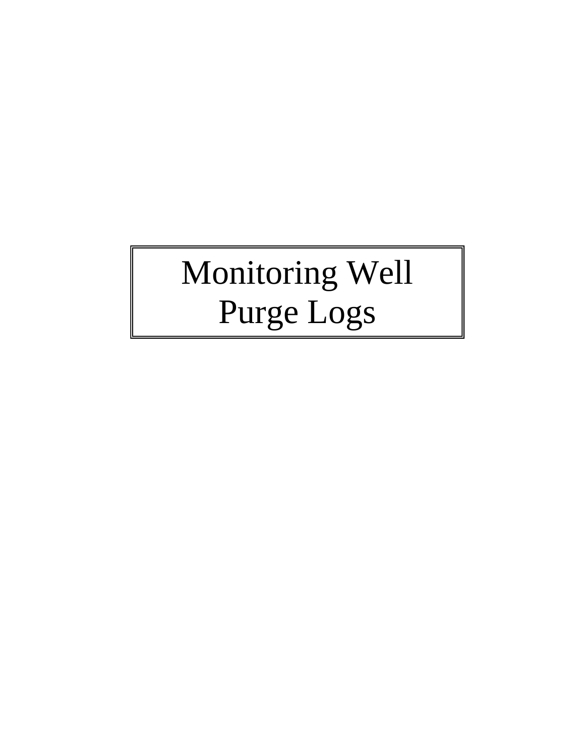# Monitoring Well Purge Logs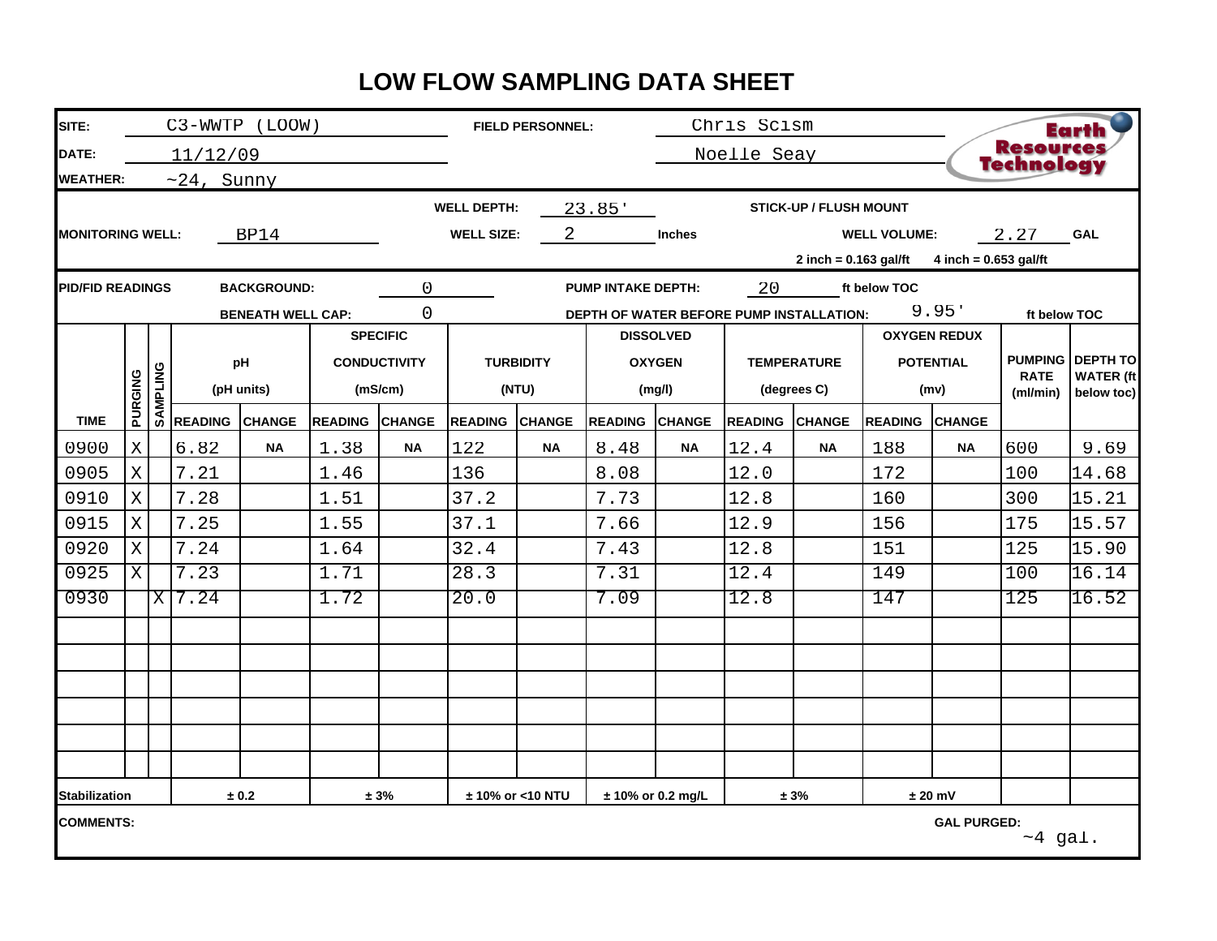# LOW FLOW SAMPLING DATA SHEET

**SITE:** C3-WWTP (LOOW) **FIELD PERSONNEL:** Chris Scism, Noelle Seay

**DATE:** 11/12/09

**WEATHER:** ~24, Sunny

Earth Resources Technology

**MONITORING WELL:** BP14 **WELL DEPTH:** 23.85' **WELL SIZE:** 2 **Inches** **STICK-UP / FLUSH MOUNT** **WELL VOLUME:** 2.27 **GAL**

2 inch = 0.163 gal/ft 4 inch = 0.653 gal/ft

**PID/FID READINGS** **BACKGROUND:** 0 **PUMP INTAKE DEPTH:** 20 ft below TOC

**BENEATH WELL CAP:** 0 **DEPTH OF WATER BEFORE PUMP INSTALLATION:** 9.95' ft below TOC

| TIME | PURGING | SAMPLING | pH (pH units) READING | pH CHANGE | SPECIFIC CONDUCTIVITY (mS/cm) READING | SPECIFIC CONDUCTIVITY CHANGE | TURBIDITY (NTU) READING | TURBIDITY CHANGE | DISSOLVED OXYGEN (mg/l) READING | DISSOLVED OXYGEN CHANGE | TEMPERATURE (degrees C) READING | TEMPERATURE CHANGE | OXYGEN REDUX POTENTIAL (mv) READING | OXYGEN REDUX POTENTIAL CHANGE | PUMPING RATE (ml/min) | DEPTH TO WATER (ft below toc) |
|---|---|---|---|---|---|---|---|---|---|---|---|---|---|---|---|---|
| 0900 | X | | 6.82 | NA | 1.38 | NA | 122 | NA | 8.48 | NA | 12.4 | NA | 188 | NA | 600 | 9.69 |
| 0905 | X | | 7.21 | | 1.46 | | 136 | | 8.08 | | 12.0 | | 172 | | 100 | 14.68 |
| 0910 | X | | 7.28 | | 1.51 | | 37.2 | | 7.73 | | 12.8 | | 160 | | 300 | 15.21 |
| 0915 | X | | 7.25 | | 1.55 | | 37.1 | | 7.66 | | 12.9 | | 156 | | 175 | 15.57 |
| 0920 | X | | 7.24 | | 1.64 | | 32.4 | | 7.43 | | 12.8 | | 151 | | 125 | 15.90 |
| 0925 | X | | 7.23 | | 1.71 | | 28.3 | | 7.31 | | 12.4 | | 149 | | 100 | 16.14 |
| 0930 | | X | 7.24 | | 1.72 | | 20.0 | | 7.09 | | 12.8 | | 147 | | 125 | 16.52 |
| | | | | | | | | | | | | | | | | |
| | | | | | | | | | | | | | | | | |
| | | | | | | | | | | | | | | | | |
| | | | | | | | | | | | | | | | | |
| | | | | | | | | | | | | | | | | |
| | | | | | | | | | | | | | | | | |
| Stabilization | | | ± 0.2 | | ± 3% | | ± 10% or <10 NTU | | ± 10% or 0.2 mg/L | | ± 3% | | ± 20 mV | | | |

**COMMENTS:**

**GAL PURGED:** ~4 gal.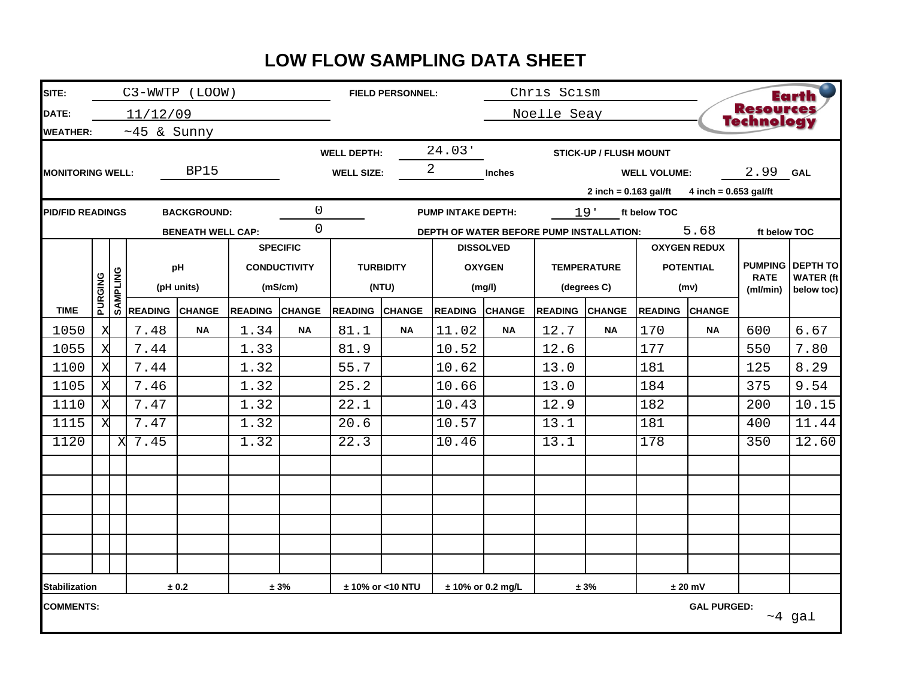# LOW FLOW SAMPLING DATA SHEET

**SITE:** C3-WWTP (LOOW)
**FIELD PERSONNEL:** Chris Scism, Noelle Seay
**DATE:** 11/12/09
**WEATHER:** ~45 & Sunny

Earth Resources Technology

**MONITORING WELL:** BP15
**WELL DEPTH:** 24.03'
**WELL SIZE:** 2 Inches
**STICK-UP / FLUSH MOUNT**
**WELL VOLUME:** 2.99 GAL
2 inch = 0.163 gal/ft    4 inch = 0.653 gal/ft

**PID/FID READINGS**
**BACKGROUND:** 0
**BENEATH WELL CAP:** 0
**PUMP INTAKE DEPTH:** 19' ft below TOC
**DEPTH OF WATER BEFORE PUMP INSTALLATION:** 5.68 ft below TOC

| TIME | PURGING | SAMPLING | pH (pH units) READING | pH CHANGE | SPECIFIC CONDUCTIVITY (mS/cm) READING | SPECIFIC CONDUCTIVITY CHANGE | TURBIDITY (NTU) READING | TURBIDITY CHANGE | DISSOLVED OXYGEN (mg/l) READING | DISSOLVED OXYGEN CHANGE | TEMPERATURE (degrees C) READING | TEMPERATURE CHANGE | OXYGEN REDUX POTENTIAL (mv) READING | OXYGEN REDUX POTENTIAL CHANGE | PUMPING RATE (ml/min) | DEPTH TO WATER (ft below toc) |
|---|---|---|---|---|---|---|---|---|---|---|---|---|---|---|---|---|
| 1050 | X | | 7.48 | NA | 1.34 | NA | 81.1 | NA | 11.02 | NA | 12.7 | NA | 170 | NA | 600 | 6.67 |
| 1055 | X | | 7.44 | | 1.33 | | 81.9 | | 10.52 | | 12.6 | | 177 | | 550 | 7.80 |
| 1100 | X | | 7.44 | | 1.32 | | 55.7 | | 10.62 | | 13.0 | | 181 | | 125 | 8.29 |
| 1105 | X | | 7.46 | | 1.32 | | 25.2 | | 10.66 | | 13.0 | | 184 | | 375 | 9.54 |
| 1110 | X | | 7.47 | | 1.32 | | 22.1 | | 10.43 | | 12.9 | | 182 | | 200 | 10.15 |
| 1115 | X | | 7.47 | | 1.32 | | 20.6 | | 10.57 | | 13.1 | | 181 | | 400 | 11.44 |
| 1120 | | X | 7.45 | | 1.32 | | 22.3 | | 10.46 | | 13.1 | | 178 | | 350 | 12.60 |
| Stabilization | | | ± 0.2 | | ± 3% | | ± 10% or <10 NTU | | ± 10% or 0.2 mg/L | | ± 3% | | ± 20 mV | | | |

**COMMENTS:**

**GAL PURGED:** ~4 gal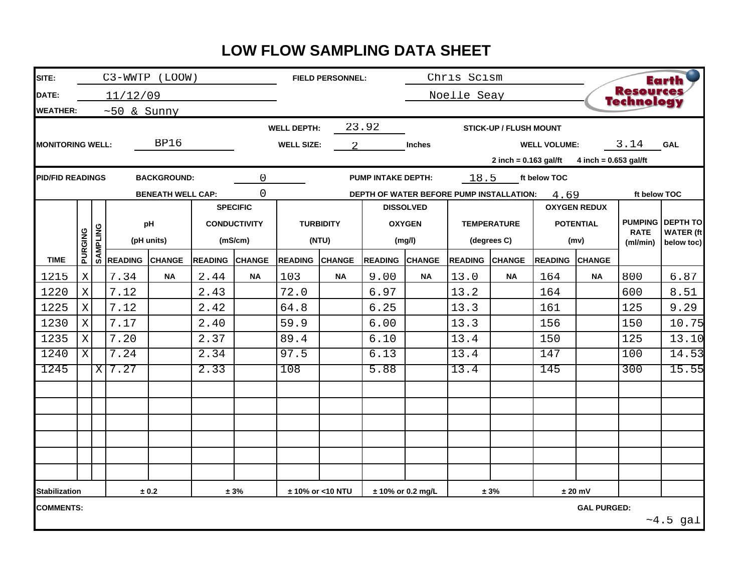# LOW FLOW SAMPLING DATA SHEET

**SITE:** C3-WWTP (LOOW)
**DATE:** 11/12/09
**WEATHER:** ~50 & Sunny

**FIELD PERSONNEL:** Chris Scism, Noelle Seay

Earth Resources Technology

**MONITORING WELL:** BP16
**WELL DEPTH:** 23.92
**WELL SIZE:** 2 **Inches**
**STICK-UP / FLUSH MOUNT**
**WELL VOLUME:** 3.14 **GAL**
2 inch = 0.163 gal/ft 4 inch = 0.653 gal/ft

**PID/FID READINGS**
**BACKGROUND:** 0
**BENEATH WELL CAP:** 0
**PUMP INTAKE DEPTH:** 18.5 ft below TOC
**DEPTH OF WATER BEFORE PUMP INSTALLATION:** 4.69 ft below TOC

| TIME | PURGING | SAMPLING | pH (pH units) READING | pH CHANGE | SPECIFIC CONDUCTIVITY (mS/cm) READING | SPECIFIC CONDUCTIVITY CHANGE | TURBIDITY (NTU) READING | TURBIDITY CHANGE | DISSOLVED OXYGEN (mg/l) READING | DISSOLVED OXYGEN CHANGE | TEMPERATURE (degrees C) READING | TEMPERATURE CHANGE | OXYGEN REDUX POTENTIAL (mv) READING | OXYGEN REDUX POTENTIAL CHANGE | PUMPING RATE (ml/min) | DEPTH TO WATER (ft below toc) |
|---|---|---|---|---|---|---|---|---|---|---|---|---|---|---|---|---|
| 1215 | X | | 7.34 | NA | 2.44 | NA | 103 | NA | 9.00 | NA | 13.0 | NA | 164 | NA | 800 | 6.87 |
| 1220 | X | | 7.12 | | 2.43 | | 72.0 | | 6.97 | | 13.2 | | 164 | | 600 | 8.51 |
| 1225 | X | | 7.12 | | 2.42 | | 64.8 | | 6.25 | | 13.3 | | 161 | | 125 | 9.29 |
| 1230 | X | | 7.17 | | 2.40 | | 59.9 | | 6.00 | | 13.3 | | 156 | | 150 | 10.75 |
| 1235 | X | | 7.20 | | 2.37 | | 89.4 | | 6.10 | | 13.4 | | 150 | | 125 | 13.10 |
| 1240 | X | | 7.24 | | 2.34 | | 97.5 | | 6.13 | | 13.4 | | 147 | | 100 | 14.53 |
| 1245 | | X | 7.27 | | 2.33 | | 108 | | 5.88 | | 13.4 | | 145 | | 300 | 15.55 |
| | | | | | | | | | | | | | | | | |
| | | | | | | | | | | | | | | | | |
| | | | | | | | | | | | | | | | | |
| | | | | | | | | | | | | | | | | |
| | | | | | | | | | | | | | | | | |
| | | | | | | | | | | | | | | | | |
| Stabilization | | | ± 0.2 | | ± 3% | | ± 10% or <10 NTU | | ± 10% or 0.2 mg/L | | ± 3% | | ± 20 mV | | | |

**COMMENTS:**

**GAL PURGED:** ~4.5 gal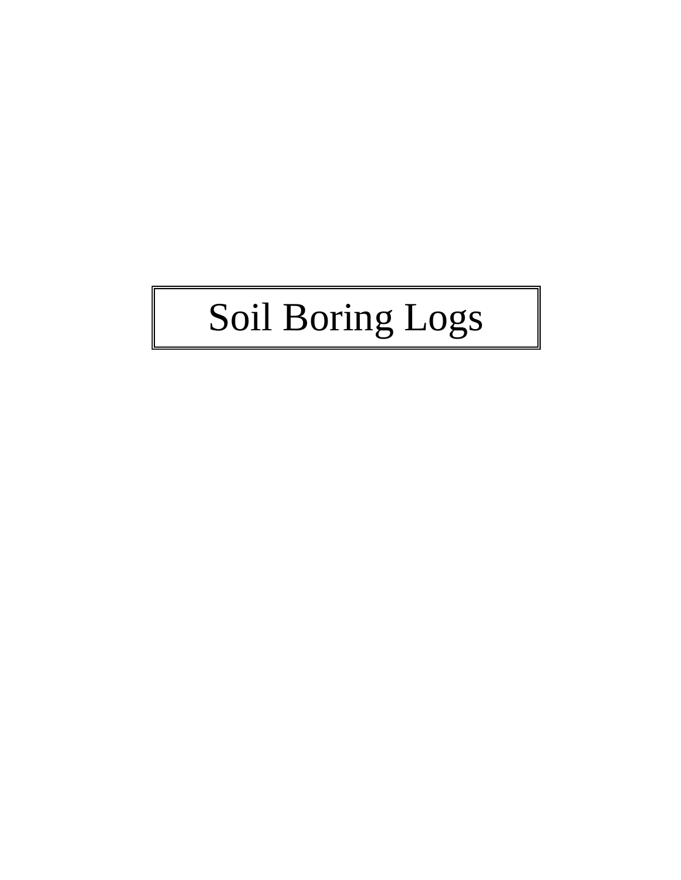# Soil Boring Logs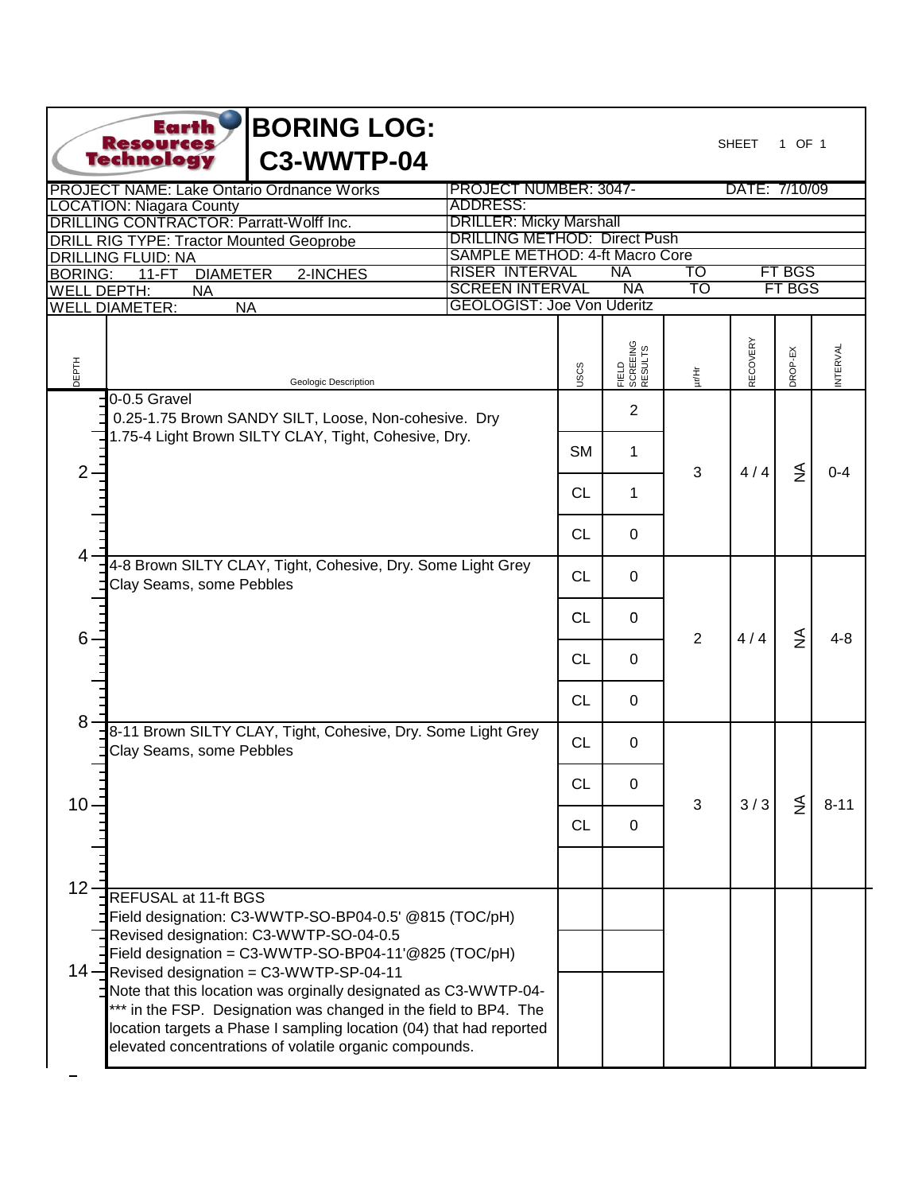# BORING LOG: C3-WWTP-04

Earth Resources Technology

SHEET 1 OF 1

| | |
|---|---|
| PROJECT NAME: Lake Ontario Ordnance Works | PROJECT NUMBER: 3047- DATE: 7/10/09 |
| LOCATION: Niagara County | ADDRESS: |
| DRILLING CONTRACTOR: Parratt-Wolff Inc. | DRILLER: Micky Marshall |
| DRILL RIG TYPE: Tractor Mounted Geoprobe | DRILLING METHOD: Direct Push |
| DRILLING FLUID: NA | SAMPLE METHOD: 4-ft Macro Core |
| BORING: 11-FT DIAMETER 2-INCHES | RISER INTERVAL NA TO FT BGS |
| WELL DEPTH: NA | SCREEN INTERVAL NA TO FT BGS |
| WELL DIAMETER: NA | GEOLOGIST: Joe Von Uderitz |

| DEPTH | Geologic Description | USCS | FIELD SCREEING RESULTS | µr/Hr | RECOVERY | DROP-EX | INTERVAL |
|---|---|---|---|---|---|---|---|
| 0 | 0-0.5 Gravel<br>0.25-1.75 Brown SANDY SILT, Loose, Non-cohesive. Dry<br>1.75-4 Light Brown SILTY CLAY, Tight, Cohesive, Dry. | | 2 | 3 | 4 / 4 | NA | 0-4 |
| | | SM | 1 | | | | |
| 2 | | CL | 1 | | | | |
| | | CL | 0 | | | | |
| 4 | 4-8 Brown SILTY CLAY, Tight, Cohesive, Dry. Some Light Grey Clay Seams, some Pebbles | CL | 0 | 2 | 4 / 4 | NA | 4-8 |
| | | CL | 0 | | | | |
| 6 | | CL | 0 | | | | |
| | | CL | 0 | | | | |
| 8 | 8-11 Brown SILTY CLAY, Tight, Cohesive, Dry. Some Light Grey Clay Seams, some Pebbles | CL | 0 | 3 | 3 / 3 | NA | 8-11 |
| | | CL | 0 | | | | |
| 10 | | CL | 0 | | | | |
| | | | | | | | |
| 12 | REFUSAL at 11-ft BGS<br>Field designation: C3-WWTP-SO-BP04-0.5' @815 (TOC/pH)<br>Revised designation: C3-WWTP-SO-04-0.5<br>Field designation = C3-WWTP-SO-BP04-11'@825 (TOC/pH) | | | | | | |
| 14 | Revised designation = C3-WWTP-SP-04-11<br>Note that this location was orginally designated as C3-WWTP-04-*** in the FSP. Designation was changed in the field to BP4. The location targets a Phase I sampling location (04) that had reported elevated concentrations of volatile organic compounds. | | | | | | |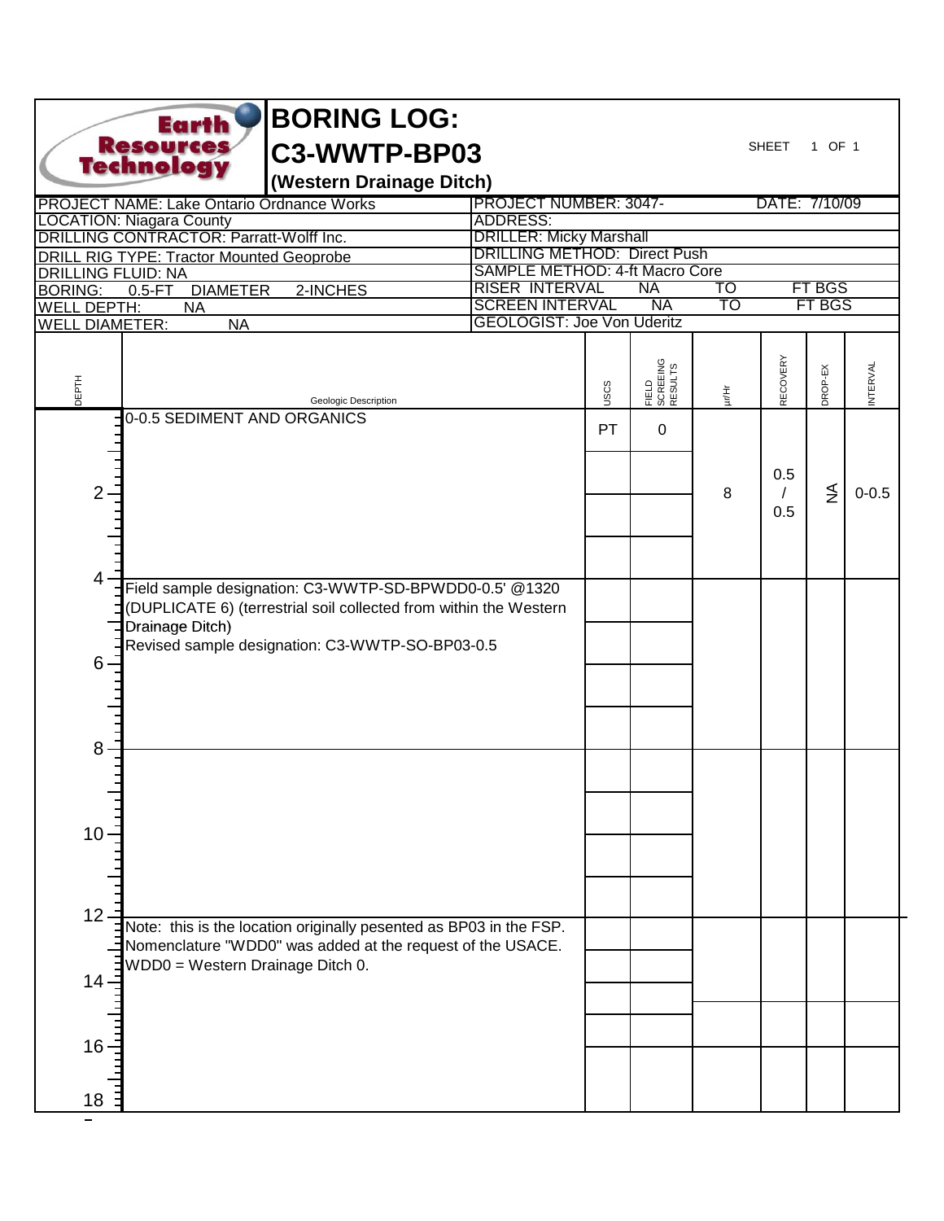# BORING LOG: C3-WWTP-BP03

**(Western Drainage Ditch)**

Earth Resources Technology

SHEET 1 OF 1

| | |
|---|---|
| PROJECT NAME: Lake Ontario Ordnance Works | PROJECT NUMBER: 3047- DATE: 7/10/09 |
| LOCATION: Niagara County | ADDRESS: |
| DRILLING CONTRACTOR: Parratt-Wolff Inc. | DRILLER: Micky Marshall |
| DRILL RIG TYPE: Tractor Mounted Geoprobe | DRILLING METHOD: Direct Push |
| DRILLING FLUID: NA | SAMPLE METHOD: 4-ft Macro Core |
| BORING: 0.5-FT DIAMETER 2-INCHES | RISER INTERVAL NA TO FT BGS |
| WELL DEPTH: NA | SCREEN INTERVAL NA TO FT BGS |
| WELL DIAMETER: NA | GEOLOGIST: Joe Von Uderitz |

| DEPTH | Geologic Description | USCS | FIELD SCREEING RESULTS | µr/Hr | RECOVERY | DROP-EX | INTERVAL |
|---|---|---|---|---|---|---|---|
| 0–4 | 0-0.5 SEDIMENT AND ORGANICS | PT | 0 | 8 | 0.5 / 0.5 | NA | 0-0.5 |
| 4–8 | Field sample designation: C3-WWTP-SD-BPWDD0-0.5' @1320 (DUPLICATE 6) (terrestrial soil collected from within the Western Drainage Ditch)<br>Revised sample designation: C3-WWTP-SO-BP03-0.5 | | | | | | |
| 8–12 | | | | | | | |
| 12–18 | Note: this is the location originally pesented as BP03 in the FSP. Nomenclature "WDD0" was added at the request of the USACE.<br>WDD0 = Western Drainage Ditch 0. | | | | | | |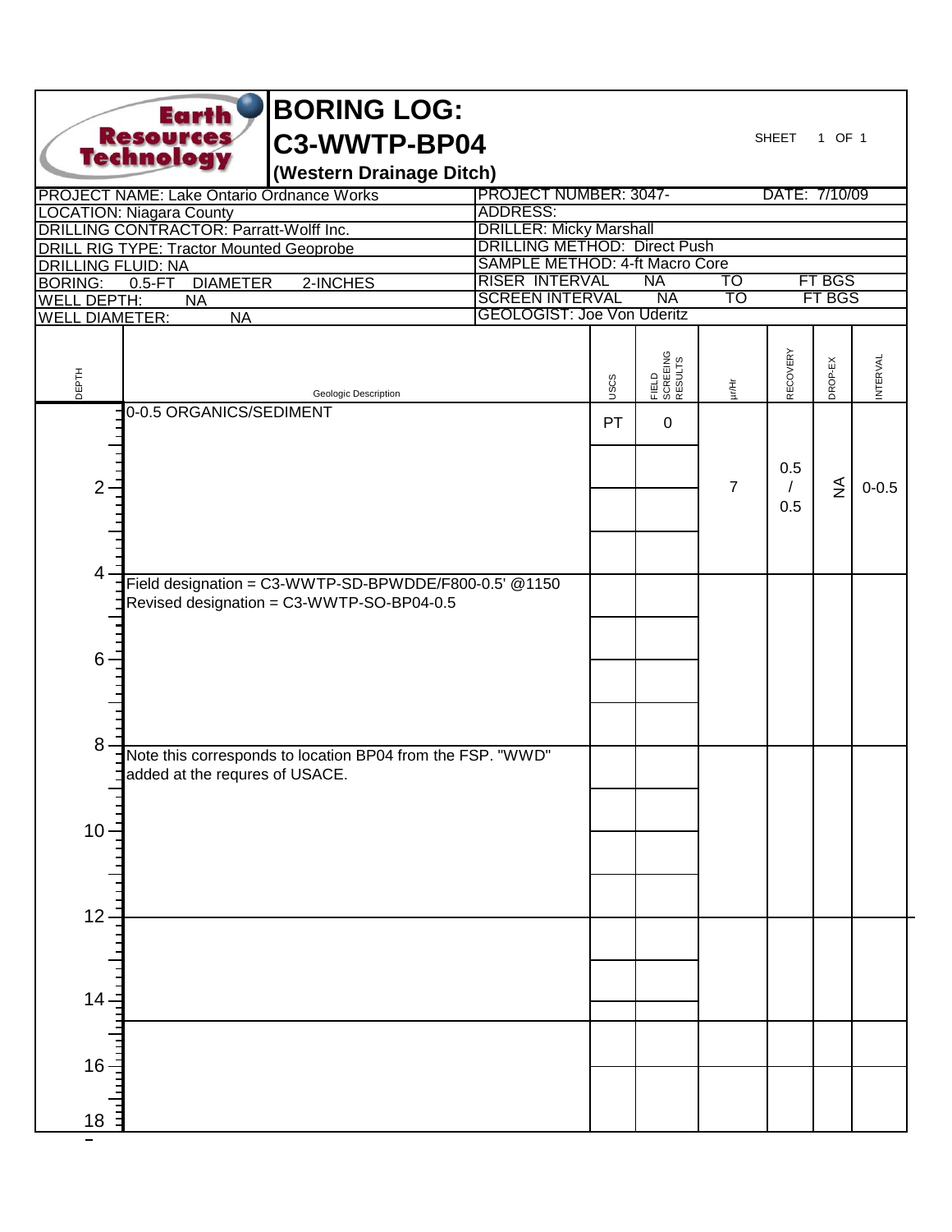# BORING LOG: C3-WWTP-BP04

**(Western Drainage Ditch)**

SHEET 1 OF 1

| | |
|---|---|
| PROJECT NAME: Lake Ontario Ordnance Works | PROJECT NUMBER: 3047- DATE: 7/10/09 |
| LOCATION: Niagara County | ADDRESS: |
| DRILLING CONTRACTOR: Parratt-Wolff Inc. | DRILLER: Micky Marshall |
| DRILL RIG TYPE: Tractor Mounted Geoprobe | DRILLING METHOD: Direct Push |
| DRILLING FLUID: NA | SAMPLE METHOD: 4-ft Macro Core |
| BORING: 0.5-FT DIAMETER 2-INCHES | RISER INTERVAL NA TO FT BGS |
| WELL DEPTH: NA | SCREEN INTERVAL NA TO FT BGS |
| WELL DIAMETER: NA | GEOLOGIST: Joe Von Uderitz |

| DEPTH | Geologic Description | USCS | FIELD SCREEING RESULTS | µr/Hr | RECOVERY | DROP-EX | INTERVAL |
|---|---|---|---|---|---|---|---|
| 0–4 | 0-0.5 ORGANICS/SEDIMENT | PT | 0 | 7 | 0.5 / 0.5 | NA | 0-0.5 |
| 4–8 | Field designation = C3-WWTP-SD-BPWDDE/F800-0.5' @1150<br>Revised designation = C3-WWTP-SO-BP04-0.5 | | | | | | |
| 8–12 | Note this corresponds to location BP04 from the FSP. "WWD" added at the requres of USACE. | | | | | | |
| 12–18 | | | | | | | |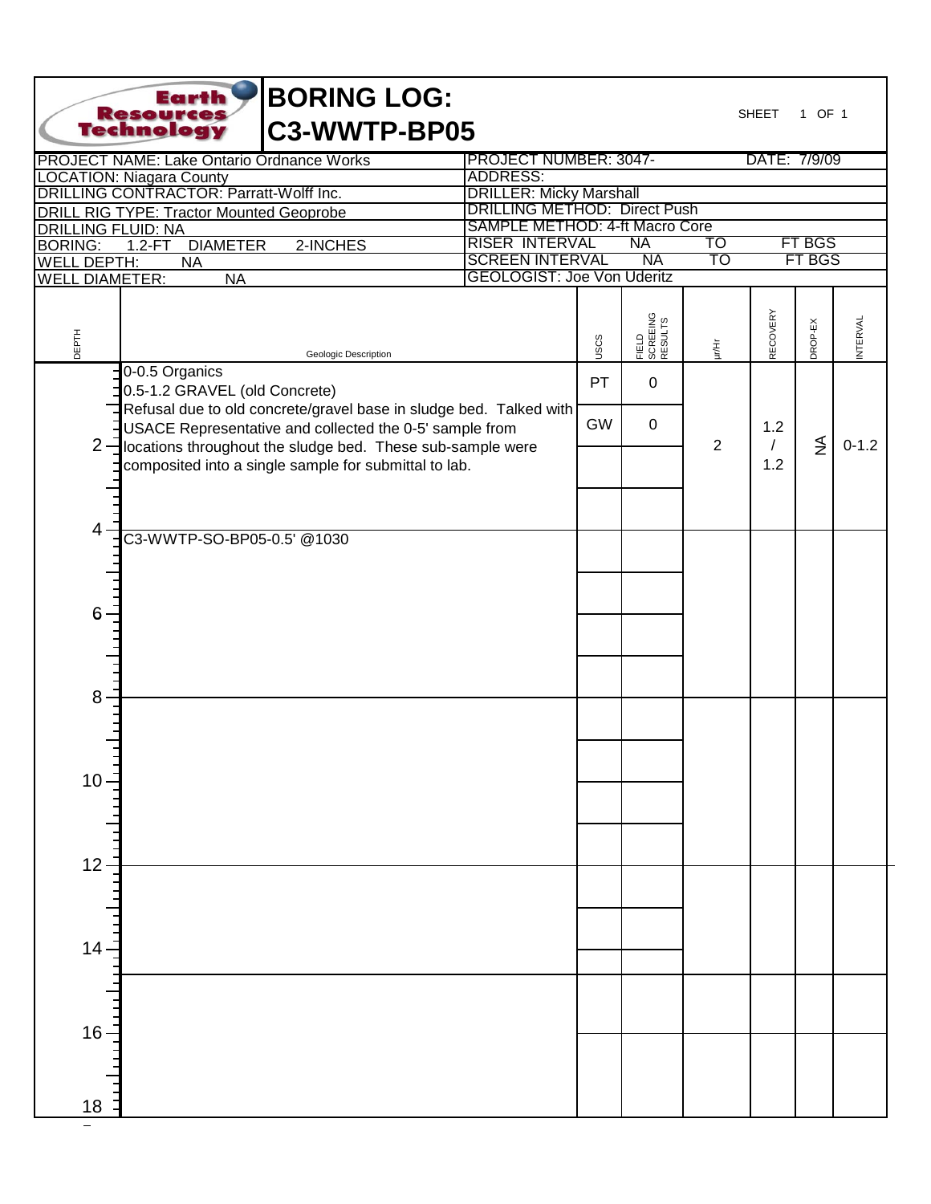# BORING LOG: C3-WWTP-BP05

Earth Resources Technology

SHEET 1 OF 1

| | |
|---|---|
| PROJECT NAME: Lake Ontario Ordnance Works | PROJECT NUMBER: 3047- DATE: 7/9/09 |
| LOCATION: Niagara County | ADDRESS: |
| DRILLING CONTRACTOR: Parratt-Wolff Inc. | DRILLER: Micky Marshall |
| DRILL RIG TYPE: Tractor Mounted Geoprobe | DRILLING METHOD: Direct Push |
| DRILLING FLUID: NA | SAMPLE METHOD: 4-ft Macro Core |
| BORING: 1.2-FT DIAMETER 2-INCHES | RISER INTERVAL NA TO FT BGS |
| WELL DEPTH: NA | SCREEN INTERVAL NA TO FT BGS |
| WELL DIAMETER: NA | GEOLOGIST: Joe Von Uderitz |

| DEPTH | Geologic Description | USCS | FIELD SCREEING RESULTS | µr/Hr | RECOVERY | DROP-EX | INTERVAL |
|---|---|---|---|---|---|---|---|
| 0–2 | 0-0.5 Organics | PT | 0 | | | | |
| | 0.5-1.2 GRAVEL (old Concrete)<br>Refusal due to old concrete/gravel base in sludge bed. Talked with USACE Representative and collected the 0-5' sample from locations throughout the sludge bed. These sub-sample were composited into a single sample for submittal to lab. | GW | 0 | 2 | 1.2 / 1.2 | NA | 0-1.2 |
| 4 | C3-WWTP-SO-BP05-0.5' @1030 | | | | | | |
| 6 | | | | | | | |
| 8 | | | | | | | |
| 10 | | | | | | | |
| 12 | | | | | | | |
| 14 | | | | | | | |
| 16 | | | | | | | |
| 18 | | | | | | | |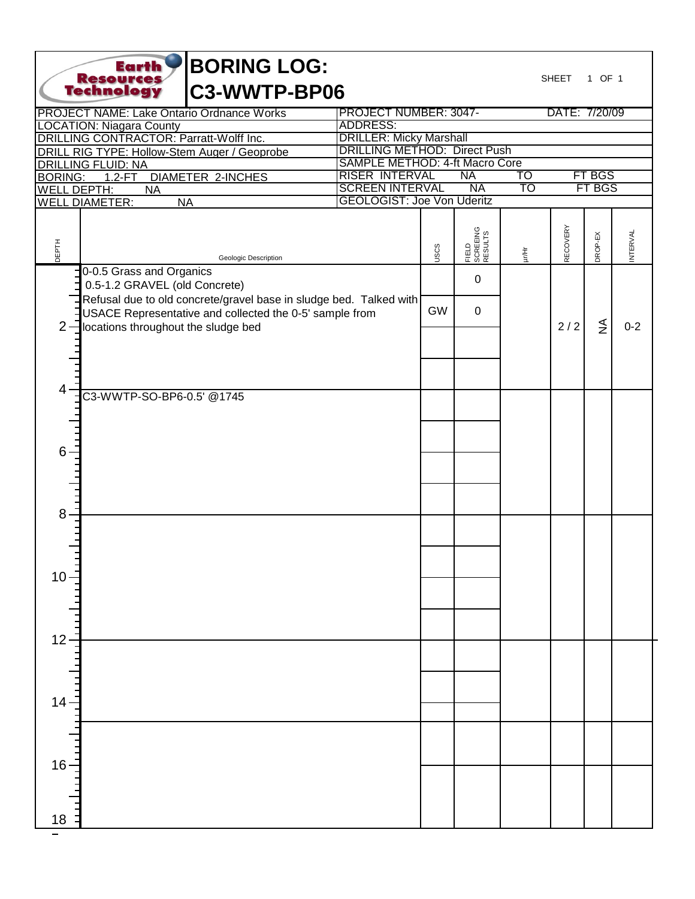# BORING LOG: C3-WWTP-BP06

Earth Resources Technology

SHEET 1 OF 1

| | |
|---|---|
| PROJECT NAME: Lake Ontario Ordnance Works | PROJECT NUMBER: 3047- DATE: 7/20/09 |
| LOCATION: Niagara County | ADDRESS: |
| DRILLING CONTRACTOR: Parratt-Wolff Inc. | DRILLER: Micky Marshall |
| DRILL RIG TYPE: Hollow-Stem Auger / Geoprobe | DRILLING METHOD: Direct Push |
| DRILLING FLUID: NA | SAMPLE METHOD: 4-ft Macro Core |
| BORING: 1.2-FT DIAMETER 2-INCHES | RISER INTERVAL NA TO FT BGS |
| WELL DEPTH: NA | SCREEN INTERVAL NA TO FT BGS |
| WELL DIAMETER: NA | GEOLOGIST: Joe Von Uderitz |

| DEPTH | Geologic Description | USCS | FIELD SCREEING RESULTS | µr/Hr | RECOVERY | DROP-EX | INTERVAL |
|---|---|---|---|---|---|---|---|
| 0-2 | 0-0.5 Grass and Organics<br>0.5-1.2 GRAVEL (old Concrete)<br>Refusal due to old concrete/gravel base in sludge bed. Talked with USACE Representative and collected the 0-5' sample from locations throughout the sludge bed | GW | 0<br>0 | | 2 / 2 | NA | 0-2 |
| 4 | C3-WWTP-SO-BP6-0.5' @1745 | | | | | | |
| 6 | | | | | | | |
| 8 | | | | | | | |
| 10 | | | | | | | |
| 12 | | | | | | | |
| 14 | | | | | | | |
| 16 | | | | | | | |
| 18 | | | | | | | |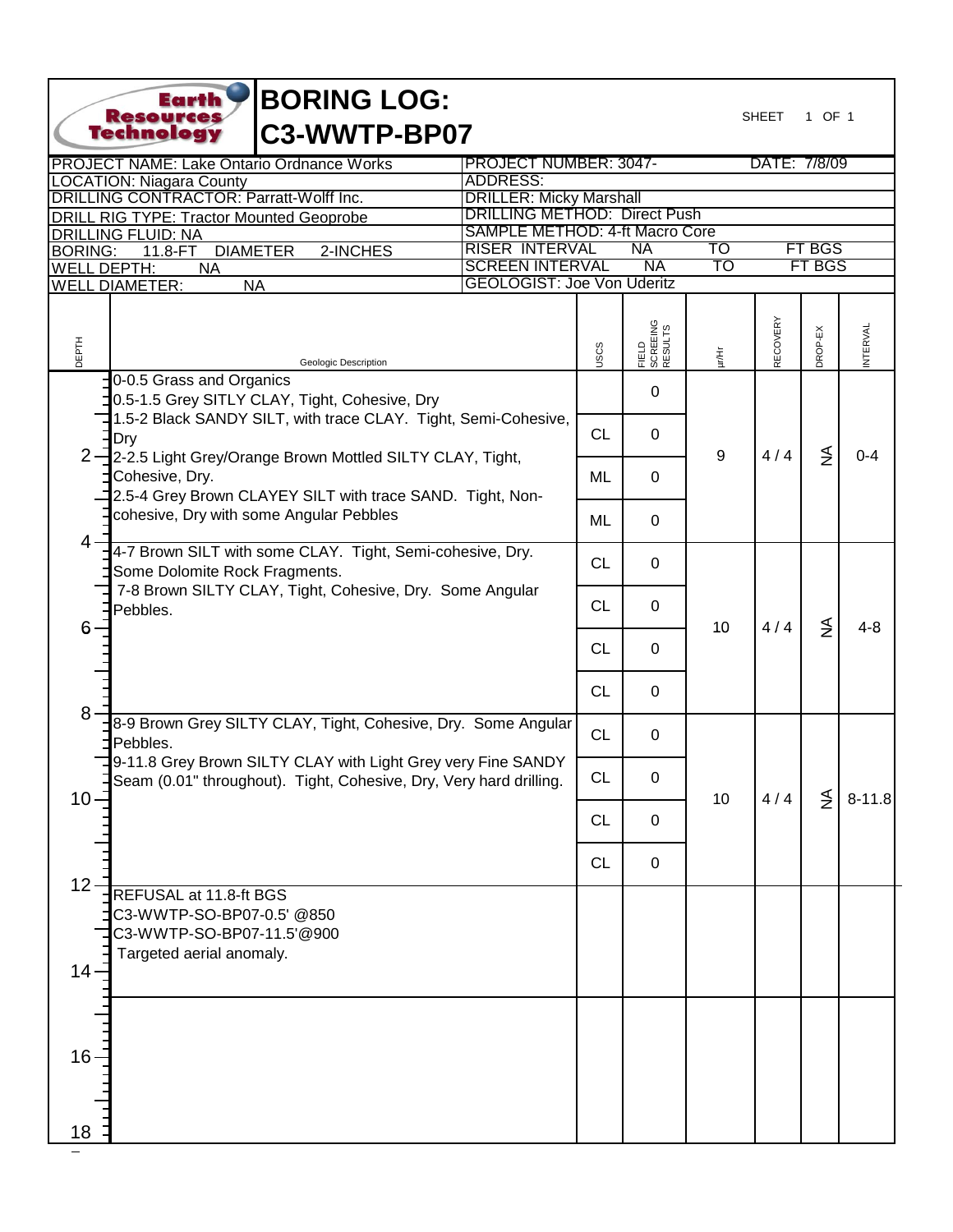# BORING LOG: C3-WWTP-BP07

Earth Resources Technology

SHEET 1 OF 1

| | |
|---|---|
| PROJECT NAME: Lake Ontario Ordnance Works | PROJECT NUMBER: 3047- DATE: 7/8/09 |
| LOCATION: Niagara County | ADDRESS: |
| DRILLING CONTRACTOR: Parratt-Wolff Inc. | DRILLER: Micky Marshall |
| DRILL RIG TYPE: Tractor Mounted Geoprobe | DRILLING METHOD: Direct Push |
| DRILLING FLUID: NA | SAMPLE METHOD: 4-ft Macro Core |
| BORING: 11.8-FT DIAMETER 2-INCHES | RISER INTERVAL NA TO FT BGS |
| WELL DEPTH: NA | SCREEN INTERVAL NA TO FT BGS |
| WELL DIAMETER: NA | GEOLOGIST: Joe Von Uderitz |

| DEPTH | Geologic Description | USCS | FIELD SCREEING RESULTS | µr/Hr | RECOVERY | DROP-EX | INTERVAL |
|---|---|---|---|---|---|---|---|
| 0–2 | 0-0.5 Grass and Organics<br>0.5-1.5 Grey SITLY CLAY, Tight, Cohesive, Dry<br>1.5-2 Black SANDY SILT, with trace CLAY. Tight, Semi-Cohesive, Dry | <br>CL | 0<br>0 | 9 | 4 / 4 | NA | 0-4 |
| 2–4 | 2-2.5 Light Grey/Orange Brown Mottled SILTY CLAY, Tight, Cohesive, Dry.<br>2.5-4 Grey Brown CLAYEY SILT with trace SAND. Tight, Non-cohesive, Dry with some Angular Pebbles | ML<br>ML | 0<br>0 | | | | |
| 4–8 | 4-7 Brown SILT with some CLAY. Tight, Semi-cohesive, Dry. Some Dolomite Rock Fragments.<br>7-8 Brown SILTY CLAY, Tight, Cohesive, Dry. Some Angular Pebbles. | CL<br>CL<br>CL<br>CL | 0<br>0<br>0<br>0 | 10 | 4 / 4 | NA | 4-8 |
| 8–12 | 8-9 Brown Grey SILTY CLAY, Tight, Cohesive, Dry. Some Angular Pebbles.<br>9-11.8 Grey Brown SILTY CLAY with Light Grey very Fine SANDY Seam (0.01" throughout). Tight, Cohesive, Dry, Very hard drilling. | CL<br>CL<br>CL<br>CL | 0<br>0<br>0<br>0 | 10 | 4 / 4 | NA | 8-11.8 |
| 12–14 | REFUSAL at 11.8-ft BGS<br>C3-WWTP-SO-BP07-0.5' @850<br>C3-WWTP-SO-BP07-11.5'@900<br>Targeted aerial anomaly. | | | | | | |
| 14–18 | | | | | | | |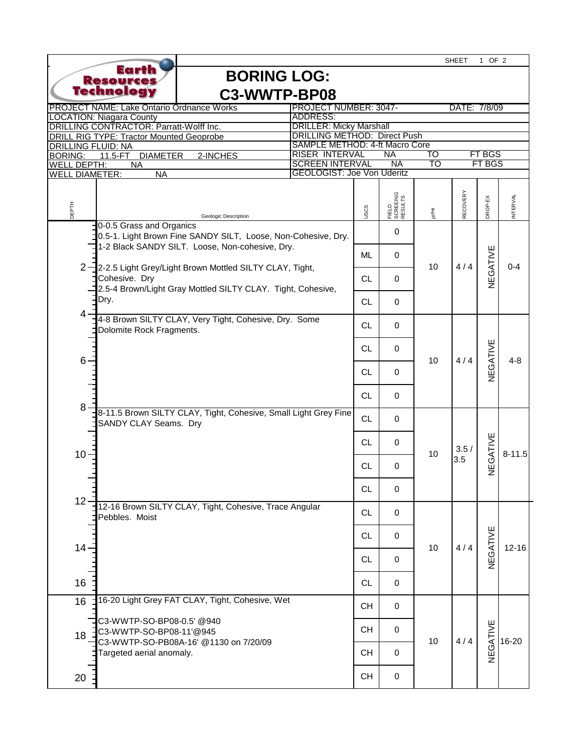SHEET 1 OF 2

Earth Resources Technology

# BORING LOG: C3-WWTP-BP08

| | |
|---|---|
| PROJECT NAME: Lake Ontario Ordnance Works | PROJECT NUMBER: 3047- DATE: 7/8/09 |
| LOCATION: Niagara County | ADDRESS: |
| DRILLING CONTRACTOR: Parratt-Wolff Inc. | DRILLER: Micky Marshall |
| DRILL RIG TYPE: Tractor Mounted Geoprobe | DRILLING METHOD: Direct Push |
| DRILLING FLUID: NA | SAMPLE METHOD: 4-ft Macro Core |
| BORING: 11.5-FT DIAMETER 2-INCHES | RISER INTERVAL NA TO FT BGS |
| WELL DEPTH: NA | SCREEN INTERVAL NA TO FT BGS |
| WELL DIAMETER: NA | GEOLOGIST: Joe Von Uderitz |

| DEPTH | Geologic Description | USCS | FIELD SCREEING RESULTS | µr/Hr | RECOVERY | DROP-EX | INTERVAL |
|---|---|---|---|---|---|---|---|
| | 0-0.5 Grass and Organics<br>0.5-1. Light Brown Fine SANDY SILT, Loose, Non-Cohesive, Dry. | | 0 | 10 | 4 / 4 | NEGATIVE | 0-4 |
| | 1-2 Black SANDY SILT. Loose, Non-cohesive, Dry. | ML | 0 | | | | |
| 2 | 2-2.5 Light Grey/Light Brown Mottled SILTY CLAY, Tight, Cohesive. Dry | CL | 0 | | | | |
| | 2.5-4 Brown/Light Gray Mottled SILTY CLAY. Tight, Cohesive, Dry. | CL | 0 | | | | |
| 4 | 4-8 Brown SILTY CLAY, Very Tight, Cohesive, Dry. Some Dolomite Rock Fragments. | CL | 0 | 10 | 4 / 4 | NEGATIVE | 4-8 |
| | | CL | 0 | | | | |
| 6 | | CL | 0 | | | | |
| | | CL | 0 | | | | |
| 8 | 8-11.5 Brown SILTY CLAY, Tight, Cohesive, Small Light Grey Fine SANDY CLAY Seams. Dry | CL | 0 | 10 | 3.5 / 3.5 | NEGATIVE | 8-11.5 |
| | | CL | 0 | | | | |
| 10 | | CL | 0 | | | | |
| | | CL | 0 | | | | |
| 12 | 12-16 Brown SILTY CLAY, Tight, Cohesive, Trace Angular Pebbles. Moist | CL | 0 | 10 | 4 / 4 | NEGATIVE | 12-16 |
| | | CL | 0 | | | | |
| 14 | | CL | 0 | | | | |
| 16 | | CL | 0 | | | | |
| 16 | 16-20 Light Grey FAT CLAY, Tight, Cohesive, Wet | CH | 0 | 10 | 4 / 4 | NEGATIVE | 16-20 |
| 18 | C3-WWTP-SO-BP08-0.5' @940<br>C3-WWTP-SO-BP08-11'@945<br>C3-WWTP-SO-PB08A-16' @1130 on 7/20/09<br>Targeted aerial anomaly. | CH | 0 | | | | |
| | | CH | 0 | | | | |
| 20 | | CH | 0 | | | | |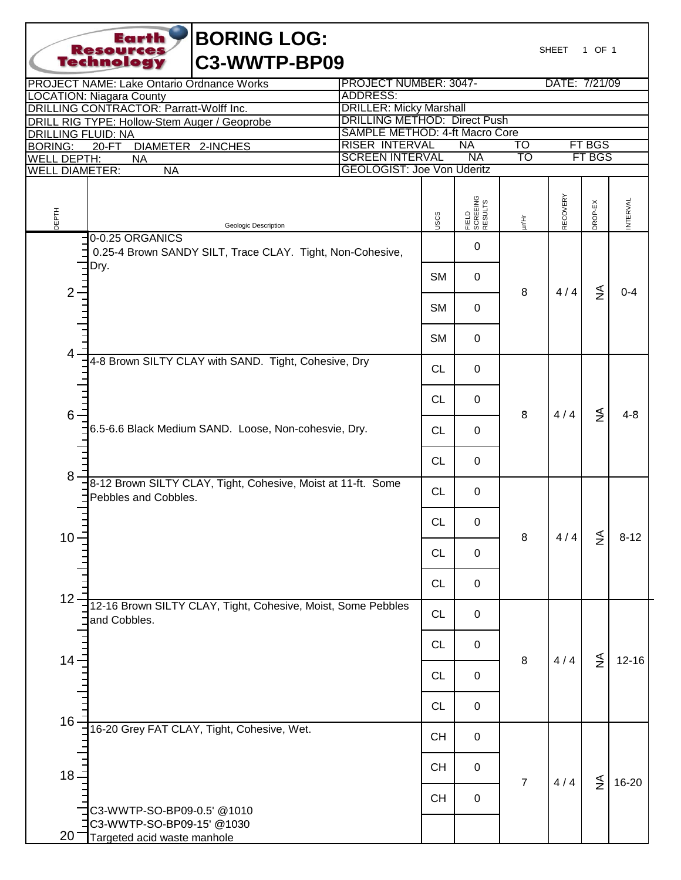Earth Resources Technology

# BORING LOG: C3-WWTP-BP09

SHEET 1 OF 1

| | |
|---|---|
| PROJECT NAME: Lake Ontario Ordnance Works | PROJECT NUMBER: 3047- DATE: 7/21/09 |
| LOCATION: Niagara County | ADDRESS: |
| DRILLING CONTRACTOR: Parratt-Wolff Inc. | DRILLER: Micky Marshall |
| DRILL RIG TYPE: Hollow-Stem Auger / Geoprobe | DRILLING METHOD: Direct Push |
| DRILLING FLUID: NA | SAMPLE METHOD: 4-ft Macro Core |
| BORING: 20-FT DIAMETER 2-INCHES | RISER INTERVAL NA TO FT BGS |
| WELL DEPTH: NA | SCREEN INTERVAL NA TO FT BGS |
| WELL DIAMETER: NA | GEOLOGIST: Joe Von Uderitz |

| DEPTH | Geologic Description | USCS | FIELD SCREEING RESULTS | µr/Hr | RECOVERY | DROP-EX | INTERVAL |
|---|---|---|---|---|---|---|---|
| 0 | 0-0.25 ORGANICS<br>0.25-4 Brown SANDY SILT, Trace CLAY. Tight, Non-Cohesive, Dry. | | 0 | 8 | 4 / 4 | NA | 0-4 |
| | | SM | 0 | | | | |
| 2 | | SM | 0 | | | | |
| | | SM | 0 | | | | |
| 4 | 4-8 Brown SILTY CLAY with SAND. Tight, Cohesive, Dry | CL | 0 | 8 | 4 / 4 | NA | 4-8 |
| | | CL | 0 | | | | |
| 6 | 6.5-6.6 Black Medium SAND. Loose, Non-cohesvie, Dry. | CL | 0 | | | | |
| | | CL | 0 | | | | |
| 8 | 8-12 Brown SILTY CLAY, Tight, Cohesive, Moist at 11-ft. Some Pebbles and Cobbles. | CL | 0 | 8 | 4 / 4 | NA | 8-12 |
| | | CL | 0 | | | | |
| 10 | | CL | 0 | | | | |
| | | CL | 0 | | | | |
| 12 | 12-16 Brown SILTY CLAY, Tight, Cohesive, Moist, Some Pebbles and Cobbles. | CL | 0 | 8 | 4 / 4 | NA | 12-16 |
| | | CL | 0 | | | | |
| 14 | | CL | 0 | | | | |
| | | CL | 0 | | | | |
| 16 | 16-20 Grey FAT CLAY, Tight, Cohesive, Wet. | CH | 0 | 7 | 4 / 4 | NA | 16-20 |
| 18 | | CH | 0 | | | | |
| | C3-WWTP-SO-BP09-0.5' @1010 | CH | 0 | | | | |
| 20 | C3-WWTP-SO-BP09-15' @1030<br>Targeted acid waste manhole | | | | | | |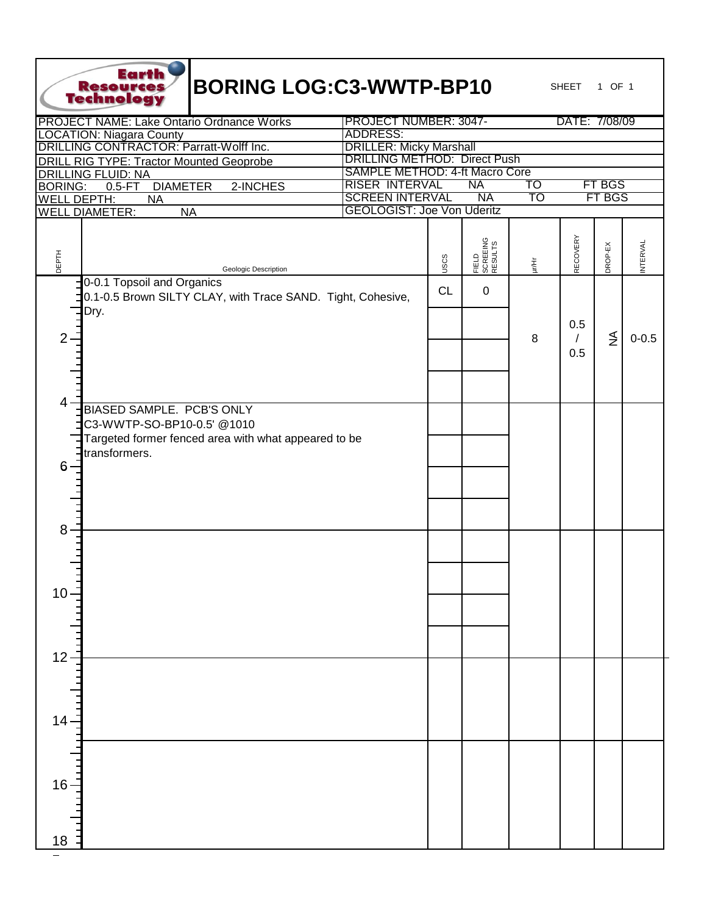# BORING LOG:C3-WWTP-BP10

SHEET 1 OF 1

| | |
|---|---|
| PROJECT NAME: Lake Ontario Ordnance Works | PROJECT NUMBER: 3047- DATE: 7/08/09 |
| LOCATION: Niagara County | ADDRESS: |
| DRILLING CONTRACTOR: Parratt-Wolff Inc. | DRILLER: Micky Marshall |
| DRILL RIG TYPE: Tractor Mounted Geoprobe | DRILLING METHOD: Direct Push |
| DRILLING FLUID: NA | SAMPLE METHOD: 4-ft Macro Core |
| BORING: 0.5-FT DIAMETER 2-INCHES | RISER INTERVAL NA TO FT BGS |
| WELL DEPTH: NA | SCREEN INTERVAL NA TO FT BGS |
| WELL DIAMETER: NA | GEOLOGIST: Joe Von Uderitz |

| DEPTH | Geologic Description | USCS | FIELD SCREEING RESULTS | µr/Hr | RECOVERY | DROP-EX | INTERVAL |
|---|---|---|---|---|---|---|---|
| 0–4 | 0-0.1 Topsoil and Organics<br>0.1-0.5 Brown SILTY CLAY, with Trace SAND. Tight, Cohesive, Dry. | CL | 0 | 8 | 0.5 / 0.5 | NA | 0-0.5 |
| 4–8 | BIASED SAMPLE. PCB'S ONLY<br>C3-WWTP-SO-BP10-0.5' @1010<br>Targeted former fenced area with what appeared to be transformers. | | | | | | |
| 8–12 | | | | | | | |
| 12–14 | | | | | | | |
| 14–18 | | | | | | | |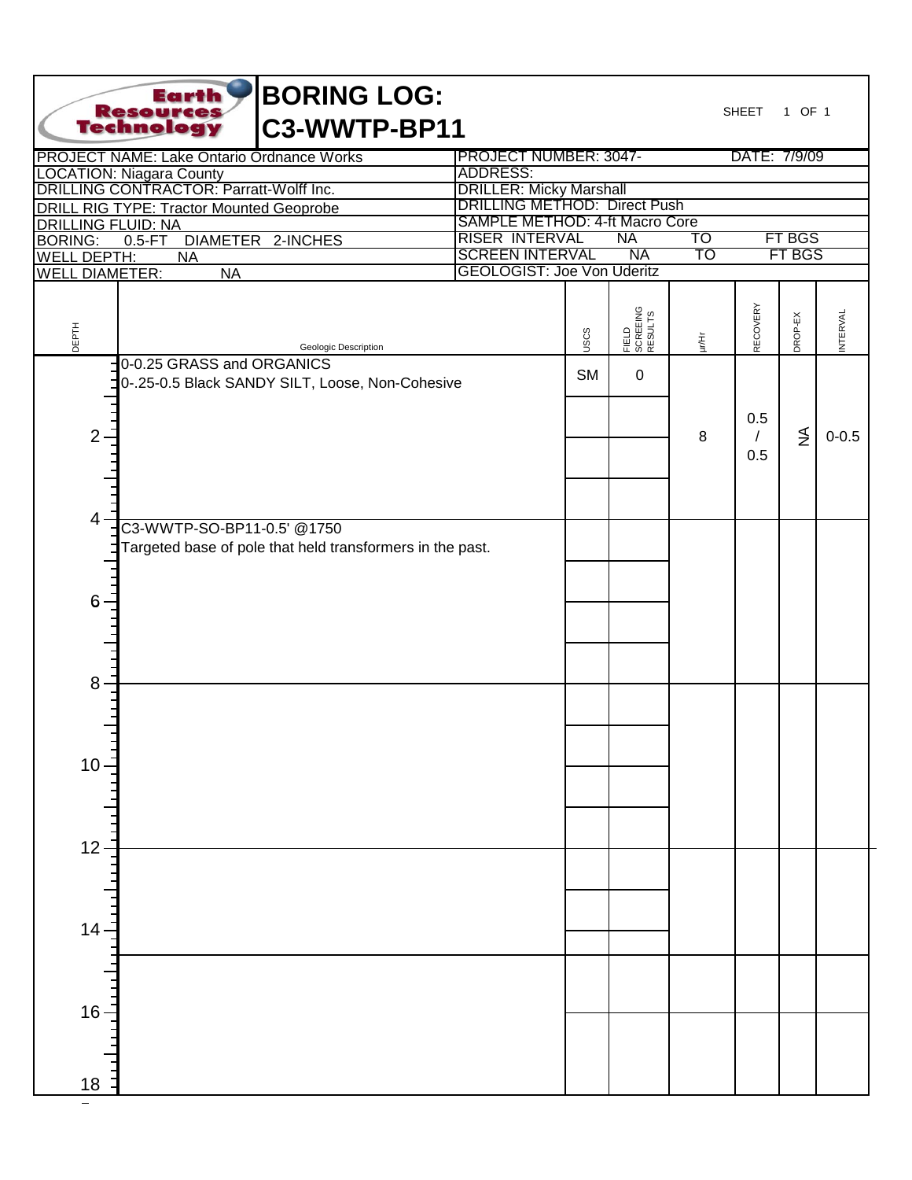Earth Resources Technology

# BORING LOG: C3-WWTP-BP11

SHEET 1 OF 1

| | | | |
|---|---|---|---|
| PROJECT NAME: Lake Ontario Ordnance Works | PROJECT NUMBER: 3047- | | DATE: 7/9/09 |
| LOCATION: Niagara County | ADDRESS: | | |
| DRILLING CONTRACTOR: Parratt-Wolff Inc. | DRILLER: Micky Marshall | | |
| DRILL RIG TYPE: Tractor Mounted Geoprobe | DRILLING METHOD: Direct Push | | |
| DRILLING FLUID: NA | SAMPLE METHOD: 4-ft Macro Core | | |
| BORING: 0.5-FT DIAMETER 2-INCHES | RISER INTERVAL NA | TO | FT BGS |
| WELL DEPTH: NA | SCREEN INTERVAL NA | TO | FT BGS |
| WELL DIAMETER: NA | GEOLOGIST: Joe Von Uderitz | | |

| DEPTH | Geologic Description | USCS | FIELD SCREEING RESULTS | µr/Hr | RECOVERY | DROP-EX | INTERVAL |
|---|---|---|---|---|---|---|---|
| 0–4 | 0-0.25 GRASS and ORGANICS<br>0-.25-0.5 Black SANDY SILT, Loose, Non-Cohesive | SM | 0 | 8 | 0.5 / 0.5 | NA | 0-0.5 |
| 4–8 | C3-WWTP-SO-BP11-0.5' @1750<br>Targeted base of pole that held transformers in the past. | | | | | | |
| 8–12 | | | | | | | |
| 12–14.5 | | | | | | | |
| 14.5–18 | | | | | | | |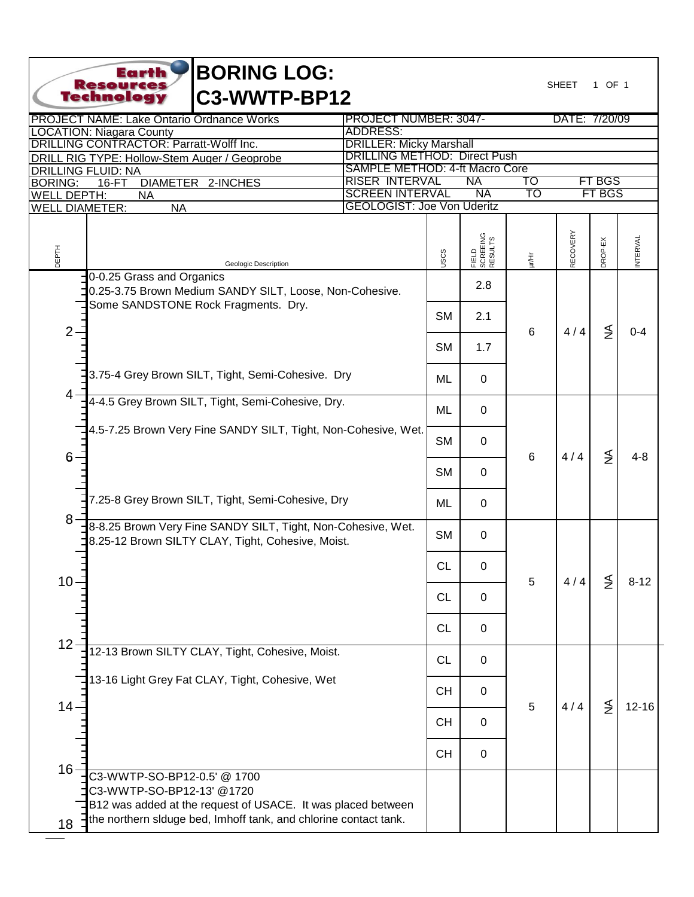# BORING LOG: C3-WWTP-BP12

Earth Resources Technology

SHEET 1 OF 1

| | |
|---|---|
| PROJECT NAME: Lake Ontario Ordnance Works | PROJECT NUMBER: 3047- DATE: 7/20/09 |
| LOCATION: Niagara County | ADDRESS: |
| DRILLING CONTRACTOR: Parratt-Wolff Inc. | DRILLER: Micky Marshall |
| DRILL RIG TYPE: Hollow-Stem Auger / Geoprobe | DRILLING METHOD: Direct Push |
| DRILLING FLUID: NA | SAMPLE METHOD: 4-ft Macro Core |
| BORING: 16-FT DIAMETER 2-INCHES | RISER INTERVAL NA TO FT BGS |
| WELL DEPTH: NA | SCREEN INTERVAL NA TO FT BGS |
| WELL DIAMETER: NA | GEOLOGIST: Joe Von Uderitz |

| DEPTH | Geologic Description | USCS | FIELD SCREEING RESULTS | µr/Hr | RECOVERY | DROP-EX | INTERVAL |
|---|---|---|---|---|---|---|---|
| 0 | 0-0.25 Grass and Organics<br>0.25-3.75 Brown Medium SANDY SILT, Loose, Non-Cohesive. Some SANDSTONE Rock Fragments. Dry. | | 2.8 | 6 | 4 / 4 | NA | 0-4 |
| | | SM | 2.1 | | | | |
| 2 | | SM | 1.7 | | | | |
| | 3.75-4 Grey Brown SILT, Tight, Semi-Cohesive. Dry | ML | 0 | | | | |
| 4 | 4-4.5 Grey Brown SILT, Tight, Semi-Cohesive, Dry. | ML | 0 | 6 | 4 / 4 | NA | 4-8 |
| | 4.5-7.25 Brown Very Fine SANDY SILT, Tight, Non-Cohesive, Wet. | SM | 0 | | | | |
| 6 | | SM | 0 | | | | |
| | 7.25-8 Grey Brown SILT, Tight, Semi-Cohesive, Dry | ML | 0 | | | | |
| 8 | 8-8.25 Brown Very Fine SANDY SILT, Tight, Non-Cohesive, Wet.<br>8.25-12 Brown SILTY CLAY, Tight, Cohesive, Moist. | SM | 0 | 5 | 4 / 4 | NA | 8-12 |
| | | CL | 0 | | | | |
| 10 | | CL | 0 | | | | |
| | | CL | 0 | | | | |
| 12 | 12-13 Brown SILTY CLAY, Tight, Cohesive, Moist. | CL | 0 | 5 | 4 / 4 | NA | 12-16 |
| | 13-16 Light Grey Fat CLAY, Tight, Cohesive, Wet | CH | 0 | | | | |
| 14 | | CH | 0 | | | | |
| | | CH | 0 | | | | |
| 16 | C3-WWTP-SO-BP12-0.5' @ 1700<br>C3-WWTP-SO-BP12-13' @1720<br>B12 was added at the request of USACE. It was placed between the northern slduge bed, Imhoff tank, and chlorine contact tank. | | | | | | |
| 18 | | | | | | | |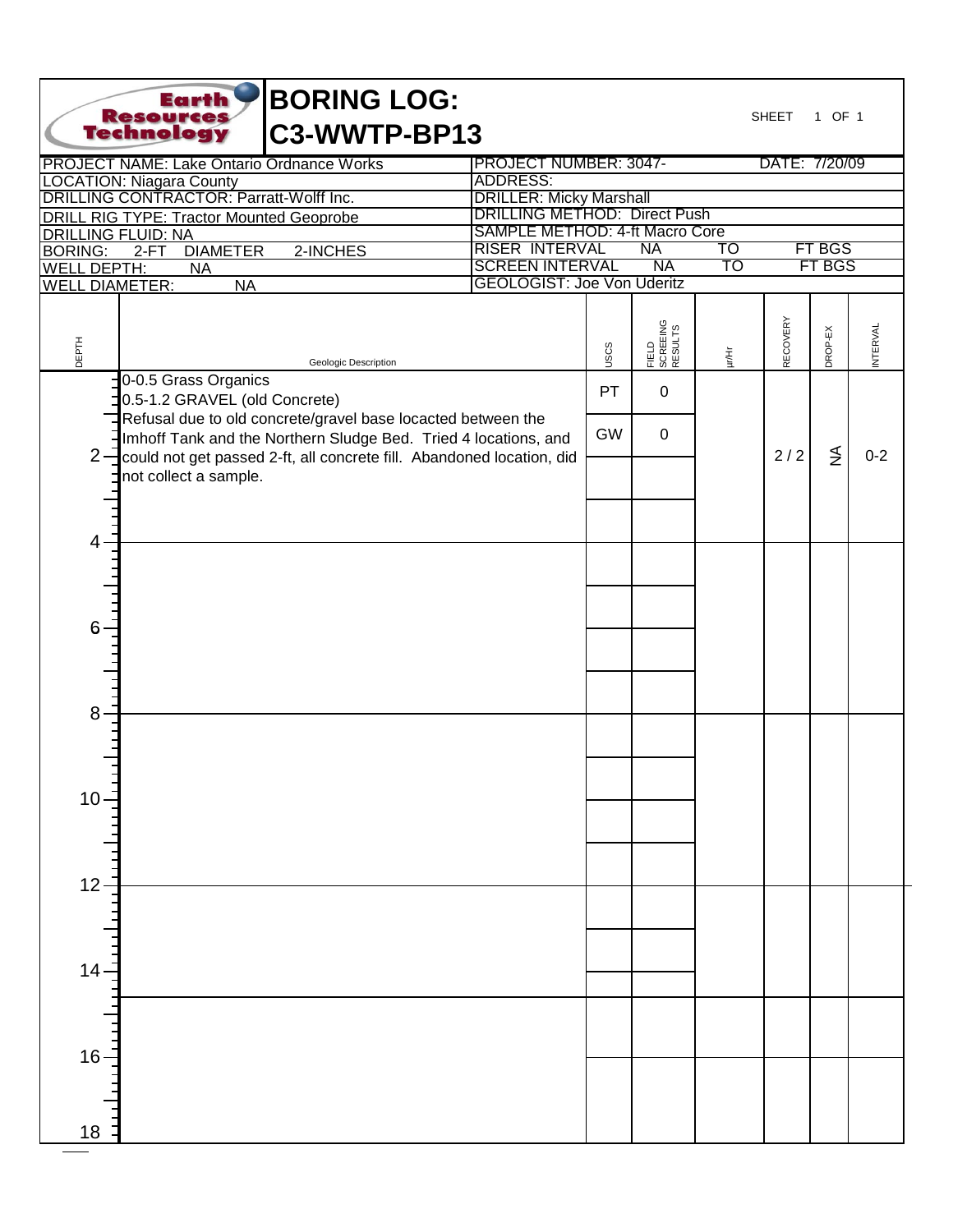# BORING LOG: C3-WWTP-BP13

Earth Resources Technology

SHEET 1 OF 1

| | |
|---|---|
| PROJECT NAME: Lake Ontario Ordnance Works | PROJECT NUMBER: 3047- DATE: 7/20/09 |
| LOCATION: Niagara County | ADDRESS: |
| DRILLING CONTRACTOR: Parratt-Wolff Inc. | DRILLER: Micky Marshall |
| DRILL RIG TYPE: Tractor Mounted Geoprobe | DRILLING METHOD: Direct Push |
| DRILLING FLUID: NA | SAMPLE METHOD: 4-ft Macro Core |
| BORING: 2-FT DIAMETER 2-INCHES | RISER INTERVAL NA TO FT BGS |
| WELL DEPTH: NA | SCREEN INTERVAL NA TO FT BGS |
| WELL DIAMETER: NA | GEOLOGIST: Joe Von Uderitz |

| DEPTH | Geologic Description | USCS | FIELD SCREENING RESULTS | µr/Hr | RECOVERY | DROP-EX | INTERVAL |
|---|---|---|---|---|---|---|---|
| 0 | 0-0.5 Grass Organics | PT | 0 | | | | |
| | 0.5-1.2 GRAVEL (old Concrete) | | | | | | |
| | Refusal due to old concrete/gravel base locacted between the Imhoff Tank and the Northern Sludge Bed. Tried 4 locations, and could not get passed 2-ft, all concrete fill. Abandoned location, did not collect a sample. | GW | 0 | | | | |
| 2 | | | | | 2 / 2 | NA | 0-2 |
| 4 | | | | | | | |
| 6 | | | | | | | |
| 8 | | | | | | | |
| 10 | | | | | | | |
| 12 | | | | | | | |
| 14 | | | | | | | |
| 16 | | | | | | | |
| 18 | | | | | | | |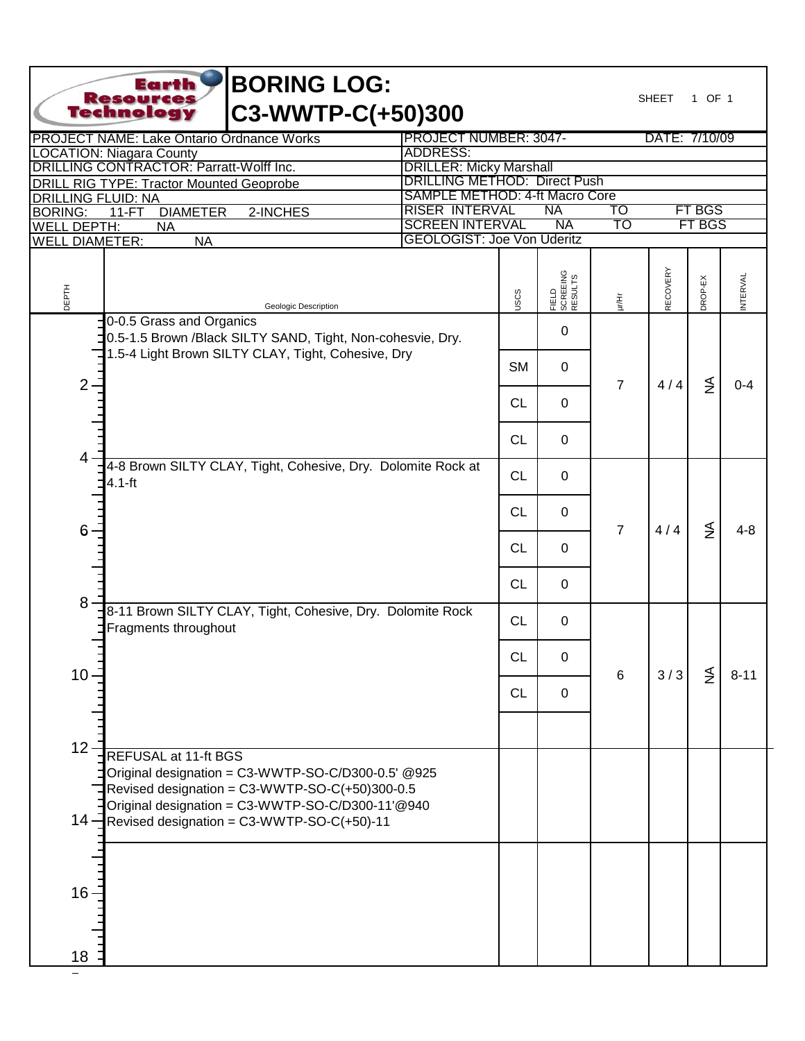# BORING LOG: C3-WWTP-C(+50)300

Earth Resources Technology

| | |
|---|---|
| PROJECT NAME: Lake Ontario Ordnance Works | PROJECT NUMBER: 3047- DATE: 7/10/09 |
| LOCATION: Niagara County | ADDRESS: |
| DRILLING CONTRACTOR: Parratt-Wolff Inc. | DRILLER: Micky Marshall |
| DRILL RIG TYPE: Tractor Mounted Geoprobe | DRILLING METHOD: Direct Push |
| DRILLING FLUID: NA | SAMPLE METHOD: 4-ft Macro Core |
| BORING: 11-FT DIAMETER 2-INCHES | RISER INTERVAL NA TO FT BGS |
| WELL DEPTH: NA | SCREEN INTERVAL NA TO FT BGS |
| WELL DIAMETER: NA | GEOLOGIST: Joe Von Uderitz |

| DEPTH | Geologic Description | USCS | FIELD SCREEING RESULTS | µr/Hr | RECOVERY | DROP-EX | INTERVAL |
|---|---|---|---|---|---|---|---|
| 0-4 | 0-0.5 Grass and Organics<br>0.5-1.5 Brown /Black SILTY SAND, Tight, Non-cohesvie, Dry.<br>1.5-4 Light Brown SILTY CLAY, Tight, Cohesive, Dry | , SM, CL, CL | 0, 0, 0, 0 | 7 | 4 / 4 | NA | 0-4 |
| 4-8 | 4-8 Brown SILTY CLAY, Tight, Cohesive, Dry. Dolomite Rock at 4.1-ft | CL, CL, CL, CL | 0, 0, 0, 0 | 7 | 4 / 4 | NA | 4-8 |
| 8-11 | 8-11 Brown SILTY CLAY, Tight, Cohesive, Dry. Dolomite Rock Fragments throughout | CL, CL, CL | 0, 0, 0 | 6 | 3 / 3 | NA | 8-11 |
| 12-14 | REFUSAL at 11-ft BGS<br>Original designation = C3-WWTP-SO-C/D300-0.5' @925<br>Revised designation = C3-WWTP-SO-C(+50)300-0.5<br>Original designation = C3-WWTP-SO-C/D300-11'@940<br>Revised designation = C3-WWTP-SO-C(+50)-11 | | | | | | |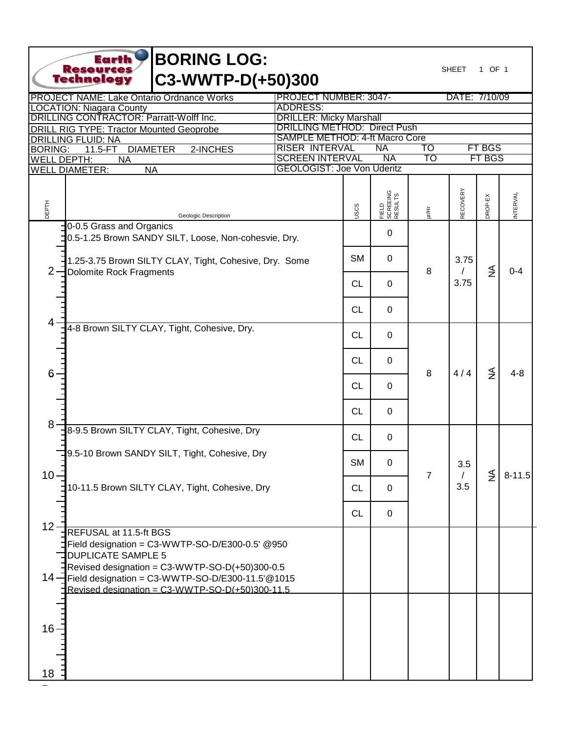# BORING LOG: C3-WWTP-D(+50)300

Earth Resources Technology

| | |
|---|---|
| PROJECT NAME: Lake Ontario Ordnance Works | PROJECT NUMBER: 3047- DATE: 7/10/09 |
| LOCATION: Niagara County | ADDRESS: |
| DRILLING CONTRACTOR: Parratt-Wolff Inc. | DRILLER: Micky Marshall |
| DRILL RIG TYPE: Tractor Mounted Geoprobe | DRILLING METHOD: Direct Push |
| DRILLING FLUID: NA | SAMPLE METHOD: 4-ft Macro Core |
| BORING: 11.5-FT DIAMETER 2-INCHES | RISER INTERVAL NA TO FT BGS |
| WELL DEPTH: NA | SCREEN INTERVAL NA TO FT BGS |
| WELL DIAMETER: NA | GEOLOGIST: Joe Von Uderitz |

| DEPTH | Geologic Description | USCS | FIELD SCREEING RESULTS | µr/Hr | RECOVERY | DROP-EX | INTERVAL |
|---|---|---|---|---|---|---|---|
| 0 | 0-0.5 Grass and Organics<br>0.5-1.25 Brown SANDY SILT, Loose, Non-cohesvie, Dry. | | 0 | 8 | 3.75 / 3.75 | NA | 0-4 |
| | 1.25-3.75 Brown SILTY CLAY, Tight, Cohesive, Dry. Some Dolomite Rock Fragments | SM | 0 | | | | |
| 2 | | CL | 0 | | | | |
| | | CL | 0 | | | | |
| 4 | 4-8 Brown SILTY CLAY, Tight, Cohesive, Dry. | CL | 0 | 8 | 4 / 4 | NA | 4-8 |
| | | CL | 0 | | | | |
| 6 | | CL | 0 | | | | |
| | | CL | 0 | | | | |
| 8 | 8-9.5 Brown SILTY CLAY, Tight, Cohesive, Dry | CL | 0 | 7 | 3.5 / 3.5 | NA | 8-11.5 |
| | 9.5-10 Brown SANDY SILT, Tight, Cohesive, Dry | SM | 0 | | | | |
| 10 | 10-11.5 Brown SILTY CLAY, Tight, Cohesive, Dry | CL | 0 | | | | |
| | | CL | 0 | | | | |
| 12 | REFUSAL at 11.5-ft BGS<br>Field designation = C3-WWTP-SO-D/E300-0.5' @950<br>DUPLICATE SAMPLE 5<br>Revised designation = C3-WWTP-SO-D(+50)300-0.5<br>Field designation = C3-WWTP-SO-D/E300-11.5'@1015<br>Revised designation = C3-WWTP-SO-D(+50)300-11.5 | | | | | | |
| 14 | | | | | | | |
| 16 | | | | | | | |
| 18 | | | | | | | |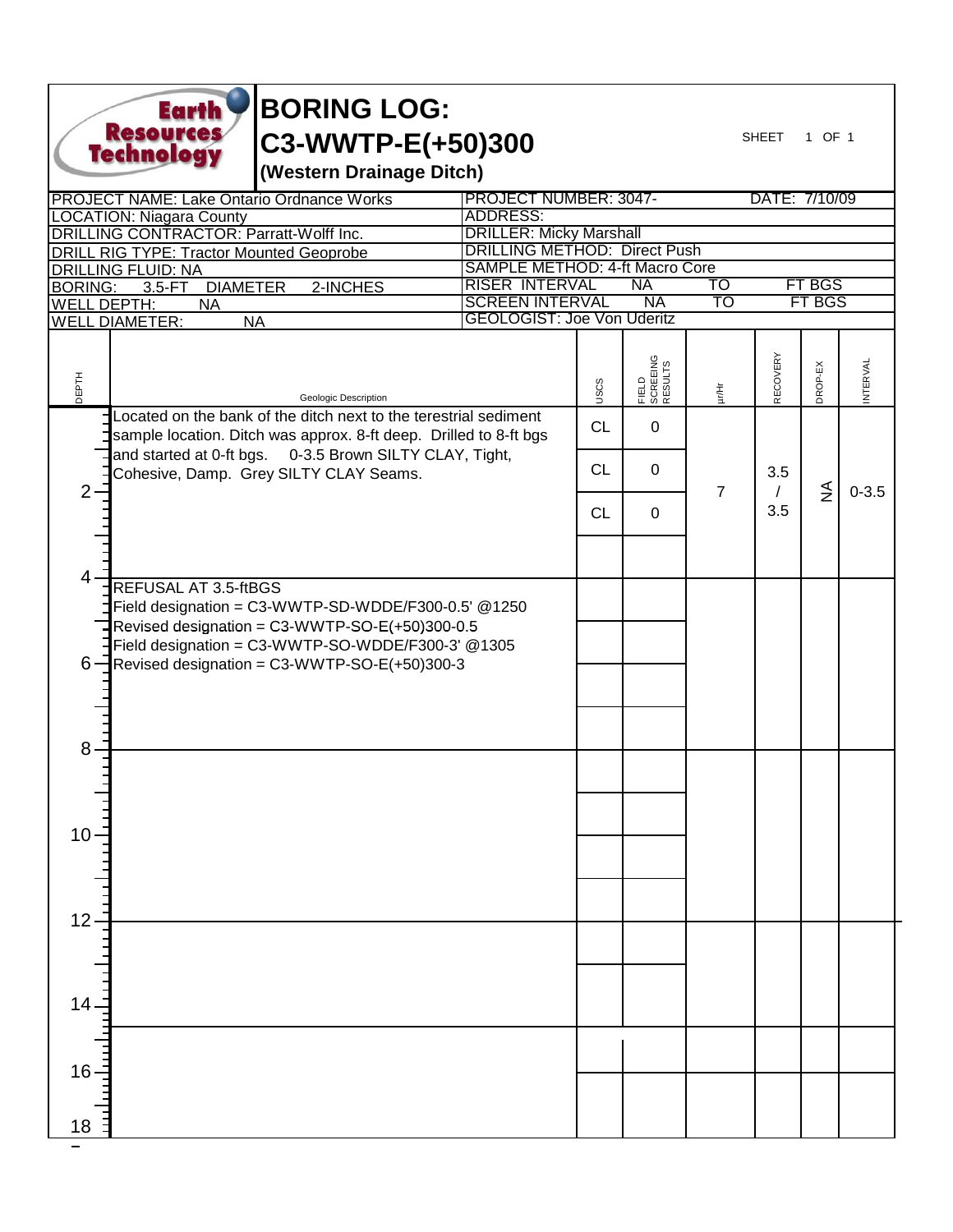# BORING LOG: C3-WWTP-E(+50)300

**(Western Drainage Ditch)**

Earth Resources Technology

SHEET 1 OF 1

| | |
|---|---|
| PROJECT NAME: Lake Ontario Ordnance Works | PROJECT NUMBER: 3047- DATE: 7/10/09 |
| LOCATION: Niagara County | ADDRESS: |
| DRILLING CONTRACTOR: Parratt-Wolff Inc. | DRILLER: Micky Marshall |
| DRILL RIG TYPE: Tractor Mounted Geoprobe | DRILLING METHOD: Direct Push |
| DRILLING FLUID: NA | SAMPLE METHOD: 4-ft Macro Core |
| BORING: 3.5-FT DIAMETER 2-INCHES | RISER INTERVAL NA TO FT BGS |
| WELL DEPTH: NA | SCREEN INTERVAL NA TO FT BGS |
| WELL DIAMETER: NA | GEOLOGIST: Joe Von Uderitz |

| DEPTH | Geologic Description | USCS | FIELD SCREEING RESULTS | µr/Hr | RECOVERY | DROP-EX | INTERVAL |
|---|---|---|---|---|---|---|---|
| 0–4 | Located on the bank of the ditch next to the terestrial sediment sample location. Ditch was approx. 8-ft deep. Drilled to 8-ft bgs and started at 0-ft bgs. 0-3.5 Brown SILTY CLAY, Tight, Cohesive, Damp. Grey SILTY CLAY Seams. | CL | 0 | 7 | 3.5 / 3.5 | NA | 0-3.5 |
| | | CL | 0 | | | | |
| | | CL | 0 | | | | |
| 4–8 | REFUSAL AT 3.5-ftBGS<br>Field designation = C3-WWTP-SD-WDDE/F300-0.5' @1250<br>Revised designation = C3-WWTP-SO-E(+50)300-0.5<br>Field designation = C3-WWTP-SO-WDDE/F300-3' @1305<br>Revised designation = C3-WWTP-SO-E(+50)300-3 | | | | | | |
| 8–12 | | | | | | | |
| 12–14 | | | | | | | |
| 14–18 | | | | | | | |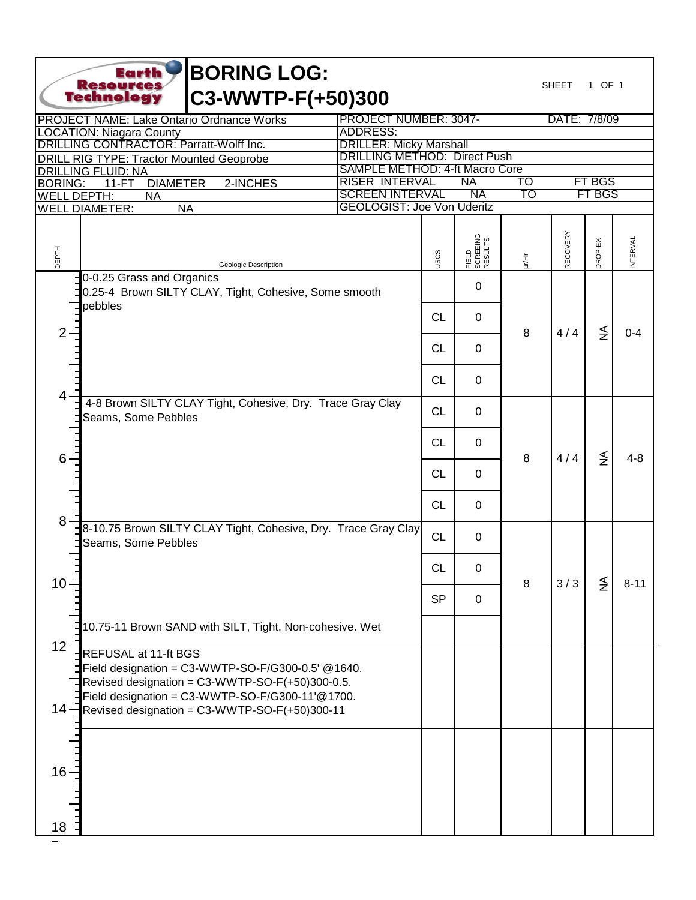# BORING LOG: C3-WWTP-F(+50)300

Earth Resources Technology

SHEET 1 OF 1

| | |
|---|---|
| PROJECT NAME: Lake Ontario Ordnance Works | PROJECT NUMBER: 3047- DATE: 7/8/09 |
| LOCATION: Niagara County | ADDRESS: |
| DRILLING CONTRACTOR: Parratt-Wolff Inc. | DRILLER: Micky Marshall |
| DRILL RIG TYPE: Tractor Mounted Geoprobe | DRILLING METHOD: Direct Push |
| DRILLING FLUID: NA | SAMPLE METHOD: 4-ft Macro Core |
| BORING: 11-FT DIAMETER 2-INCHES | RISER INTERVAL NA TO FT BGS |
| WELL DEPTH: NA | SCREEN INTERVAL NA TO FT BGS |
| WELL DIAMETER: NA | GEOLOGIST: Joe Von Uderitz |

| DEPTH | Geologic Description | USCS | FIELD SCREEING RESULTS | µr/Hr | RECOVERY | DROP-EX | INTERVAL |
|---|---|---|---|---|---|---|---|
| 0 | 0-0.25 Grass and Organics<br>0.25-4 Brown SILTY CLAY, Tight, Cohesive, Some smooth pebbles | | 0 | 8 | 4 / 4 | NA | 0-4 |
| | | CL | 0 | | | | |
| 2 | | CL | 0 | | | | |
| | | CL | 0 | | | | |
| 4 | 4-8 Brown SILTY CLAY Tight, Cohesive, Dry. Trace Gray Clay Seams, Some Pebbles | CL | 0 | 8 | 4 / 4 | NA | 4-8 |
| | | CL | 0 | | | | |
| 6 | | CL | 0 | | | | |
| | | CL | 0 | | | | |
| 8 | 8-10.75 Brown SILTY CLAY Tight, Cohesive, Dry. Trace Gray Clay Seams, Some Pebbles | CL | 0 | 8 | 3 / 3 | NA | 8-11 |
| | | CL | 0 | | | | |
| 10 | | SP | 0 | | | | |
| | 10.75-11 Brown SAND with SILT, Tight, Non-cohesive. Wet | | | | | | |
| 12 | REFUSAL at 11-ft BGS<br>Field designation = C3-WWTP-SO-F/G300-0.5' @1640.<br>Revised designation = C3-WWTP-SO-F(+50)300-0.5.<br>Field designation = C3-WWTP-SO-F/G300-11'@1700.<br>Revised designation = C3-WWTP-SO-F(+50)300-11 | | | | | | |
| 14 | | | | | | | |
| 16 | | | | | | | |
| 18 | | | | | | | |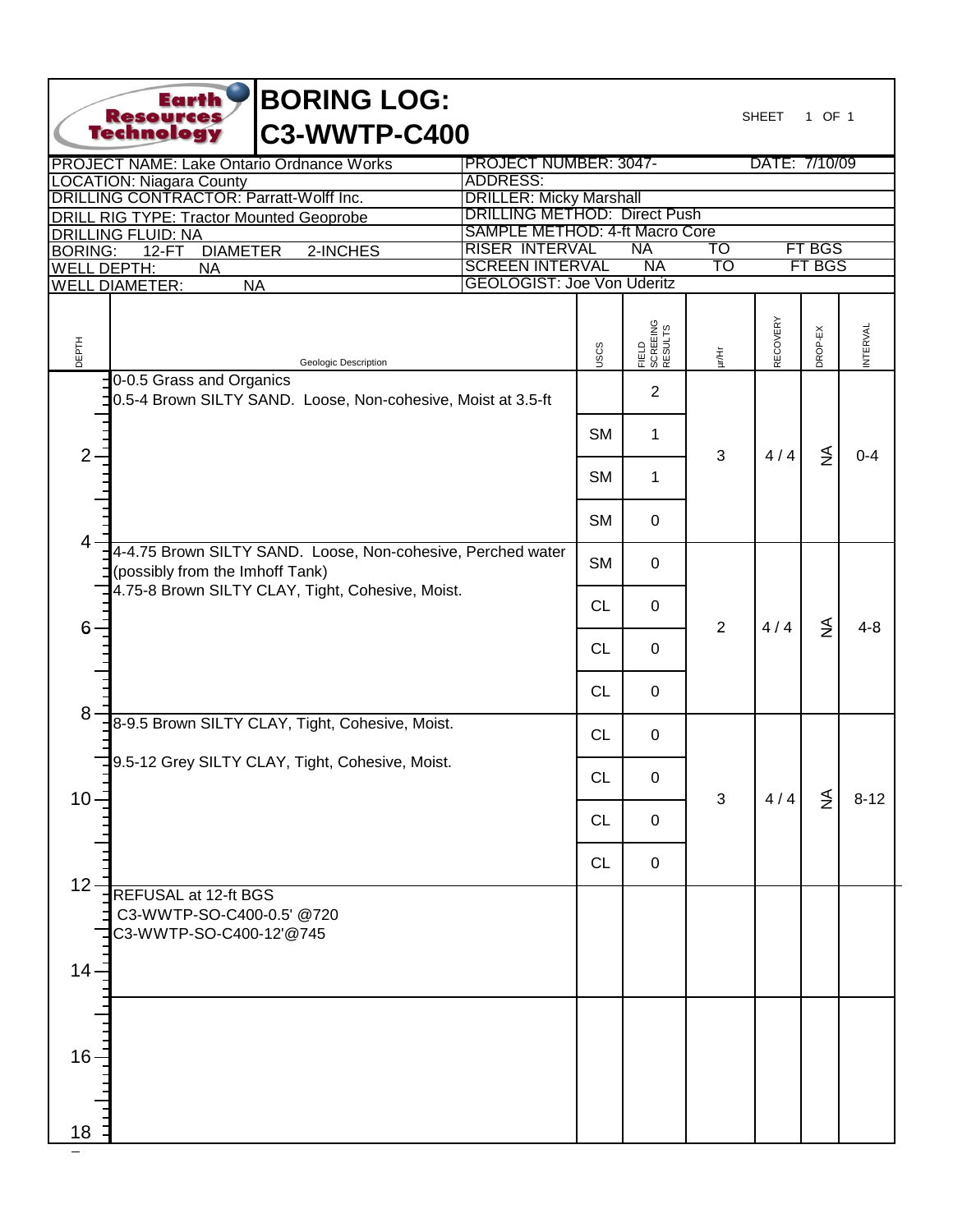# BORING LOG: C3-WWTP-C400

Earth Resources Technology

SHEET 1 OF 1

| | |
|---|---|
| PROJECT NAME: Lake Ontario Ordnance Works | PROJECT NUMBER: 3047- DATE: 7/10/09 |
| LOCATION: Niagara County | ADDRESS: |
| DRILLING CONTRACTOR: Parratt-Wolff Inc. | DRILLER: Micky Marshall |
| DRILL RIG TYPE: Tractor Mounted Geoprobe | DRILLING METHOD: Direct Push |
| DRILLING FLUID: NA | SAMPLE METHOD: 4-ft Macro Core |
| BORING: 12-FT DIAMETER 2-INCHES | RISER INTERVAL NA TO FT BGS |
| WELL DEPTH: NA | SCREEN INTERVAL NA TO FT BGS |
| WELL DIAMETER: NA | GEOLOGIST: Joe Von Uderitz |

| DEPTH | Geologic Description | USCS | FIELD SCREENING RESULTS | µr/Hr | RECOVERY | DROP-EX | INTERVAL |
|---|---|---|---|---|---|---|---|
| 0 | 0-0.5 Grass and Organics<br>0.5-4 Brown SILTY SAND. Loose, Non-cohesive, Moist at 3.5-ft | | 2 | 3 | 4 / 4 | NA | 0-4 |
| | | SM | 1 | | | | |
| 2 | | SM | 1 | | | | |
| | | SM | 0 | | | | |
| 4 | 4-4.75 Brown SILTY SAND. Loose, Non-cohesive, Perched water (possibly from the Imhoff Tank)<br>4.75-8 Brown SILTY CLAY, Tight, Cohesive, Moist. | SM | 0 | 2 | 4 / 4 | NA | 4-8 |
| | | CL | 0 | | | | |
| 6 | | CL | 0 | | | | |
| | | CL | 0 | | | | |
| 8 | 8-9.5 Brown SILTY CLAY, Tight, Cohesive, Moist.<br>9.5-12 Grey SILTY CLAY, Tight, Cohesive, Moist. | CL | 0 | 3 | 4 / 4 | NA | 8-12 |
| | | CL | 0 | | | | |
| 10 | | CL | 0 | | | | |
| | | CL | 0 | | | | |
| 12 | REFUSAL at 12-ft BGS<br>C3-WWTP-SO-C400-0.5' @720<br>C3-WWTP-SO-C400-12'@745 | | | | | | |
| 14 | | | | | | | |
| 16 | | | | | | | |
| 18 | | | | | | | |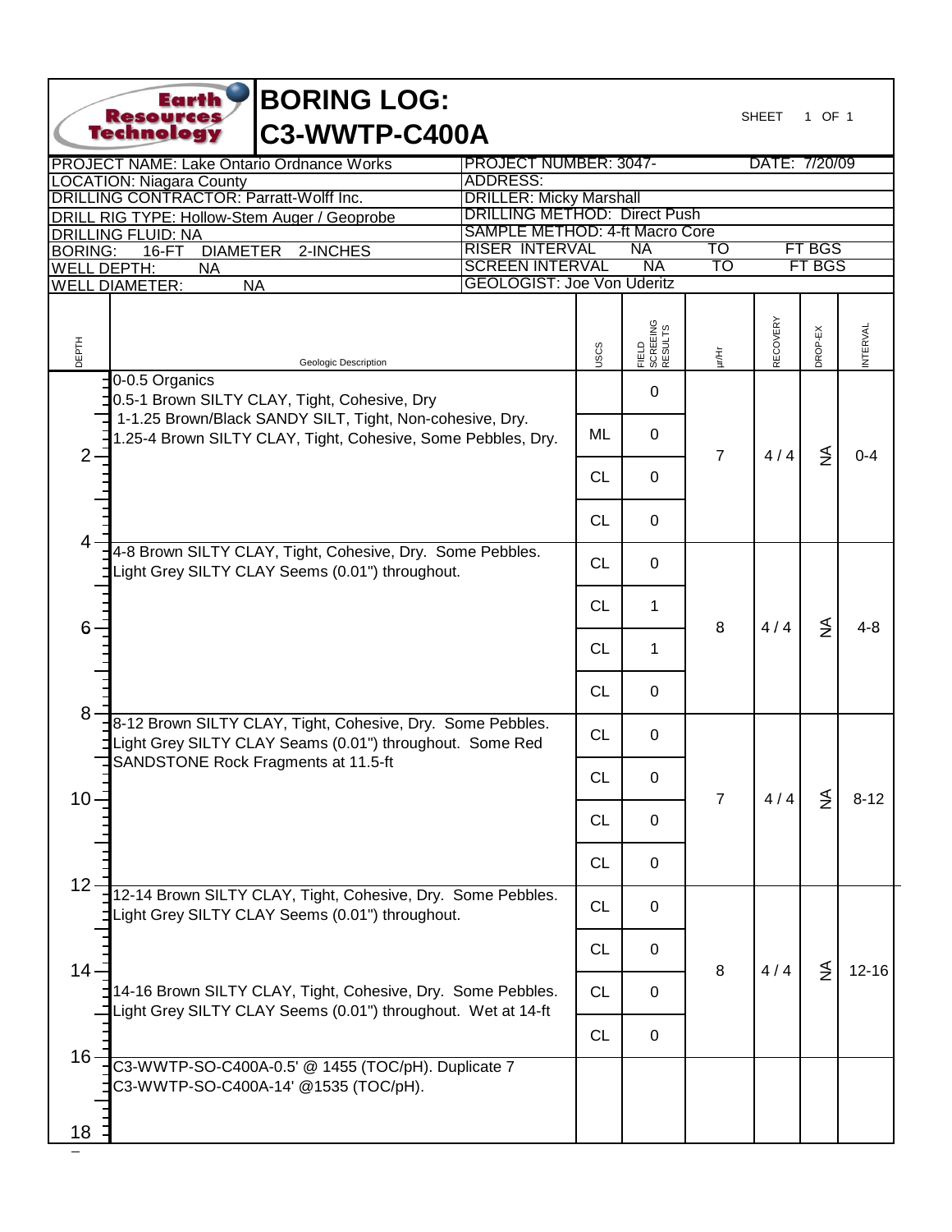# BORING LOG: C3-WWTP-C400A

Earth Resources Technology

SHEET 1 OF 1

| | |
|---|---|
| PROJECT NAME: Lake Ontario Ordnance Works | PROJECT NUMBER: 3047- DATE: 7/20/09 |
| LOCATION: Niagara County | ADDRESS: |
| DRILLING CONTRACTOR: Parratt-Wolff Inc. | DRILLER: Micky Marshall |
| DRILL RIG TYPE: Hollow-Stem Auger / Geoprobe | DRILLING METHOD: Direct Push |
| DRILLING FLUID: NA | SAMPLE METHOD: 4-ft Macro Core |
| BORING: 16-FT DIAMETER 2-INCHES | RISER INTERVAL NA TO FT BGS |
| WELL DEPTH: NA | SCREEN INTERVAL NA TO FT BGS |
| WELL DIAMETER: NA | GEOLOGIST: Joe Von Uderitz |

| DEPTH | Geologic Description | USCS | FIELD SCREEING RESULTS | µr/Hr | RECOVERY | DROP-EX | INTERVAL |
|---|---|---|---|---|---|---|---|
| 0-1 | 0-0.5 Organics<br>0.5-1 Brown SILTY CLAY, Tight, Cohesive, Dry | | 0 | 7 | 4 / 4 | NA | 0-4 |
| 1-2 | 1-1.25 Brown/Black SANDY SILT, Tight, Non-cohesive, Dry.<br>1.25-4 Brown SILTY CLAY, Tight, Cohesive, Some Pebbles, Dry. | ML | 0 | | | | |
| 2-3 | | CL | 0 | | | | |
| 3-4 | | CL | 0 | | | | |
| 4-5 | 4-8 Brown SILTY CLAY, Tight, Cohesive, Dry. Some Pebbles. Light Grey SILTY CLAY Seems (0.01") throughout. | CL | 0 | 8 | 4 / 4 | NA | 4-8 |
| 5-6 | | CL | 1 | | | | |
| 6-7 | | CL | 1 | | | | |
| 7-8 | | CL | 0 | | | | |
| 8-9 | 8-12 Brown SILTY CLAY, Tight, Cohesive, Dry. Some Pebbles. Light Grey SILTY CLAY Seams (0.01") throughout. Some Red SANDSTONE Rock Fragments at 11.5-ft | CL | 0 | 7 | 4 / 4 | NA | 8-12 |
| 9-10 | | CL | 0 | | | | |
| 10-11 | | CL | 0 | | | | |
| 11-12 | | CL | 0 | | | | |
| 12-13 | 12-14 Brown SILTY CLAY, Tight, Cohesive, Dry. Some Pebbles. Light Grey SILTY CLAY Seems (0.01") throughout. | CL | 0 | 8 | 4 / 4 | NA | 12-16 |
| 13-14 | | CL | 0 | | | | |
| 14-15 | 14-16 Brown SILTY CLAY, Tight, Cohesive, Dry. Some Pebbles. Light Grey SILTY CLAY Seems (0.01") throughout. Wet at 14-ft | CL | 0 | | | | |
| 15-16 | | CL | 0 | | | | |
| 16-18 | C3-WWTP-SO-C400A-0.5' @ 1455 (TOC/pH). Duplicate 7<br>C3-WWTP-SO-C400A-14' @1535 (TOC/pH). | | | | | | |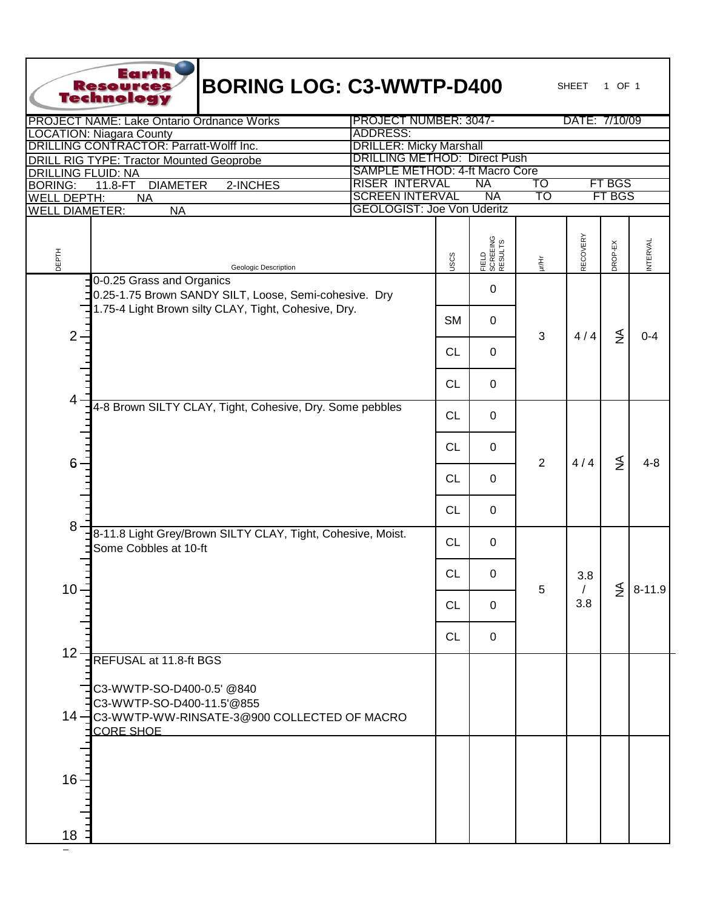Earth Resources Technology

# BORING LOG: C3-WWTP-D400

SHEET 1 OF 1

| | | | |
|---|---|---|---|
| PROJECT NAME: Lake Ontario Ordnance Works | PROJECT NUMBER: 3047- | | DATE: 7/10/09 |
| LOCATION: Niagara County | ADDRESS: | | |
| DRILLING CONTRACTOR: Parratt-Wolff Inc. | DRILLER: Micky Marshall | | |
| DRILL RIG TYPE: Tractor Mounted Geoprobe | DRILLING METHOD: Direct Push | | |
| DRILLING FLUID: NA | SAMPLE METHOD: 4-ft Macro Core | | |
| BORING: 11.8-FT DIAMETER 2-INCHES | RISER INTERVAL NA | TO | FT BGS |
| WELL DEPTH: NA | SCREEN INTERVAL NA | TO | FT BGS |
| WELL DIAMETER: NA | GEOLOGIST: Joe Von Uderitz | | |

| DEPTH | Geologic Description | USCS | FIELD SCREEING RESULTS | µr/Hr | RECOVERY | DROP-EX | INTERVAL |
|---|---|---|---|---|---|---|---|
| 0 | 0-0.25 Grass and Organics<br>0.25-1.75 Brown SANDY SILT, Loose, Semi-cohesive. Dry<br>1.75-4 Light Brown silty CLAY, Tight, Cohesive, Dry. | | 0 | 3 | 4 / 4 | NA | 0-4 |
| | | SM | 0 | | | | |
| 2 | | CL | 0 | | | | |
| | | CL | 0 | | | | |
| 4 | 4-8 Brown SILTY CLAY, Tight, Cohesive, Dry. Some pebbles | CL | 0 | 2 | 4 / 4 | NA | 4-8 |
| | | CL | 0 | | | | |
| 6 | | CL | 0 | | | | |
| | | CL | 0 | | | | |
| 8 | 8-11.8 Light Grey/Brown SILTY CLAY, Tight, Cohesive, Moist. Some Cobbles at 10-ft | CL | 0 | 5 | 3.8 / 3.8 | NA | 8-11.9 |
| | | CL | 0 | | | | |
| 10 | | CL | 0 | | | | |
| | | CL | 0 | | | | |
| 12 | REFUSAL at 11.8-ft BGS<br><br>C3-WWTP-SO-D400-0.5' @840<br>C3-WWTP-SO-D400-11.5'@855<br>C3-WWTP-WW-RINSATE-3@900 COLLECTED OF MACRO CORE SHOE | | | | | | |
| 14 | | | | | | | |
| 16 | | | | | | | |
| 18 | | | | | | | |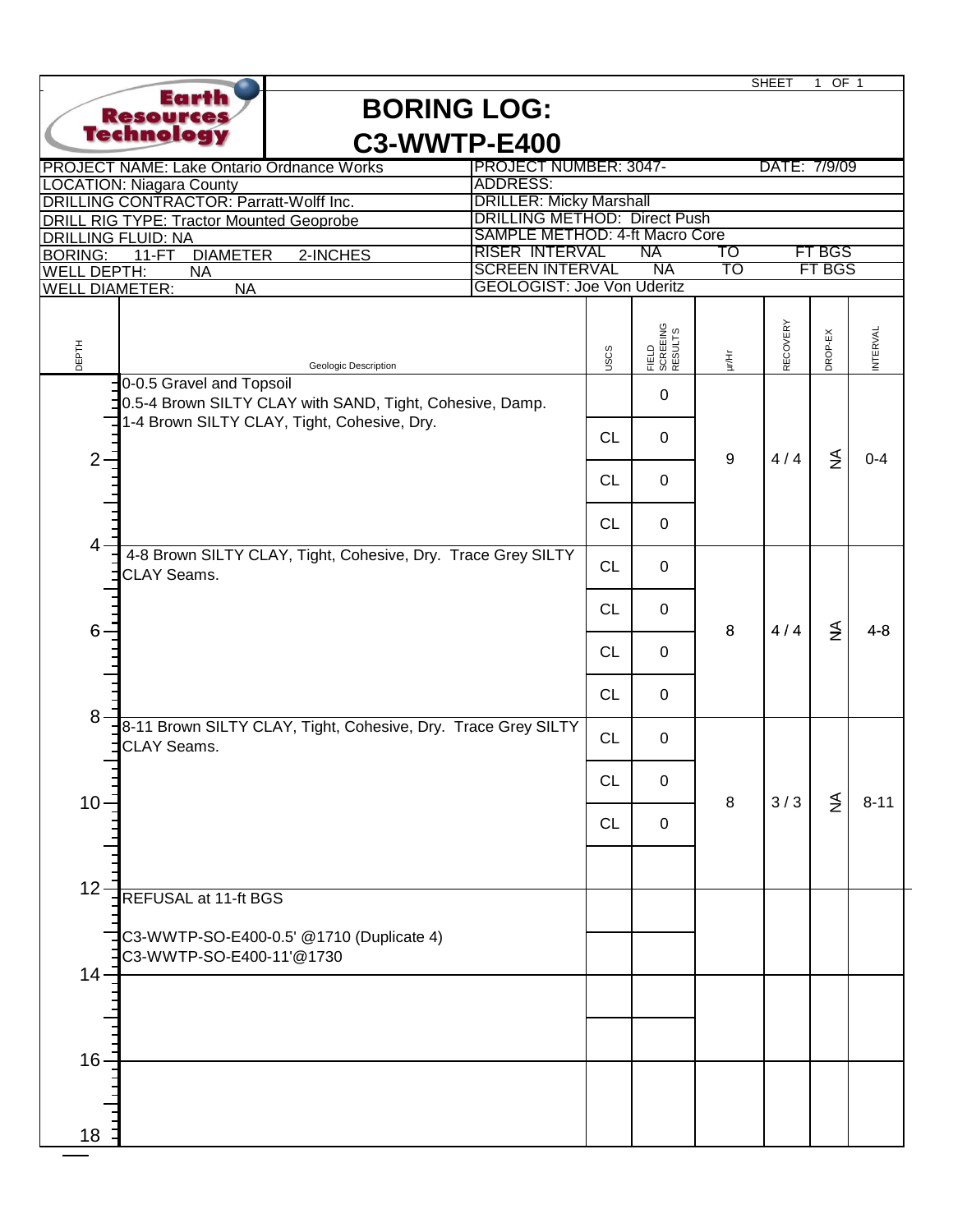SHEET 1 OF 1

Earth Resources Technology

# BORING LOG: C3-WWTP-E400

| | |
|---|---|
| PROJECT NAME: Lake Ontario Ordnance Works | PROJECT NUMBER: 3047- DATE: 7/9/09 |
| LOCATION: Niagara County | ADDRESS: |
| DRILLING CONTRACTOR: Parratt-Wolff Inc. | DRILLER: Micky Marshall |
| DRILL RIG TYPE: Tractor Mounted Geoprobe | DRILLING METHOD: Direct Push |
| DRILLING FLUID: NA | SAMPLE METHOD: 4-ft Macro Core |
| BORING: 11-FT DIAMETER 2-INCHES | RISER INTERVAL NA TO FT BGS |
| WELL DEPTH: NA | SCREEN INTERVAL NA TO FT BGS |
| WELL DIAMETER: NA | GEOLOGIST: Joe Von Uderitz |

| DEPTH | Geologic Description | USCS | FIELD SCREEING RESULTS | µr/Hr | RECOVERY | DROP-EX | INTERVAL |
|---|---|---|---|---|---|---|---|
| 0 | 0-0.5 Gravel and Topsoil<br>0.5-4 Brown SILTY CLAY with SAND, Tight, Cohesive, Damp.<br>1-4 Brown SILTY CLAY, Tight, Cohesive, Dry. | | 0 | 9 | 4 / 4 | NA | 0-4 |
| | | CL | 0 | | | | |
| 2 | | CL | 0 | | | | |
| | | CL | 0 | | | | |
| 4 | 4-8 Brown SILTY CLAY, Tight, Cohesive, Dry. Trace Grey SILTY CLAY Seams. | CL | 0 | 8 | 4 / 4 | NA | 4-8 |
| | | CL | 0 | | | | |
| 6 | | CL | 0 | | | | |
| | | CL | 0 | | | | |
| 8 | 8-11 Brown SILTY CLAY, Tight, Cohesive, Dry. Trace Grey SILTY CLAY Seams. | CL | 0 | 8 | 3 / 3 | NA | 8-11 |
| | | CL | 0 | | | | |
| 10 | | CL | 0 | | | | |
| | | | | | | | |
| 12 | REFUSAL at 11-ft BGS<br><br>C3-WWTP-SO-E400-0.5' @1710 (Duplicate 4)<br>C3-WWTP-SO-E400-11'@1730 | | | | | | |
| 14 | | | | | | | |
| 16 | | | | | | | |
| 18 | | | | | | | |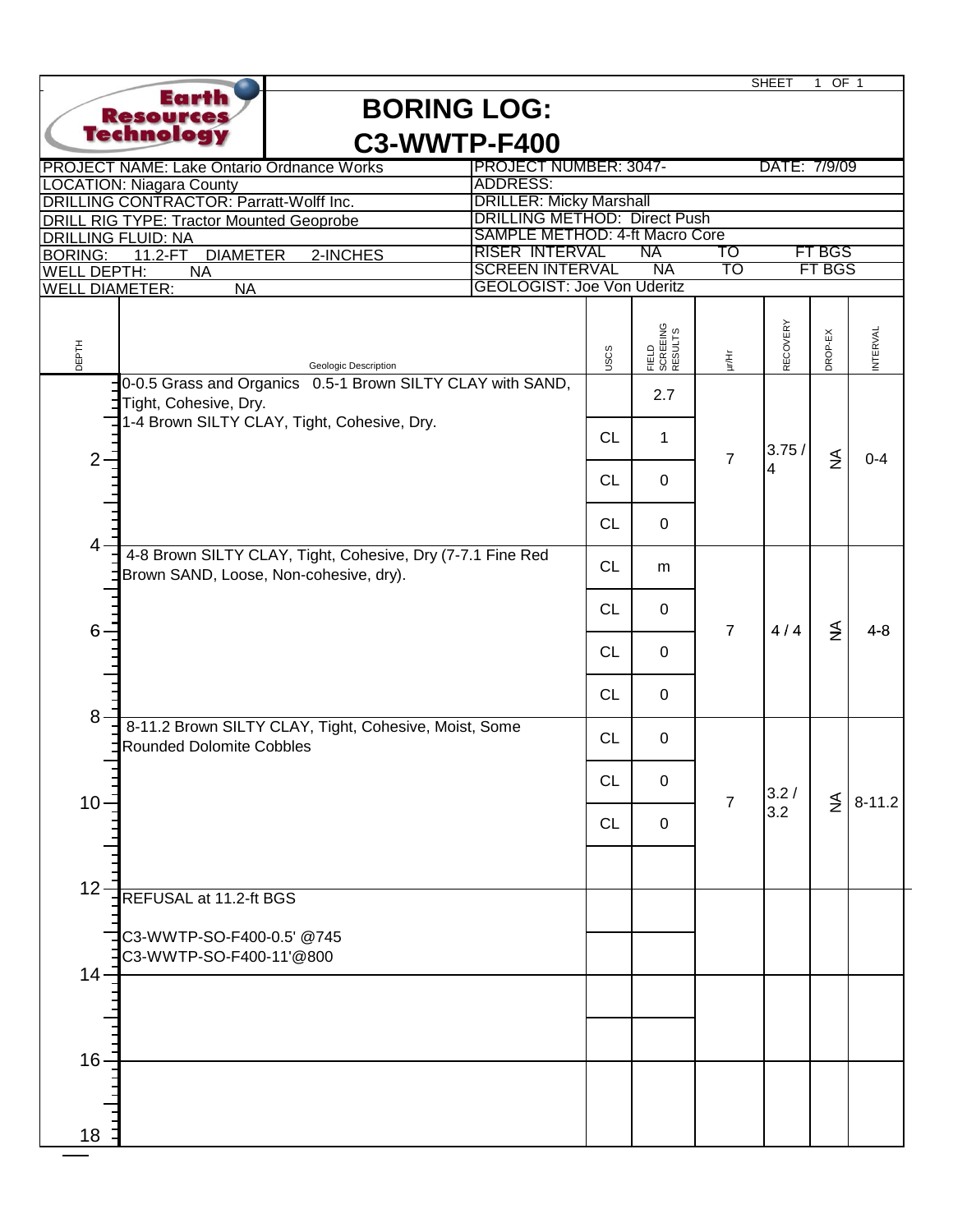SHEET 1 OF 1

# BORING LOG: C3-WWTP-F400

Earth Resources Technology

| | |
|---|---|
| PROJECT NAME: Lake Ontario Ordnance Works | PROJECT NUMBER: 3047- DATE: 7/9/09 |
| LOCATION: Niagara County | ADDRESS: |
| DRILLING CONTRACTOR: Parratt-Wolff Inc. | DRILLER: Micky Marshall |
| DRILL RIG TYPE: Tractor Mounted Geoprobe | DRILLING METHOD: Direct Push |
| DRILLING FLUID: NA | SAMPLE METHOD: 4-ft Macro Core |
| BORING: 11.2-FT DIAMETER 2-INCHES | RISER INTERVAL NA TO FT BGS |
| WELL DEPTH: NA | SCREEN INTERVAL NA TO FT BGS |
| WELL DIAMETER: NA | GEOLOGIST: Joe Von Uderitz |

| DEPTH | Geologic Description | USCS | FIELD SCREEING RESULTS | µr/Hr | RECOVERY | DROP-EX | INTERVAL |
|---|---|---|---|---|---|---|---|
| 0 | 0-0.5 Grass and Organics 0.5-1 Brown SILTY CLAY with SAND, Tight, Cohesive, Dry. | | 2.7 | 7 | 3.75 / 4 | NA | 0-4 |
| | 1-4 Brown SILTY CLAY, Tight, Cohesive, Dry. | CL | 1 | | | | |
| 2 | | CL | 0 | | | | |
| | | CL | 0 | | | | |
| 4 | 4-8 Brown SILTY CLAY, Tight, Cohesive, Dry (7-7.1 Fine Red Brown SAND, Loose, Non-cohesive, dry). | CL | m | 7 | 4 / 4 | NA | 4-8 |
| | | CL | 0 | | | | |
| 6 | | CL | 0 | | | | |
| | | CL | 0 | | | | |
| 8 | 8-11.2 Brown SILTY CLAY, Tight, Cohesive, Moist, Some Rounded Dolomite Cobbles | CL | 0 | 7 | 3.2 / 3.2 | NA | 8-11.2 |
| | | CL | 0 | | | | |
| 10 | | CL | 0 | | | | |
| | | | | | | | |
| 12 | REFUSAL at 11.2-ft BGS | | | | | | |
| | C3-WWTP-SO-F400-0.5' @745<br>C3-WWTP-SO-F400-11'@800 | | | | | | |
| 14 | | | | | | | |
| | | | | | | | |
| 16 | | | | | | | |
| 18 | | | | | | | |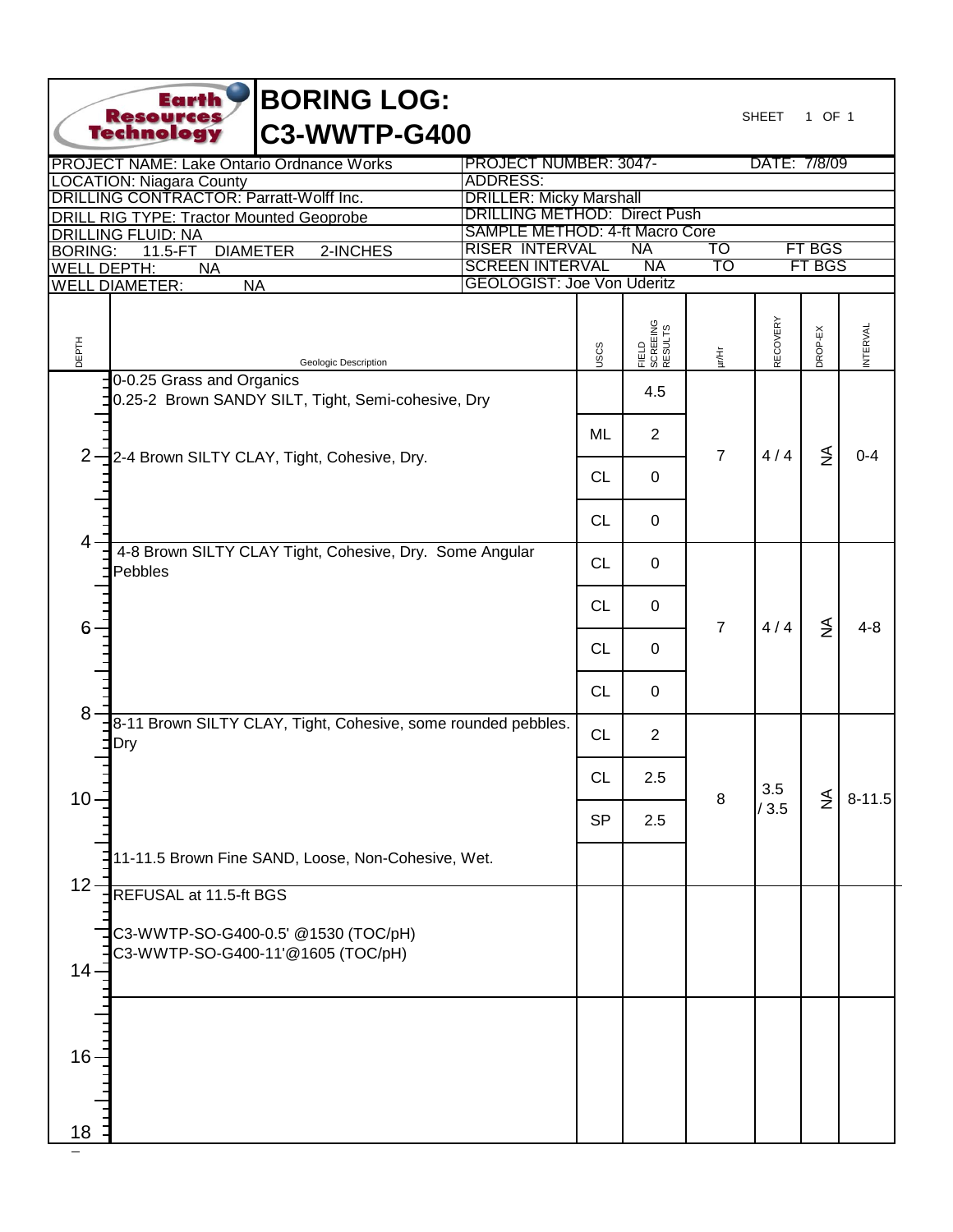# BORING LOG: C3-WWTP-G400

Earth Resources Technology

SHEET 1 OF 1

| | |
|---|---|
| PROJECT NAME: Lake Ontario Ordnance Works | PROJECT NUMBER: 3047- DATE: 7/8/09 |
| LOCATION: Niagara County | ADDRESS: |
| DRILLING CONTRACTOR: Parratt-Wolff Inc. | DRILLER: Micky Marshall |
| DRILL RIG TYPE: Tractor Mounted Geoprobe | DRILLING METHOD: Direct Push |
| DRILLING FLUID: NA | SAMPLE METHOD: 4-ft Macro Core |
| BORING: 11.5-FT DIAMETER 2-INCHES | RISER INTERVAL NA TO FT BGS |
| WELL DEPTH: NA | SCREEN INTERVAL NA TO FT BGS |
| WELL DIAMETER: NA | GEOLOGIST: Joe Von Uderitz |

| DEPTH | Geologic Description | USCS | FIELD SCREEING RESULTS | µr/Hr | RECOVERY | DROP-EX | INTERVAL |
|---|---|---|---|---|---|---|---|
| 0 | 0-0.25 Grass and Organics<br>0.25-2 Brown SANDY SILT, Tight, Semi-cohesive, Dry | | 4.5 | 7 | 4 / 4 | NA | 0-4 |
| | | ML | 2 | | | | |
| 2 | 2-4 Brown SILTY CLAY, Tight, Cohesive, Dry. | CL | 0 | | | | |
| | | CL | 0 | | | | |
| 4 | 4-8 Brown SILTY CLAY Tight, Cohesive, Dry. Some Angular Pebbles | CL | 0 | 7 | 4 / 4 | NA | 4-8 |
| | | CL | 0 | | | | |
| 6 | | CL | 0 | | | | |
| | | CL | 0 | | | | |
| 8 | 8-11 Brown SILTY CLAY, Tight, Cohesive, some rounded pebbles. Dry | CL | 2 | 8 | 3.5 / 3.5 | NA | 8-11.5 |
| | | CL | 2.5 | | | | |
| 10 | | SP | 2.5 | | | | |
| | 11-11.5 Brown Fine SAND, Loose, Non-Cohesive, Wet. | | | | | | |
| 12 | REFUSAL at 11.5-ft BGS<br><br>C3-WWTP-SO-G400-0.5' @1530 (TOC/pH)<br>C3-WWTP-SO-G400-11'@1605 (TOC/pH) | | | | | | |
| 14 | | | | | | | |
| 16 | | | | | | | |
| 18 | | | | | | | |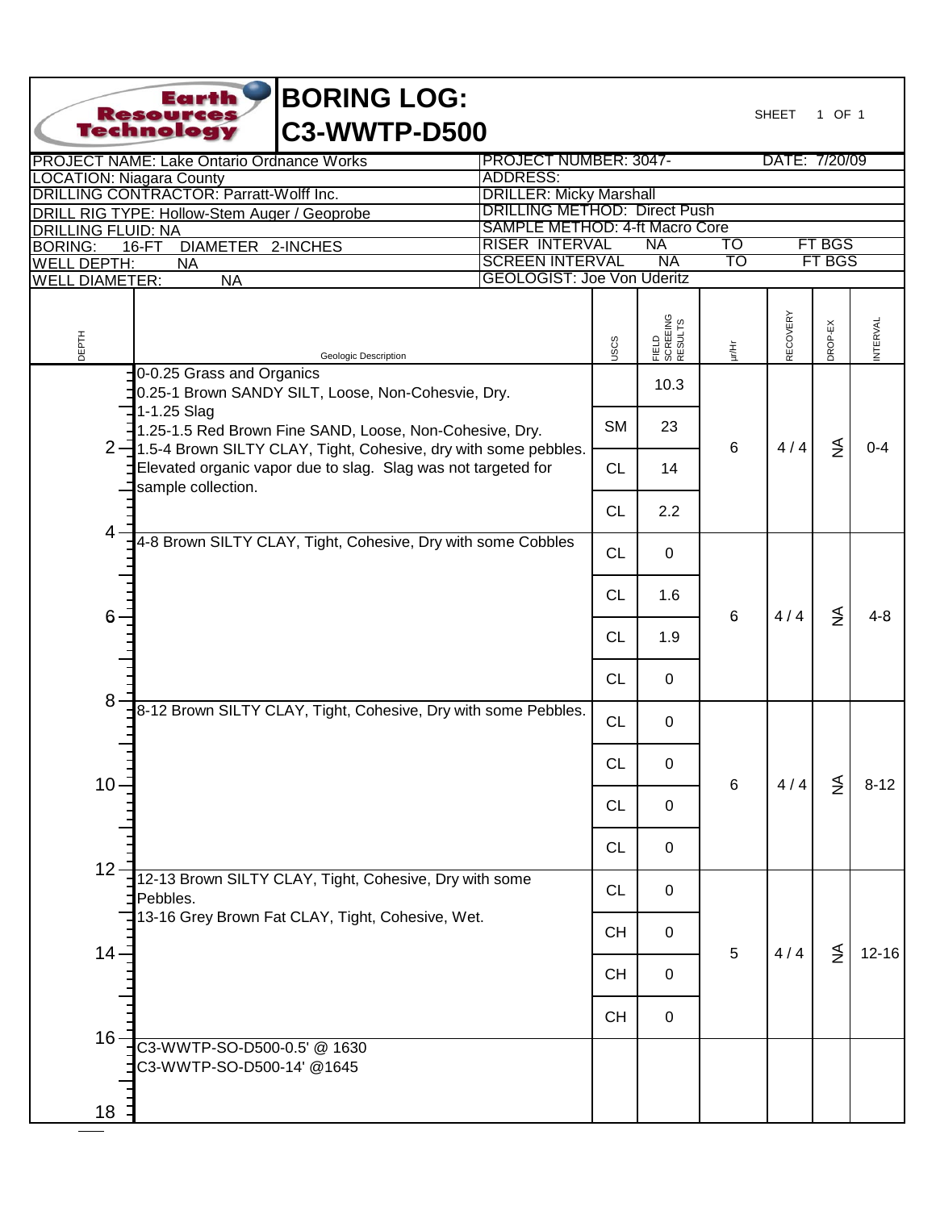# BORING LOG: C3-WWTP-D500

Earth Resources Technology

SHEET 1 OF 1

| | |
|---|---|
| PROJECT NAME: Lake Ontario Ordnance Works | PROJECT NUMBER: 3047- DATE: 7/20/09 |
| LOCATION: Niagara County | ADDRESS: |
| DRILLING CONTRACTOR: Parratt-Wolff Inc. | DRILLER: Micky Marshall |
| DRILL RIG TYPE: Hollow-Stem Auger / Geoprobe | DRILLING METHOD: Direct Push |
| DRILLING FLUID: NA | SAMPLE METHOD: 4-ft Macro Core |
| BORING: 16-FT DIAMETER 2-INCHES | RISER INTERVAL NA TO FT BGS |
| WELL DEPTH: NA | SCREEN INTERVAL NA TO FT BGS |
| WELL DIAMETER: NA | GEOLOGIST: Joe Von Uderitz |

| DEPTH | Geologic Description | USCS | FIELD SCREENING RESULTS | µr/Hr | RECOVERY | DROP-EX | INTERVAL |
|---|---|---|---|---|---|---|---|
| 0-4 | 0-0.25 Grass and Organics<br>0.25-1 Brown SANDY SILT, Loose, Non-Cohesvie, Dry.<br>1-1.25 Slag<br>1.25-1.5 Red Brown Fine SAND, Loose, Non-Cohesive, Dry.<br>1.5-4 Brown SILTY CLAY, Tight, Cohesive, dry with some pebbles.<br>Elevated organic vapor due to slag. Slag was not targeted for sample collection. | <br>SM<br>CL<br>CL | 10.3<br>23<br>14<br>2.2 | 6 | 4 / 4 | NA | 0-4 |
| 4-8 | 4-8 Brown SILTY CLAY, Tight, Cohesive, Dry with some Cobbles | CL<br>CL<br>CL<br>CL | 0<br>1.6<br>1.9<br>0 | 6 | 4 / 4 | NA | 4-8 |
| 8-12 | 8-12 Brown SILTY CLAY, Tight, Cohesive, Dry with some Pebbles. | CL<br>CL<br>CL<br>CL | 0<br>0<br>0<br>0 | 6 | 4 / 4 | NA | 8-12 |
| 12-16 | 12-13 Brown SILTY CLAY, Tight, Cohesive, Dry with some Pebbles.<br>13-16 Grey Brown Fat CLAY, Tight, Cohesive, Wet. | CL<br>CH<br>CH<br>CH | 0<br>0<br>0<br>0 | 5 | 4 / 4 | NA | 12-16 |
| 16-18 | C3-WWTP-SO-D500-0.5' @ 1630<br>C3-WWTP-SO-D500-14' @1645 | | | | | | |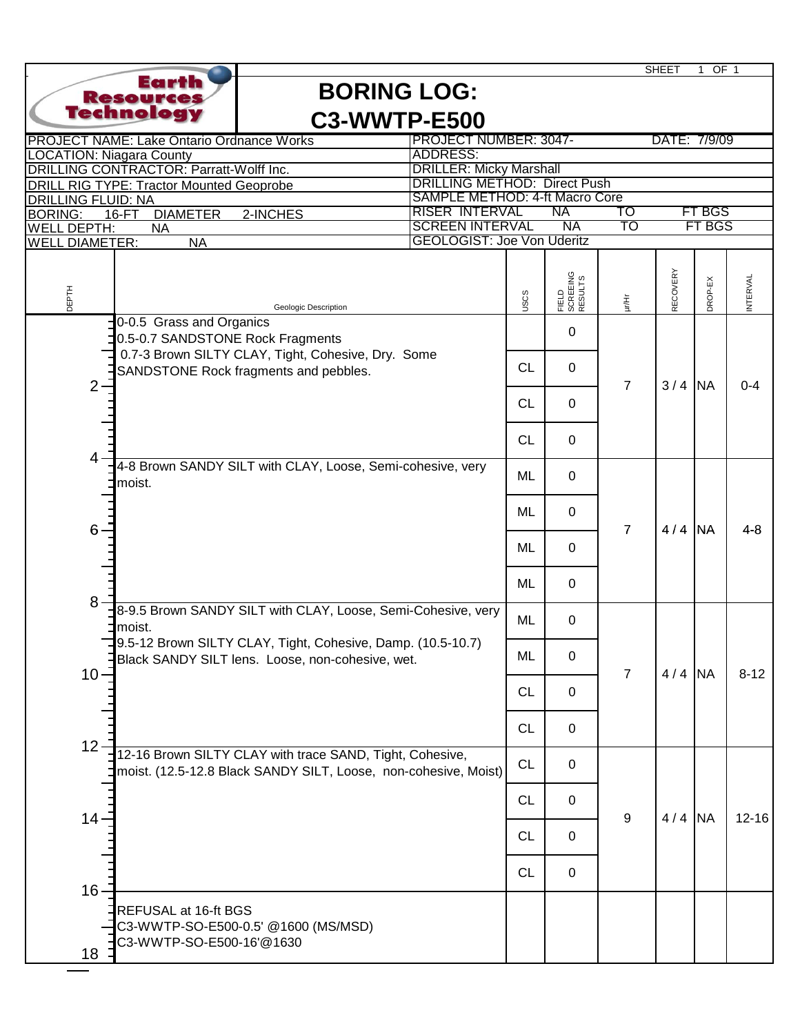Earth Resources Technology

# BORING LOG: C3-WWTP-E500

SHEET 1 OF 1

| | |
|---|---|
| PROJECT NAME: Lake Ontario Ordnance Works | PROJECT NUMBER: 3047- DATE: 7/9/09 |
| LOCATION: Niagara County | ADDRESS: |
| DRILLING CONTRACTOR: Parratt-Wolff Inc. | DRILLER: Micky Marshall |
| DRILL RIG TYPE: Tractor Mounted Geoprobe | DRILLING METHOD: Direct Push |
| DRILLING FLUID: NA | SAMPLE METHOD: 4-ft Macro Core |
| BORING: 16-FT DIAMETER 2-INCHES | RISER INTERVAL NA TO FT BGS |
| WELL DEPTH: NA | SCREEN INTERVAL NA TO FT BGS |
| WELL DIAMETER: NA | GEOLOGIST: Joe Von Uderitz |

| DEPTH | Geologic Description | USCS | FIELD SCREEING RESULTS | µr/Hr | RECOVERY | DROP-EX | INTERVAL |
|---|---|---|---|---|---|---|---|
| 0 | 0-0.5 Grass and Organics<br>0.5-0.7 SANDSTONE Rock Fragments | | 0 | 7 | 3 / 4 | NA | 0-4 |
| | 0.7-3 Brown SILTY CLAY, Tight, Cohesive, Dry. Some SANDSTONE Rock fragments and pebbles. | CL | 0 | | | | |
| 2 | | CL | 0 | | | | |
| | | CL | 0 | | | | |
| 4 | 4-8 Brown SANDY SILT with CLAY, Loose, Semi-cohesive, very moist. | ML | 0 | 7 | 4 / 4 | NA | 4-8 |
| | | ML | 0 | | | | |
| 6 | | ML | 0 | | | | |
| | | ML | 0 | | | | |
| 8 | 8-9.5 Brown SANDY SILT with CLAY, Loose, Semi-Cohesive, very moist. | ML | 0 | 7 | 4 / 4 | NA | 8-12 |
| | 9.5-12 Brown SILTY CLAY, Tight, Cohesive, Damp. (10.5-10.7) Black SANDY SILT lens. Loose, non-cohesive, wet. | ML | 0 | | | | |
| 10 | | CL | 0 | | | | |
| | | CL | 0 | | | | |
| 12 | 12-16 Brown SILTY CLAY with trace SAND, Tight, Cohesive, moist. (12.5-12.8 Black SANDY SILT, Loose, non-cohesive, Moist) | CL | 0 | 9 | 4 / 4 | NA | 12-16 |
| | | CL | 0 | | | | |
| 14 | | CL | 0 | | | | |
| | | CL | 0 | | | | |
| 16 | REFUSAL at 16-ft BGS<br>C3-WWTP-SO-E500-0.5' @1600 (MS/MSD)<br>C3-WWTP-SO-E500-16'@1630 | | | | | | |
| 18 | | | | | | | |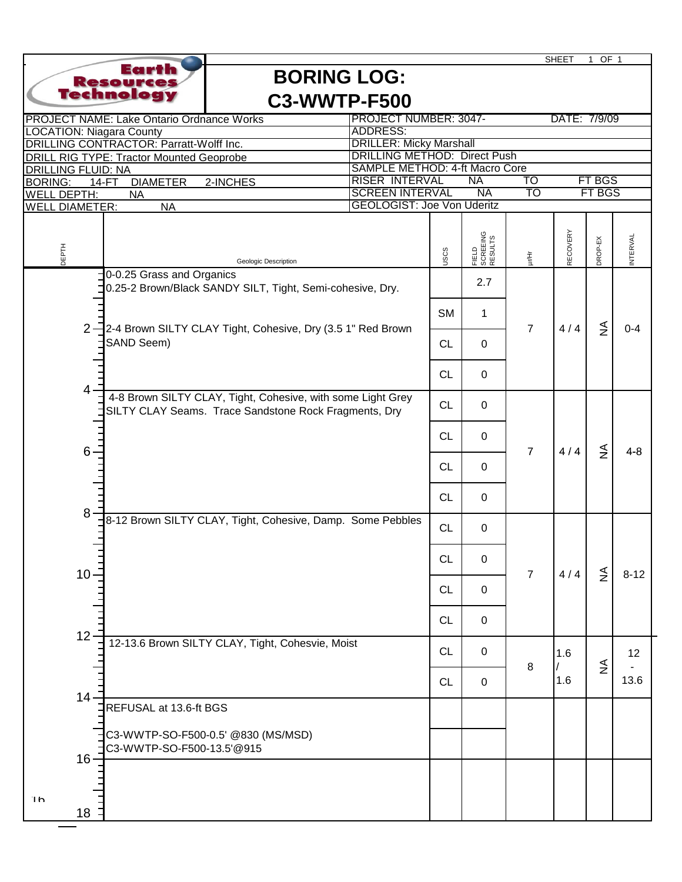SHEET 1 OF 1

Earth Resources Technology

# BORING LOG: C3-WWTP-F500

| | |
|---|---|
| PROJECT NAME: Lake Ontario Ordnance Works | PROJECT NUMBER: 3047- DATE: 7/9/09 |
| LOCATION: Niagara County | ADDRESS: |
| DRILLING CONTRACTOR: Parratt-Wolff Inc. | DRILLER: Micky Marshall |
| DRILL RIG TYPE: Tractor Mounted Geoprobe | DRILLING METHOD: Direct Push |
| DRILLING FLUID: NA | SAMPLE METHOD: 4-ft Macro Core |
| BORING: 14-FT DIAMETER 2-INCHES | RISER INTERVAL NA TO FT BGS |
| WELL DEPTH: NA | SCREEN INTERVAL NA TO FT BGS |
| WELL DIAMETER: NA | GEOLOGIST: Joe Von Uderitz |

| DEPTH | Geologic Description | USCS | FIELD SCREEING RESULTS | µr/Hr | RECOVERY | DROP-EX | INTERVAL |
|---|---|---|---|---|---|---|---|
| 0 | 0-0.25 Grass and Organics<br>0.25-2 Brown/Black SANDY SILT, Tight, Semi-cohesive, Dry. | | 2.7 | 7 | 4 / 4 | NA | 0-4 |
| | | SM | 1 | | | | |
| 2 | 2-4 Brown SILTY CLAY Tight, Cohesive, Dry (3.5 1" Red Brown SAND Seem) | CL | 0 | | | | |
| | | CL | 0 | | | | |
| 4 | 4-8 Brown SILTY CLAY, Tight, Cohesive, with some Light Grey SILTY CLAY Seams. Trace Sandstone Rock Fragments, Dry | CL | 0 | 7 | 4 / 4 | NA | 4-8 |
| | | CL | 0 | | | | |
| 6 | | CL | 0 | | | | |
| | | CL | 0 | | | | |
| 8 | 8-12 Brown SILTY CLAY, Tight, Cohesive, Damp. Some Pebbles | CL | 0 | 7 | 4 / 4 | NA | 8-12 |
| | | CL | 0 | | | | |
| 10 | | CL | 0 | | | | |
| | | CL | 0 | | | | |
| 12 | 12-13.6 Brown SILTY CLAY, Tight, Cohesvie, Moist | CL | 0 | 8 | 1.6 / 1.6 | NA | 12 - 13.6 |
| | | CL | 0 | | | | |
| 14 | REFUSAL at 13.6-ft BGS | | | | | | |
| | C3-WWTP-SO-F500-0.5' @830 (MS/MSD)<br>C3-WWTP-SO-F500-13.5'@915 | | | | | | |
| 16 | | | | | | | |
| 18 | | | | | | | |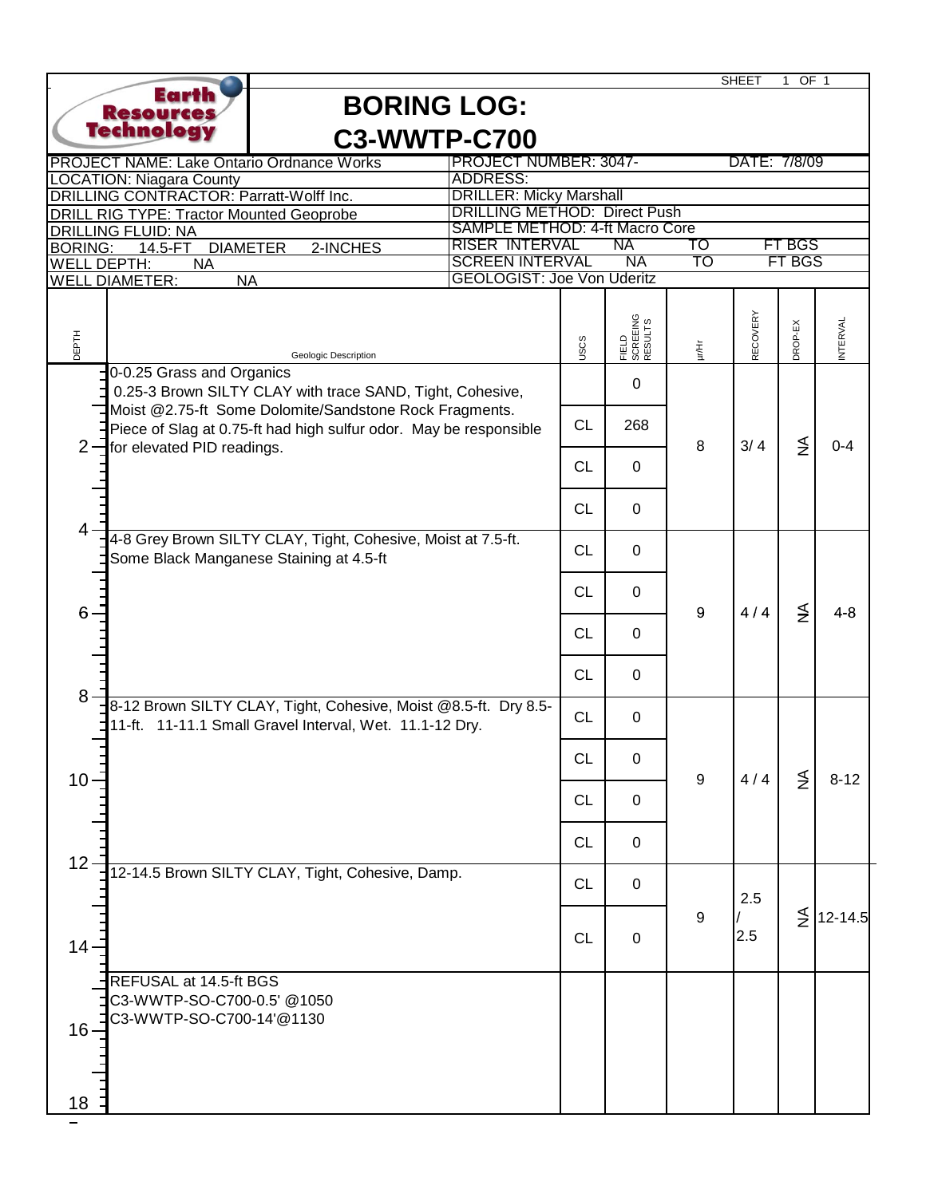Earth Resources Technology

# BORING LOG: C3-WWTP-C700

| | |
|---|---|
| PROJECT NAME: Lake Ontario Ordnance Works | PROJECT NUMBER: 3047- DATE: 7/8/09 |
| LOCATION: Niagara County | ADDRESS: |
| DRILLING CONTRACTOR: Parratt-Wolff Inc. | DRILLER: Micky Marshall |
| DRILL RIG TYPE: Tractor Mounted Geoprobe | DRILLING METHOD: Direct Push |
| DRILLING FLUID: NA | SAMPLE METHOD: 4-ft Macro Core |
| BORING: 14.5-FT DIAMETER 2-INCHES | RISER INTERVAL NA TO FT BGS |
| WELL DEPTH: NA | SCREEN INTERVAL NA TO FT BGS |
| WELL DIAMETER: NA | GEOLOGIST: Joe Von Uderitz |

| DEPTH | Geologic Description | USCS | FIELD SCREEING RESULTS | µr/Hr | RECOVERY | DROP-EX | INTERVAL |
|---|---|---|---|---|---|---|---|
| 0-4 | 0-0.25 Grass and Organics<br>0.25-3 Brown SILTY CLAY with trace SAND, Tight, Cohesive, Moist @2.75-ft Some Dolomite/Sandstone Rock Fragments. Piece of Slag at 0.75-ft had high sulfur odor. May be responsible for elevated PID readings. | <br>CL<br>CL<br>CL | 0<br>268<br>0<br>0 | 8 | 3/ 4 | NA | 0-4 |
| 4-8 | 4-8 Grey Brown SILTY CLAY, Tight, Cohesive, Moist at 7.5-ft. Some Black Manganese Staining at 4.5-ft | CL<br>CL<br>CL<br>CL | 0<br>0<br>0<br>0 | 9 | 4 / 4 | NA | 4-8 |
| 8-12 | 8-12 Brown SILTY CLAY, Tight, Cohesive, Moist @8.5-ft. Dry 8.5-11-ft. 11-11.1 Small Gravel Interval, Wet. 11.1-12 Dry. | CL<br>CL<br>CL<br>CL | 0<br>0<br>0<br>0 | 9 | 4 / 4 | NA | 8-12 |
| 12-14.5 | 12-14.5 Brown SILTY CLAY, Tight, Cohesive, Damp. | CL<br>CL | 0<br>0 | 9 | 2.5 / 2.5 | NA | 12-14.5 |
| 14.5-18 | REFUSAL at 14.5-ft BGS<br>C3-WWTP-SO-C700-0.5' @1050<br>C3-WWTP-SO-C700-14'@1130 | | | | | | |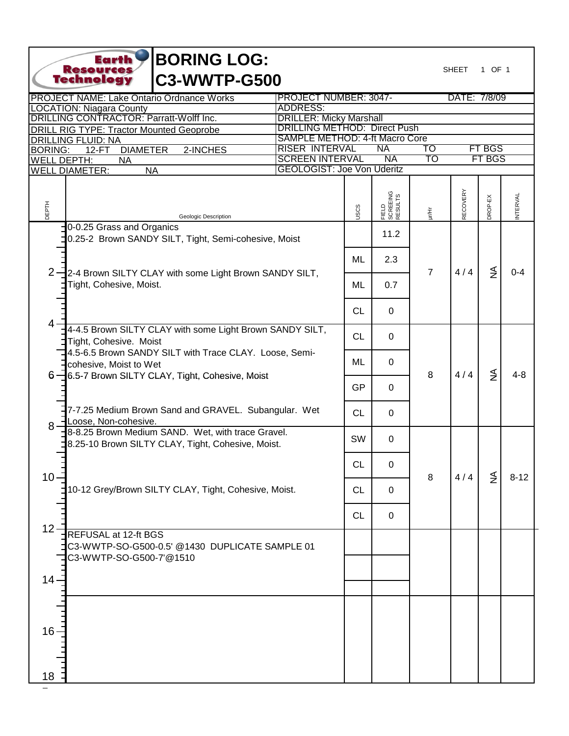# BORING LOG: C3-WWTP-G500

Earth Resources Technology

| | |
|---|---|
| PROJECT NAME: Lake Ontario Ordnance Works | PROJECT NUMBER: 3047- DATE: 7/8/09 |
| LOCATION: Niagara County | ADDRESS: |
| DRILLING CONTRACTOR: Parratt-Wolff Inc. | DRILLER: Micky Marshall |
| DRILL RIG TYPE: Tractor Mounted Geoprobe | DRILLING METHOD: Direct Push |
| DRILLING FLUID: NA | SAMPLE METHOD: 4-ft Macro Core |
| BORING: 12-FT DIAMETER 2-INCHES | RISER INTERVAL NA TO FT BGS |
| WELL DEPTH: NA | SCREEN INTERVAL NA TO FT BGS |
| WELL DIAMETER: NA | GEOLOGIST: Joe Von Uderitz |

| DEPTH | Geologic Description | USCS | FIELD SCREEING RESULTS | µr/Hr | RECOVERY | DROP-EX | INTERVAL |
|---|---|---|---|---|---|---|---|
| 0 | 0-0.25 Grass and Organics<br>0.25-2 Brown SANDY SILT, Tight, Semi-cohesive, Moist | | 11.2 | 7 | 4 / 4 | NA | 0-4 |
| | | ML | 2.3 | | | | |
| 2 | 2-4 Brown SILTY CLAY with some Light Brown SANDY SILT, Tight, Cohesive, Moist. | ML | 0.7 | | | | |
| | | CL | 0 | | | | |
| 4 | 4-4.5 Brown SILTY CLAY with some Light Brown SANDY SILT, Tight, Cohesive. Moist | CL | 0 | 8 | 4 / 4 | NA | 4-8 |
| | 4.5-6.5 Brown SANDY SILT with Trace CLAY. Loose, Semi-cohesive, Moist to Wet | ML | 0 | | | | |
| 6 | 6.5-7 Brown SILTY CLAY, Tight, Cohesive, Moist | GP | 0 | | | | |
| | 7-7.25 Medium Brown Sand and GRAVEL. Subangular. Wet Loose, Non-cohesive. | CL | 0 | | | | |
| 8 | 8-8.25 Brown Medium SAND. Wet, with trace Gravel.<br>8.25-10 Brown SILTY CLAY, Tight, Cohesive, Moist. | SW | 0 | 8 | 4 / 4 | NA | 8-12 |
| | | CL | 0 | | | | |
| 10 | 10-12 Grey/Brown SILTY CLAY, Tight, Cohesive, Moist. | CL | 0 | | | | |
| | | CL | 0 | | | | |
| 12 | REFUSAL at 12-ft BGS<br>C3-WWTP-SO-G500-0.5' @1430 DUPLICATE SAMPLE 01<br>C3-WWTP-SO-G500-7'@1510 | | | | | | |
| 14 | | | | | | | |
| 16 | | | | | | | |
| 18 | | | | | | | |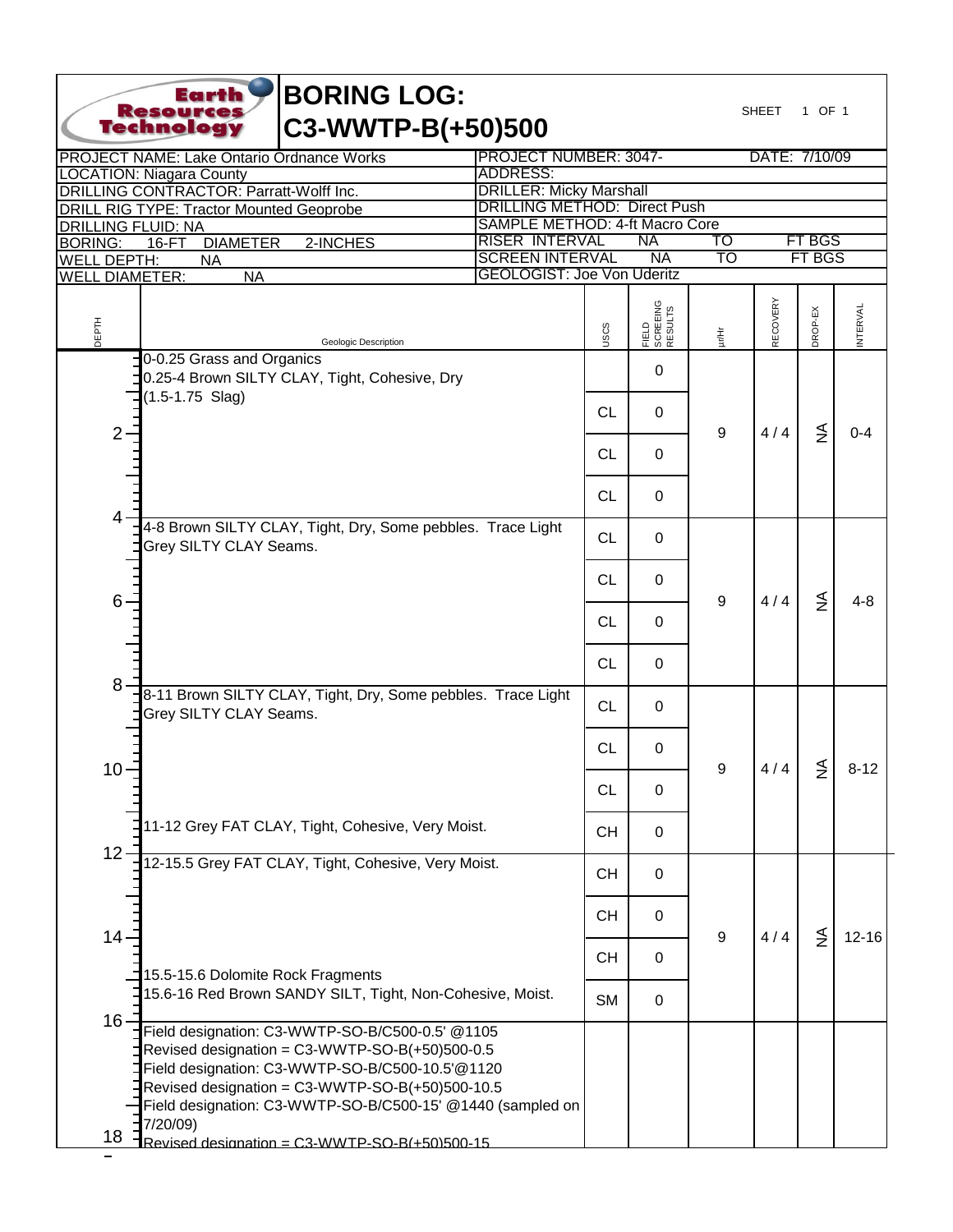# BORING LOG: C3-WWTP-B(+50)500

Earth Resources Technology

SHEET 1 OF 1

| | |
|---|---|
| PROJECT NAME: Lake Ontario Ordnance Works | PROJECT NUMBER: 3047- DATE: 7/10/09 |
| LOCATION: Niagara County | ADDRESS: |
| DRILLING CONTRACTOR: Parratt-Wolff Inc. | DRILLER: Micky Marshall |
| DRILL RIG TYPE: Tractor Mounted Geoprobe | DRILLING METHOD: Direct Push |
| DRILLING FLUID: NA | SAMPLE METHOD: 4-ft Macro Core |
| BORING: 16-FT DIAMETER 2-INCHES | RISER INTERVAL NA TO FT BGS |
| WELL DEPTH: NA | SCREEN INTERVAL NA TO FT BGS |
| WELL DIAMETER: NA | GEOLOGIST: Joe Von Uderitz |

| DEPTH | Geologic Description | USCS | FIELD SCREEING RESULTS | µr/Hr | RECOVERY | DROP-EX | INTERVAL |
|---|---|---|---|---|---|---|---|
| 0 | 0-0.25 Grass and Organics<br>0.25-4 Brown SILTY CLAY, Tight, Cohesive, Dry<br>(1.5-1.75 Slag) | | 0 | 9 | 4 / 4 | NA | 0-4 |
| | | CL | 0 | | | | |
| 2 | | CL | 0 | | | | |
| | | CL | 0 | | | | |
| 4 | 4-8 Brown SILTY CLAY, Tight, Dry, Some pebbles. Trace Light Grey SILTY CLAY Seams. | CL | 0 | 9 | 4 / 4 | NA | 4-8 |
| | | CL | 0 | | | | |
| 6 | | CL | 0 | | | | |
| | | CL | 0 | | | | |
| 8 | 8-11 Brown SILTY CLAY, Tight, Dry, Some pebbles. Trace Light Grey SILTY CLAY Seams. | CL | 0 | 9 | 4 / 4 | NA | 8-12 |
| | | CL | 0 | | | | |
| 10 | | CL | 0 | | | | |
| | 11-12 Grey FAT CLAY, Tight, Cohesive, Very Moist. | CH | 0 | | | | |
| 12 | 12-15.5 Grey FAT CLAY, Tight, Cohesive, Very Moist. | CH | 0 | 9 | 4 / 4 | NA | 12-16 |
| | | CH | 0 | | | | |
| 14 | 15.5-15.6 Dolomite Rock Fragments | CH | 0 | | | | |
| | 15.6-16 Red Brown SANDY SILT, Tight, Non-Cohesive, Moist. | SM | 0 | | | | |
| 16 | Field designation: C3-WWTP-SO-B/C500-0.5' @1105<br>Revised designation = C3-WWTP-SO-B(+50)500-0.5<br>Field designation: C3-WWTP-SO-B/C500-10.5'@1120<br>Revised designation = C3-WWTP-SO-B(+50)500-10.5<br>Field designation: C3-WWTP-SO-B/C500-15' @1440 (sampled on 7/20/09)<br>Revised designation = C3-WWTP-SO-B(+50)500-15 | | | | | | |
| 18 | | | | | | | |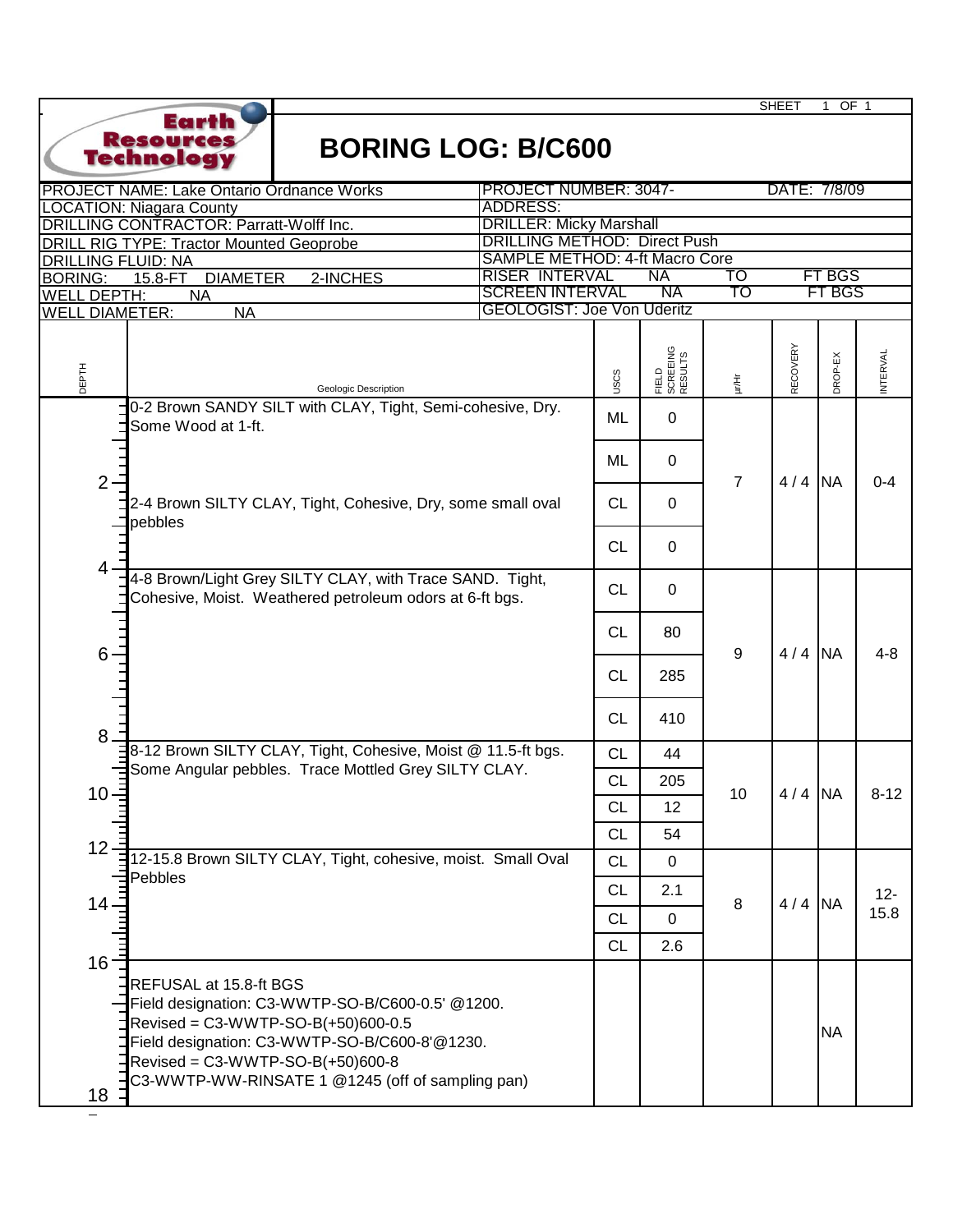SHEET 1 OF 1

Earth Resources Technology

# BORING LOG: B/C600

| | |
|---|---|
| PROJECT NAME: Lake Ontario Ordnance Works | PROJECT NUMBER: 3047- DATE: 7/8/09 |
| LOCATION: Niagara County | ADDRESS: |
| DRILLING CONTRACTOR: Parratt-Wolff Inc. | DRILLER: Micky Marshall |
| DRILL RIG TYPE: Tractor Mounted Geoprobe | DRILLING METHOD: Direct Push |
| DRILLING FLUID: NA | SAMPLE METHOD: 4-ft Macro Core |
| BORING: 15.8-FT DIAMETER 2-INCHES | RISER INTERVAL NA TO FT BGS |
| WELL DEPTH: NA | SCREEN INTERVAL NA TO FT BGS |
| WELL DIAMETER: NA | GEOLOGIST: Joe Von Uderitz |

| DEPTH | Geologic Description | USCS | FIELD SCREEING RESULTS | µr/Hr | RECOVERY | DROP-EX | INTERVAL |
|---|---|---|---|---|---|---|---|
| 0 | 0-2 Brown SANDY SILT with CLAY, Tight, Semi-cohesive, Dry. Some Wood at 1-ft. | ML | 0 | 7 | 4 / 4 | NA | 0-4 |
| | | ML | 0 | | | | |
| 2 | 2-4 Brown SILTY CLAY, Tight, Cohesive, Dry, some small oval pebbles | CL | 0 | | | | |
| | | CL | 0 | | | | |
| 4 | 4-8 Brown/Light Grey SILTY CLAY, with Trace SAND. Tight, Cohesive, Moist. Weathered petroleum odors at 6-ft bgs. | CL | 0 | 9 | 4 / 4 | NA | 4-8 |
| | | CL | 80 | | | | |
| 6 | | CL | 285 | | | | |
| | | CL | 410 | | | | |
| 8 | 8-12 Brown SILTY CLAY, Tight, Cohesive, Moist @ 11.5-ft bgs. Some Angular pebbles. Trace Mottled Grey SILTY CLAY. | CL | 44 | 10 | 4 / 4 | NA | 8-12 |
| 10 | | CL | 205 | | | | |
| | | CL | 12 | | | | |
| | | CL | 54 | | | | |
| 12 | 12-15.8 Brown SILTY CLAY, Tight, cohesive, moist. Small Oval Pebbles | CL | 0 | 8 | 4 / 4 | NA | 12-15.8 |
| 14 | | CL | 2.1 | | | | |
| | | CL | 0 | | | | |
| | | CL | 2.6 | | | | |
| 16 | REFUSAL at 15.8-ft BGS<br>Field designation: C3-WWTP-SO-B/C600-0.5' @1200.<br>Revised = C3-WWTP-SO-B(+50)600-0.5<br>Field designation: C3-WWTP-SO-B/C600-8'@1230.<br>Revised = C3-WWTP-SO-B(+50)600-8<br>C3-WWTP-WW-RINSATE 1 @1245 (off of sampling pan) | | | | | NA | |
| 18 | | | | | | | |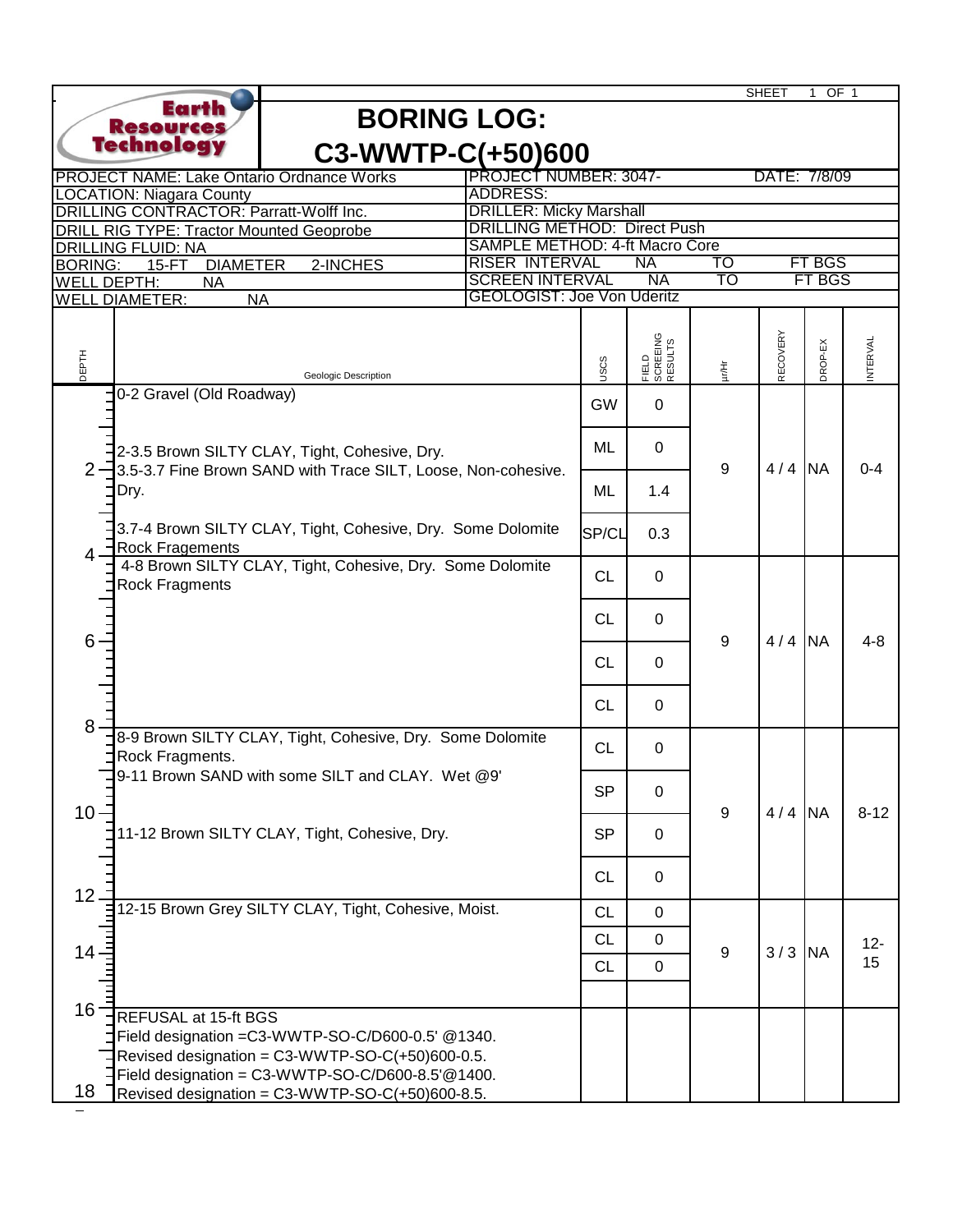SHEET 1 OF 1

Earth Resources Technology

# BORING LOG: C3-WWTP-C(+50)600

| | |
|---|---|
| PROJECT NAME: Lake Ontario Ordnance Works | PROJECT NUMBER: 3047- DATE: 7/8/09 |
| LOCATION: Niagara County | ADDRESS: |
| DRILLING CONTRACTOR: Parratt-Wolff Inc. | DRILLER: Micky Marshall |
| DRILL RIG TYPE: Tractor Mounted Geoprobe | DRILLING METHOD: Direct Push |
| DRILLING FLUID: NA | SAMPLE METHOD: 4-ft Macro Core |
| BORING: 15-FT DIAMETER 2-INCHES | RISER INTERVAL NA TO FT BGS |
| WELL DEPTH: NA | SCREEN INTERVAL NA TO FT BGS |
| WELL DIAMETER: NA | GEOLOGIST: Joe Von Uderitz |

| DEPTH | Geologic Description | USCS | FIELD SCREEING RESULTS | µr/Hr | RECOVERY | DROP-EX | INTERVAL |
|---|---|---|---|---|---|---|---|
| | 0-2 Gravel (Old Roadway) | GW | 0 | 9 | 4 / 4 | NA | 0-4 |
| 2 | 2-3.5 Brown SILTY CLAY, Tight, Cohesive, Dry. | ML | 0 | | | | |
| | 3.5-3.7 Fine Brown SAND with Trace SILT, Loose, Non-cohesive. Dry. | ML | 1.4 | | | | |
| 4 | 3.7-4 Brown SILTY CLAY, Tight, Cohesive, Dry. Some Dolomite Rock Fragements | SP/CL | 0.3 | | | | |
| | 4-8 Brown SILTY CLAY, Tight, Cohesive, Dry. Some Dolomite Rock Fragments | CL | 0 | 9 | 4 / 4 | NA | 4-8 |
| 6 | | CL | 0 | | | | |
| | | CL | 0 | | | | |
| 8 | | CL | 0 | | | | |
| | 8-9 Brown SILTY CLAY, Tight, Cohesive, Dry. Some Dolomite Rock Fragments. | CL | 0 | 9 | 4 / 4 | NA | 8-12 |
| | 9-11 Brown SAND with some SILT and CLAY. Wet @9' | SP | 0 | | | | |
| 10 | 11-12 Brown SILTY CLAY, Tight, Cohesive, Dry. | SP | 0 | | | | |
| 12 | | CL | 0 | | | | |
| | 12-15 Brown Grey SILTY CLAY, Tight, Cohesive, Moist. | CL | 0 | 9 | 3 / 3 | NA | 12-15 |
| 14 | | CL | 0 | | | | |
| | | CL | 0 | | | | |
| 16 | REFUSAL at 15-ft BGS<br>Field designation =C3-WWTP-SO-C/D600-0.5' @1340.<br>Revised designation = C3-WWTP-SO-C(+50)600-0.5.<br>Field designation = C3-WWTP-SO-C/D600-8.5'@1400.<br>Revised designation = C3-WWTP-SO-C(+50)600-8.5. | | | | | | |
| 18 | | | | | | | |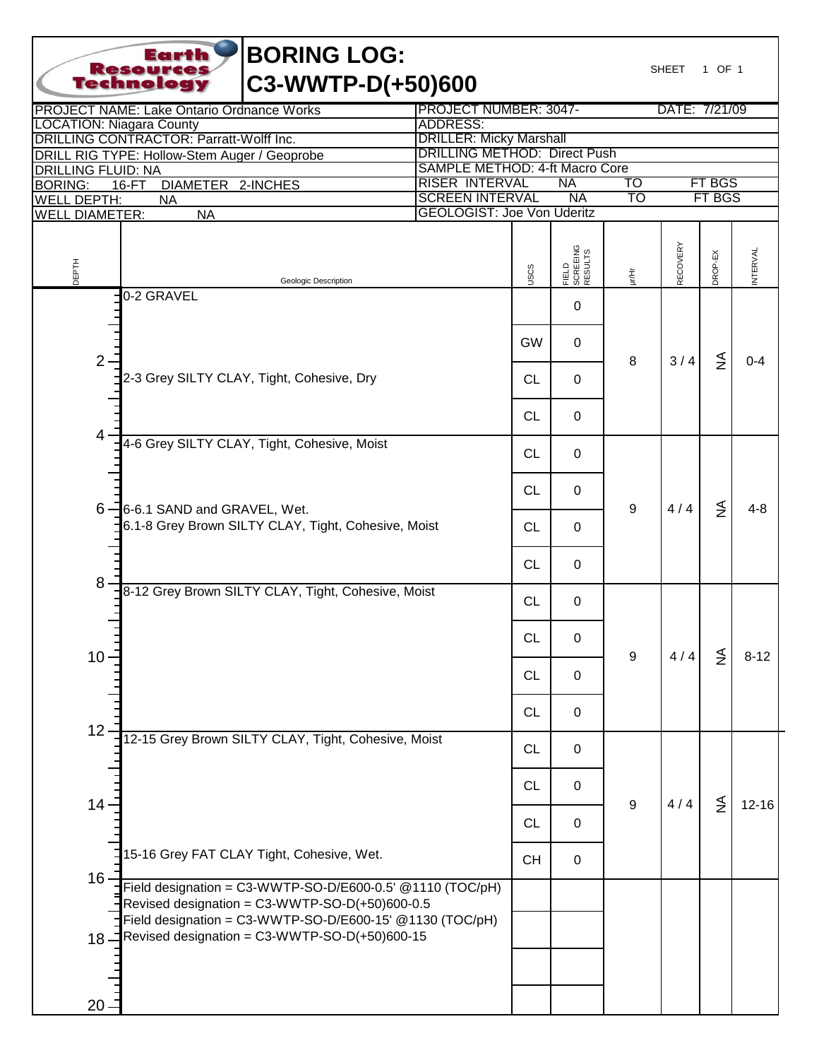# BORING LOG: C3-WWTP-D(+50)600

Earth Resources Technology

SHEET 1 OF 1

| | |
|---|---|
| PROJECT NAME: Lake Ontario Ordnance Works | PROJECT NUMBER: 3047- DATE: 7/21/09 |
| LOCATION: Niagara County | ADDRESS: |
| DRILLING CONTRACTOR: Parratt-Wolff Inc. | DRILLER: Micky Marshall |
| DRILL RIG TYPE: Hollow-Stem Auger / Geoprobe | DRILLING METHOD: Direct Push |
| DRILLING FLUID: NA | SAMPLE METHOD: 4-ft Macro Core |
| BORING: 16-FT DIAMETER 2-INCHES | RISER INTERVAL NA TO FT BGS |
| WELL DEPTH: NA | SCREEN INTERVAL NA TO FT BGS |
| WELL DIAMETER: NA | GEOLOGIST: Joe Von Uderitz |

| DEPTH | Geologic Description | USCS | FIELD SCREENING RESULTS | µr/Hr | RECOVERY | DROP-EX | INTERVAL |
|---|---|---|---|---|---|---|---|
| 0 | 0-2 GRAVEL | | 0 | 8 | 3 / 4 | NA | 0-4 |
| | | GW | 0 | | | | |
| 2 | 2-3 Grey SILTY CLAY, Tight, Cohesive, Dry | CL | 0 | | | | |
| | | CL | 0 | | | | |
| 4 | 4-6 Grey SILTY CLAY, Tight, Cohesive, Moist | CL | 0 | 9 | 4 / 4 | NA | 4-8 |
| | | CL | 0 | | | | |
| 6 | 6-6.1 SAND and GRAVEL, Wet.<br>6.1-8 Grey Brown SILTY CLAY, Tight, Cohesive, Moist | CL | 0 | | | | |
| | | CL | 0 | | | | |
| 8 | 8-12 Grey Brown SILTY CLAY, Tight, Cohesive, Moist | CL | 0 | 9 | 4 / 4 | NA | 8-12 |
| | | CL | 0 | | | | |
| 10 | | CL | 0 | | | | |
| | | CL | 0 | | | | |
| 12 | 12-15 Grey Brown SILTY CLAY, Tight, Cohesive, Moist | CL | 0 | 9 | 4 / 4 | NA | 12-16 |
| | | CL | 0 | | | | |
| 14 | | CL | 0 | | | | |
| | 15-16 Grey FAT CLAY Tight, Cohesive, Wet. | CH | 0 | | | | |
| 16 | Field designation = C3-WWTP-SO-D/E600-0.5' @1110 (TOC/pH)<br>Revised designation = C3-WWTP-SO-D(+50)600-0.5 | | | | | | |
| | Field designation = C3-WWTP-SO-D/E600-15' @1130 (TOC/pH)<br>Revised designation = C3-WWTP-SO-D(+50)600-15 | | | | | | |
| 18 | | | | | | | |
| 20 | | | | | | | |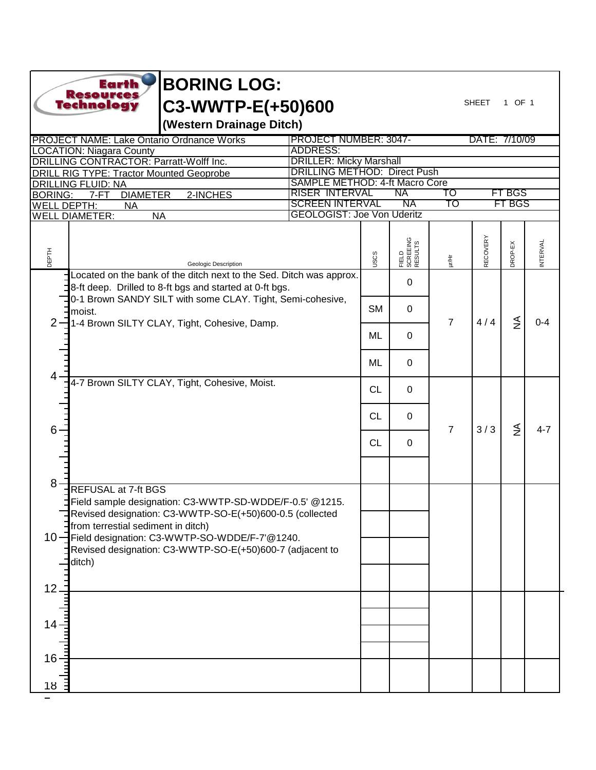# BORING LOG: C3-WWTP-E(+50)600

**(Western Drainage Ditch)**

Earth Resources Technology

SHEET 1 OF 1

| | |
|---|---|
| PROJECT NAME: Lake Ontario Ordnance Works | PROJECT NUMBER: 3047- DATE: 7/10/09 |
| LOCATION: Niagara County | ADDRESS: |
| DRILLING CONTRACTOR: Parratt-Wolff Inc. | DRILLER: Micky Marshall |
| DRILL RIG TYPE: Tractor Mounted Geoprobe | DRILLING METHOD: Direct Push |
| DRILLING FLUID: NA | SAMPLE METHOD: 4-ft Macro Core |
| BORING: 7-FT DIAMETER 2-INCHES | RISER INTERVAL NA TO FT BGS |
| WELL DEPTH: NA | SCREEN INTERVAL NA TO FT BGS |
| WELL DIAMETER: NA | GEOLOGIST: Joe Von Uderitz |

| DEPTH | Geologic Description | USCS | FIELD SCREEING RESULTS | µr/Hr | RECOVERY | DROP-EX | INTERVAL |
|---|---|---|---|---|---|---|---|
| 0 | Located on the bank of the ditch next to the Sed. Ditch was approx. 8-ft deep. Drilled to 8-ft bgs and started at 0-ft bgs. | | 0 | 7 | 4 / 4 | NA | 0-4 |
| | 0-1 Brown SANDY SILT with some CLAY. Tight, Semi-cohesive, moist. | SM | 0 | | | | |
| 2 | 1-4 Brown SILTY CLAY, Tight, Cohesive, Damp. | ML | 0 | | | | |
| | | ML | 0 | | | | |
| 4 | 4-7 Brown SILTY CLAY, Tight, Cohesive, Moist. | CL | 0 | 7 | 3 / 3 | NA | 4-7 |
| | | CL | 0 | | | | |
| 6 | | CL | 0 | | | | |
| | | | | | | | |
| 8 | REFUSAL at 7-ft BGS<br>Field sample designation: C3-WWTP-SD-WDDE/F-0.5' @1215.<br>Revised designation: C3-WWTP-SO-E(+50)600-0.5 (collected from terrestial sediment in ditch)<br>Field designation: C3-WWTP-SO-WDDE/F-7'@1240.<br>Revised designation: C3-WWTP-SO-E(+50)600-7 (adjacent to ditch) | | | | | | |
| 10 | | | | | | | |
| 12 | | | | | | | |
| 14 | | | | | | | |
| 16 | | | | | | | |
| 18 | | | | | | | |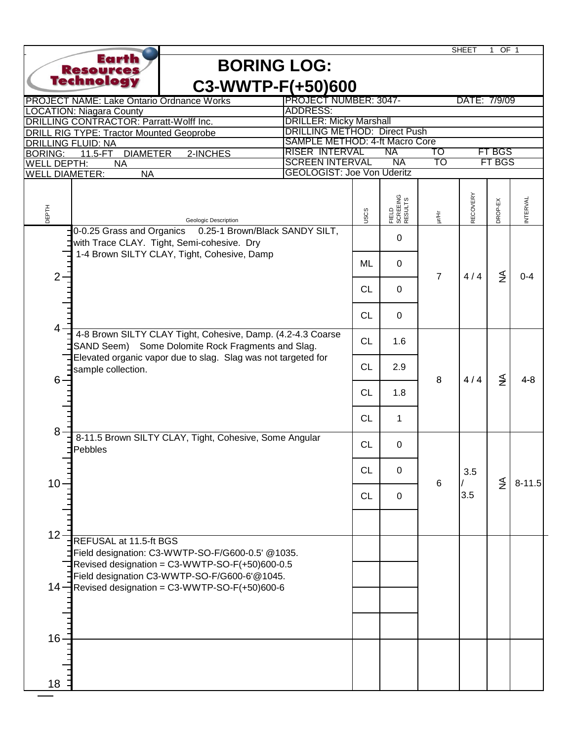Earth Resources Technology

# BORING LOG: C3-WWTP-F(+50)600

SHEET 1 OF 1

| | |
|---|---|
| PROJECT NAME: Lake Ontario Ordnance Works | PROJECT NUMBER: 3047- DATE: 7/9/09 |
| LOCATION: Niagara County | ADDRESS: |
| DRILLING CONTRACTOR: Parratt-Wolff Inc. | DRILLER: Micky Marshall |
| DRILL RIG TYPE: Tractor Mounted Geoprobe | DRILLING METHOD: Direct Push |
| DRILLING FLUID: NA | SAMPLE METHOD: 4-ft Macro Core |
| BORING: 11.5-FT DIAMETER 2-INCHES | RISER INTERVAL NA TO FT BGS |
| WELL DEPTH: NA | SCREEN INTERVAL NA TO FT BGS |
| WELL DIAMETER: NA | GEOLOGIST: Joe Von Uderitz |

| DEPTH | Geologic Description | USCS | FIELD SCREEING RESULTS | µr/Hr | RECOVERY | DROP-EX | INTERVAL |
|---|---|---|---|---|---|---|---|
| 0-4 | 0-0.25 Grass and Organics 0.25-1 Brown/Black SANDY SILT, with Trace CLAY. Tight, Semi-cohesive. Dry<br>1-4 Brown SILTY CLAY, Tight, Cohesive, Damp | | 0 | 7 | 4 / 4 | NA | 0-4 |
| | | ML | 0 | | | | |
| | | CL | 0 | | | | |
| | | CL | 0 | | | | |
| 4-8 | 4-8 Brown SILTY CLAY Tight, Cohesive, Damp. (4.2-4.3 Coarse SAND Seem) Some Dolomite Rock Fragments and Slag. Elevated organic vapor due to slag. Slag was not targeted for sample collection. | CL | 1.6 | 8 | 4 / 4 | NA | 4-8 |
| | | CL | 2.9 | | | | |
| | | CL | 1.8 | | | | |
| | | CL | 1 | | | | |
| 8-11.5 | 8-11.5 Brown SILTY CLAY, Tight, Cohesive, Some Angular Pebbles | CL | 0 | 6 | 3.5 / 3.5 | NA | 8-11.5 |
| | | CL | 0 | | | | |
| | | CL | 0 | | | | |
| | | | | | | | |
| 12 | REFUSAL at 11.5-ft BGS<br>Field designation: C3-WWTP-SO-F/G600-0.5' @1035.<br>Revised designation = C3-WWTP-SO-F(+50)600-0.5<br>Field designation C3-WWTP-SO-F/G600-6'@1045.<br>Revised designation = C3-WWTP-SO-F(+50)600-6 | | | | | | |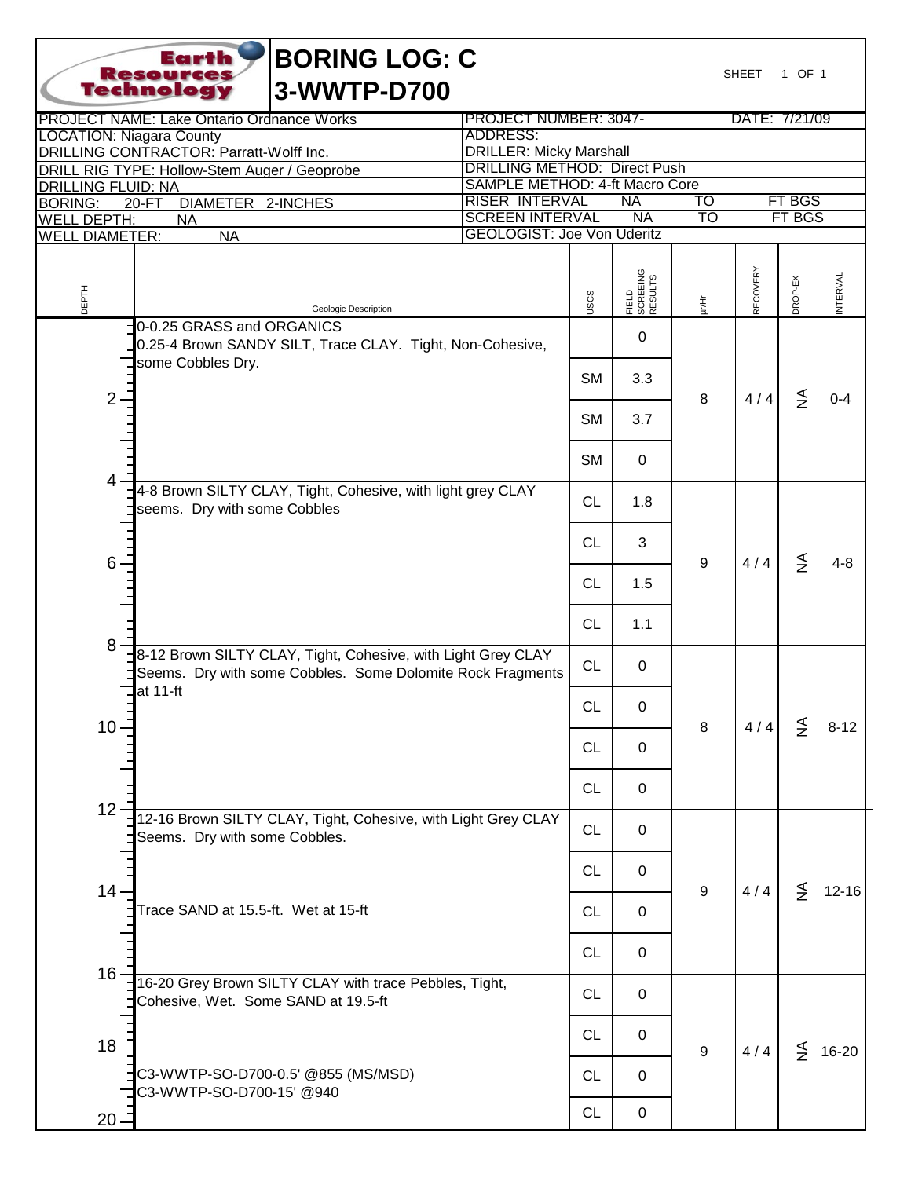# BORING LOG: C 3-WWTP-D700

Earth Resources Technology

SHEET 1 OF 1

| | |
|---|---|
| PROJECT NAME: Lake Ontario Ordnance Works | PROJECT NUMBER: 3047- DATE: 7/21/09 |
| LOCATION: Niagara County | ADDRESS: |
| DRILLING CONTRACTOR: Parratt-Wolff Inc. | DRILLER: Micky Marshall |
| DRILL RIG TYPE: Hollow-Stem Auger / Geoprobe | DRILLING METHOD: Direct Push |
| DRILLING FLUID: NA | SAMPLE METHOD: 4-ft Macro Core |
| BORING: 20-FT DIAMETER 2-INCHES | RISER INTERVAL NA TO FT BGS |
| WELL DEPTH: NA | SCREEN INTERVAL NA TO FT BGS |
| WELL DIAMETER: NA | GEOLOGIST: Joe Von Uderitz |

| DEPTH | Geologic Description | USCS | FIELD SCREEING RESULTS | µr/Hr | RECOVERY | DROP-EX | INTERVAL |
|---|---|---|---|---|---|---|---|
| 0 | 0-0.25 GRASS and ORGANICS<br>0.25-4 Brown SANDY SILT, Trace CLAY. Tight, Non-Cohesive, some Cobbles Dry. | | 0 | 8 | 4 / 4 | NA | 0-4 |
| | | SM | 3.3 | | | | |
| 2 | | SM | 3.7 | | | | |
| | | SM | 0 | | | | |
| 4 | 4-8 Brown SILTY CLAY, Tight, Cohesive, with light grey CLAY seems. Dry with some Cobbles | CL | 1.8 | 9 | 4 / 4 | NA | 4-8 |
| | | CL | 3 | | | | |
| 6 | | CL | 1.5 | | | | |
| | | CL | 1.1 | | | | |
| 8 | 8-12 Brown SILTY CLAY, Tight, Cohesive, with Light Grey CLAY Seems. Dry with some Cobbles. Some Dolomite Rock Fragments at 11-ft | CL | 0 | 8 | 4 / 4 | NA | 8-12 |
| | | CL | 0 | | | | |
| 10 | | CL | 0 | | | | |
| | | CL | 0 | | | | |
| 12 | 12-16 Brown SILTY CLAY, Tight, Cohesive, with Light Grey CLAY Seems. Dry with some Cobbles. | CL | 0 | 9 | 4 / 4 | NA | 12-16 |
| | | CL | 0 | | | | |
| 14 | Trace SAND at 15.5-ft. Wet at 15-ft | CL | 0 | | | | |
| | | CL | 0 | | | | |
| 16 | 16-20 Grey Brown SILTY CLAY with trace Pebbles, Tight, Cohesive, Wet. Some SAND at 19.5-ft | CL | 0 | 9 | 4 / 4 | NA | 16-20 |
| 18 | | CL | 0 | | | | |
| | C3-WWTP-SO-D700-0.5' @855 (MS/MSD)<br>C3-WWTP-SO-D700-15' @940 | CL | 0 | | | | |
| 20 | | CL | 0 | | | | |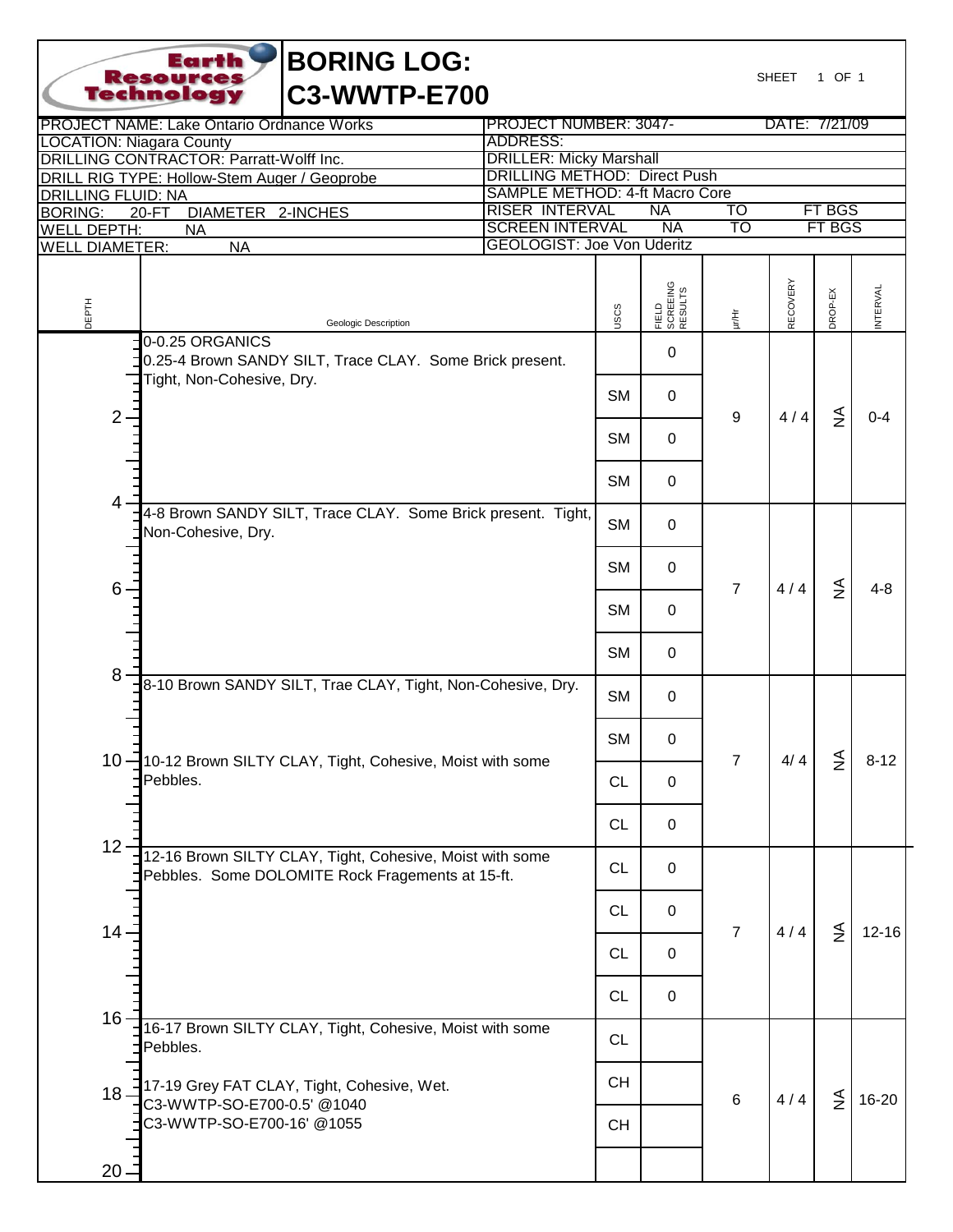# BORING LOG: C3-WWTP-E700

Earth Resources Technology

SHEET 1 OF 1

| | |
|---|---|
| PROJECT NAME: Lake Ontario Ordnance Works | PROJECT NUMBER: 3047- DATE: 7/21/09 |
| LOCATION: Niagara County | ADDRESS: |
| DRILLING CONTRACTOR: Parratt-Wolff Inc. | DRILLER: Micky Marshall |
| DRILL RIG TYPE: Hollow-Stem Auger / Geoprobe | DRILLING METHOD: Direct Push |
| DRILLING FLUID: NA | SAMPLE METHOD: 4-ft Macro Core |
| BORING: 20-FT DIAMETER 2-INCHES | RISER INTERVAL NA TO FT BGS |
| WELL DEPTH: NA | SCREEN INTERVAL NA TO FT BGS |
| WELL DIAMETER: NA | GEOLOGIST: Joe Von Uderitz |

| DEPTH | Geologic Description | USCS | FIELD SCREEING RESULTS | µr/Hr | RECOVERY | DROP-EX | INTERVAL |
|---|---|---|---|---|---|---|---|
| 0 | 0-0.25 ORGANICS<br>0.25-4 Brown SANDY SILT, Trace CLAY. Some Brick present. Tight, Non-Cohesive, Dry. | | 0 | 9 | 4 / 4 | NA | 0-4 |
| | | SM | 0 | | | | |
| 2 | | SM | 0 | | | | |
| | | SM | 0 | | | | |
| 4 | 4-8 Brown SANDY SILT, Trace CLAY. Some Brick present. Tight, Non-Cohesive, Dry. | SM | 0 | 7 | 4 / 4 | NA | 4-8 |
| | | SM | 0 | | | | |
| 6 | | SM | 0 | | | | |
| | | SM | 0 | | | | |
| 8 | 8-10 Brown SANDY SILT, Trae CLAY, Tight, Non-Cohesive, Dry. | SM | 0 | 7 | 4/ 4 | NA | 8-12 |
| | | SM | 0 | | | | |
| 10 | 10-12 Brown SILTY CLAY, Tight, Cohesive, Moist with some Pebbles. | CL | 0 | | | | |
| | | CL | 0 | | | | |
| 12 | 12-16 Brown SILTY CLAY, Tight, Cohesive, Moist with some Pebbles. Some DOLOMITE Rock Fragements at 15-ft. | CL | 0 | 7 | 4 / 4 | NA | 12-16 |
| | | CL | 0 | | | | |
| 14 | | CL | 0 | | | | |
| | | CL | 0 | | | | |
| 16 | 16-17 Brown SILTY CLAY, Tight, Cohesive, Moist with some Pebbles. | CL | | 6 | 4 / 4 | NA | 16-20 |
| | 17-19 Grey FAT CLAY, Tight, Cohesive, Wet. | CH | | | | | |
| 18 | C3-WWTP-SO-E700-0.5' @1040<br>C3-WWTP-SO-E700-16' @1055 | CH | | | | | |
| 20 | | | | | | | |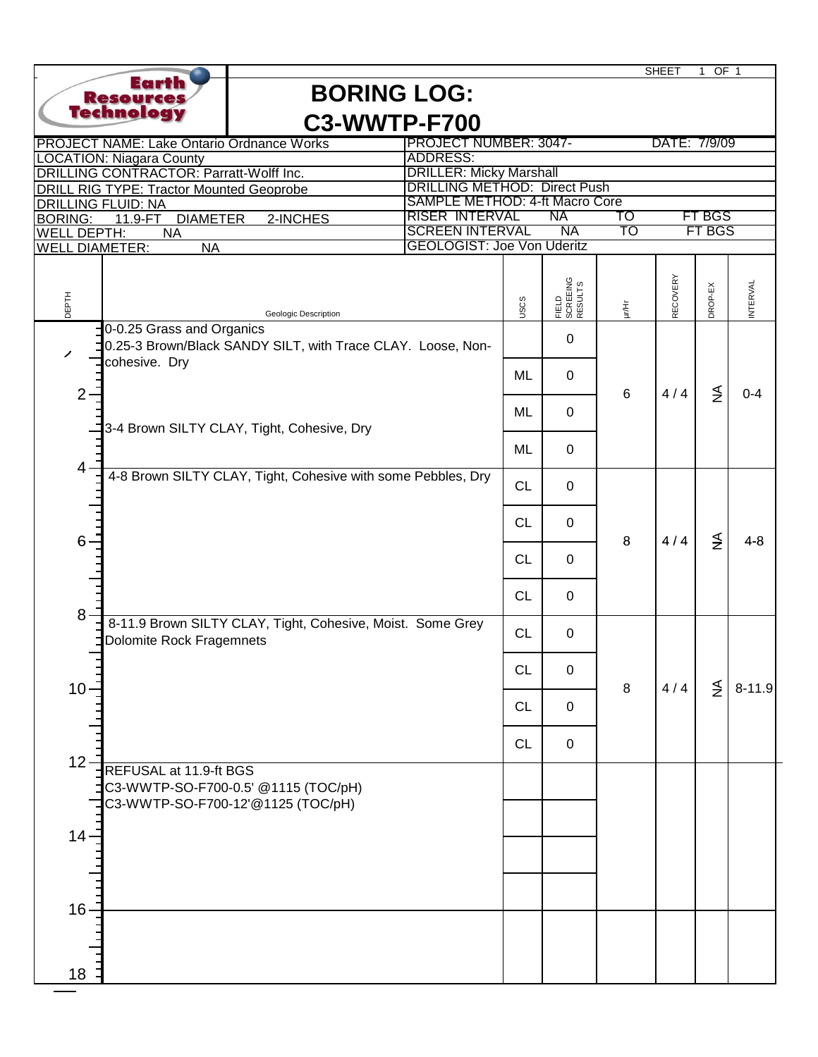SHEET 1 OF 1

Earth Resources Technology

# BORING LOG: C3-WWTP-F700

| | |
|---|---|
| PROJECT NAME: Lake Ontario Ordnance Works | PROJECT NUMBER: 3047- DATE: 7/9/09 |
| LOCATION: Niagara County | ADDRESS: |
| DRILLING CONTRACTOR: Parratt-Wolff Inc. | DRILLER: Micky Marshall |
| DRILL RIG TYPE: Tractor Mounted Geoprobe | DRILLING METHOD: Direct Push |
| DRILLING FLUID: NA | SAMPLE METHOD: 4-ft Macro Core |
| BORING: 11.9-FT DIAMETER 2-INCHES | RISER INTERVAL NA TO FT BGS |
| WELL DEPTH: NA | SCREEN INTERVAL NA TO FT BGS |
| WELL DIAMETER: NA | GEOLOGIST: Joe Von Uderitz |

| DEPTH | Geologic Description | USCS | FIELD SCREEING RESULTS | µr/Hr | RECOVERY | DROP-EX | INTERVAL |
|---|---|---|---|---|---|---|---|
| 0 | 0-0.25 Grass and Organics<br>0.25-3 Brown/Black SANDY SILT, with Trace CLAY. Loose, Non-cohesive. Dry | | 0 | 6 | 4 / 4 | NA | 0-4 |
| | | ML | 0 | | | | |
| 2 | | ML | 0 | | | | |
| | 3-4 Brown SILTY CLAY, Tight, Cohesive, Dry | ML | 0 | | | | |
| 4 | 4-8 Brown SILTY CLAY, Tight, Cohesive with some Pebbles, Dry | CL | 0 | 8 | 4 / 4 | NA | 4-8 |
| | | CL | 0 | | | | |
| 6 | | CL | 0 | | | | |
| | | CL | 0 | | | | |
| 8 | 8-11.9 Brown SILTY CLAY, Tight, Cohesive, Moist. Some Grey Dolomite Rock Fragemnets | CL | 0 | 8 | 4 / 4 | NA | 8-11.9 |
| | | CL | 0 | | | | |
| 10 | | CL | 0 | | | | |
| | | CL | 0 | | | | |
| 12 | REFUSAL at 11.9-ft BGS<br>C3-WWTP-SO-F700-0.5' @1115 (TOC/pH)<br>C3-WWTP-SO-F700-12'@1125 (TOC/pH) | | | | | | |
| 14 | | | | | | | |
| 16 | | | | | | | |
| 18 | | | | | | | |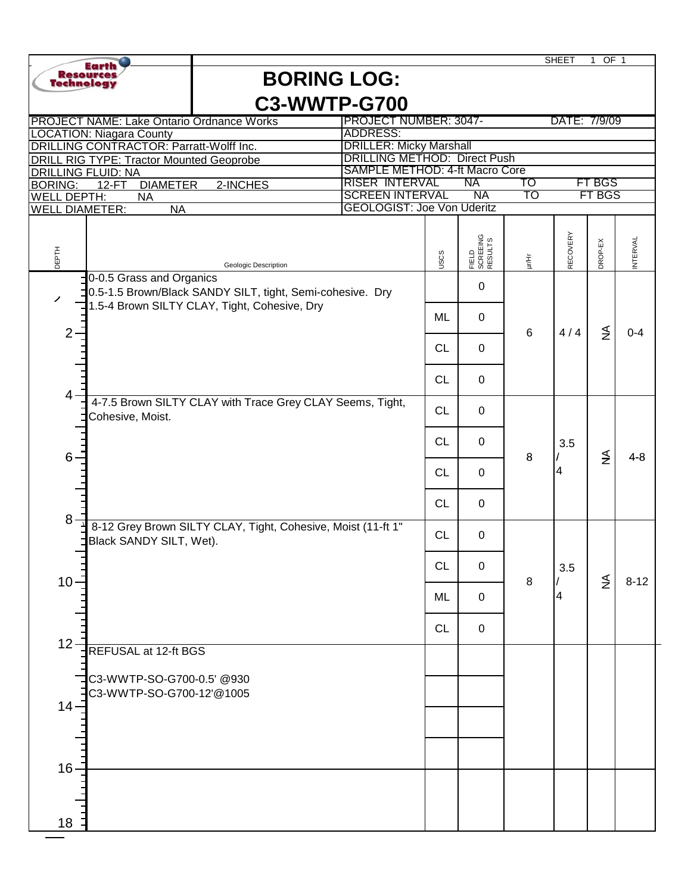Earth Resources Technology

# BORING LOG: C3-WWTP-G700

SHEET 1 OF 1

| | |
|---|---|
| PROJECT NAME: Lake Ontario Ordnance Works | PROJECT NUMBER: 3047- DATE: 7/9/09 |
| LOCATION: Niagara County | ADDRESS: |
| DRILLING CONTRACTOR: Parratt-Wolff Inc. | DRILLER: Micky Marshall |
| DRILL RIG TYPE: Tractor Mounted Geoprobe | DRILLING METHOD: Direct Push |
| DRILLING FLUID: NA | SAMPLE METHOD: 4-ft Macro Core |
| BORING: 12-FT DIAMETER 2-INCHES | RISER INTERVAL NA TO FT BGS |
| WELL DEPTH: NA | SCREEN INTERVAL NA TO FT BGS |
| WELL DIAMETER: NA | GEOLOGIST: Joe Von Uderitz |

| DEPTH | Geologic Description | USCS | FIELD SCREEING RESULTS | µr/Hr | RECOVERY | DROP-EX | INTERVAL |
|---|---|---|---|---|---|---|---|
| 0 | 0-0.5 Grass and Organics<br>0.5-1.5 Brown/Black SANDY SILT, tight, Semi-cohesive. Dry<br>1.5-4 Brown SILTY CLAY, Tight, Cohesive, Dry | | 0 | 6 | 4 / 4 | NA | 0-4 |
| | | ML | 0 | | | | |
| 2 | | CL | 0 | | | | |
| | | CL | 0 | | | | |
| 4 | 4-7.5 Brown SILTY CLAY with Trace Grey CLAY Seems, Tight, Cohesive, Moist. | CL | 0 | 8 | 3.5 / 4 | NA | 4-8 |
| | | CL | 0 | | | | |
| 6 | | CL | 0 | | | | |
| | | CL | 0 | | | | |
| 8 | 8-12 Grey Brown SILTY CLAY, Tight, Cohesive, Moist (11-ft 1" Black SANDY SILT, Wet). | CL | 0 | 8 | 3.5 / 4 | NA | 8-12 |
| | | CL | 0 | | | | |
| 10 | | ML | 0 | | | | |
| | | CL | 0 | | | | |
| 12 | REFUSAL at 12-ft BGS<br><br>C3-WWTP-SO-G700-0.5' @930<br>C3-WWTP-SO-G700-12'@1005 | | | | | | |
| 14 | | | | | | | |
| 16 | | | | | | | |
| 18 | | | | | | | |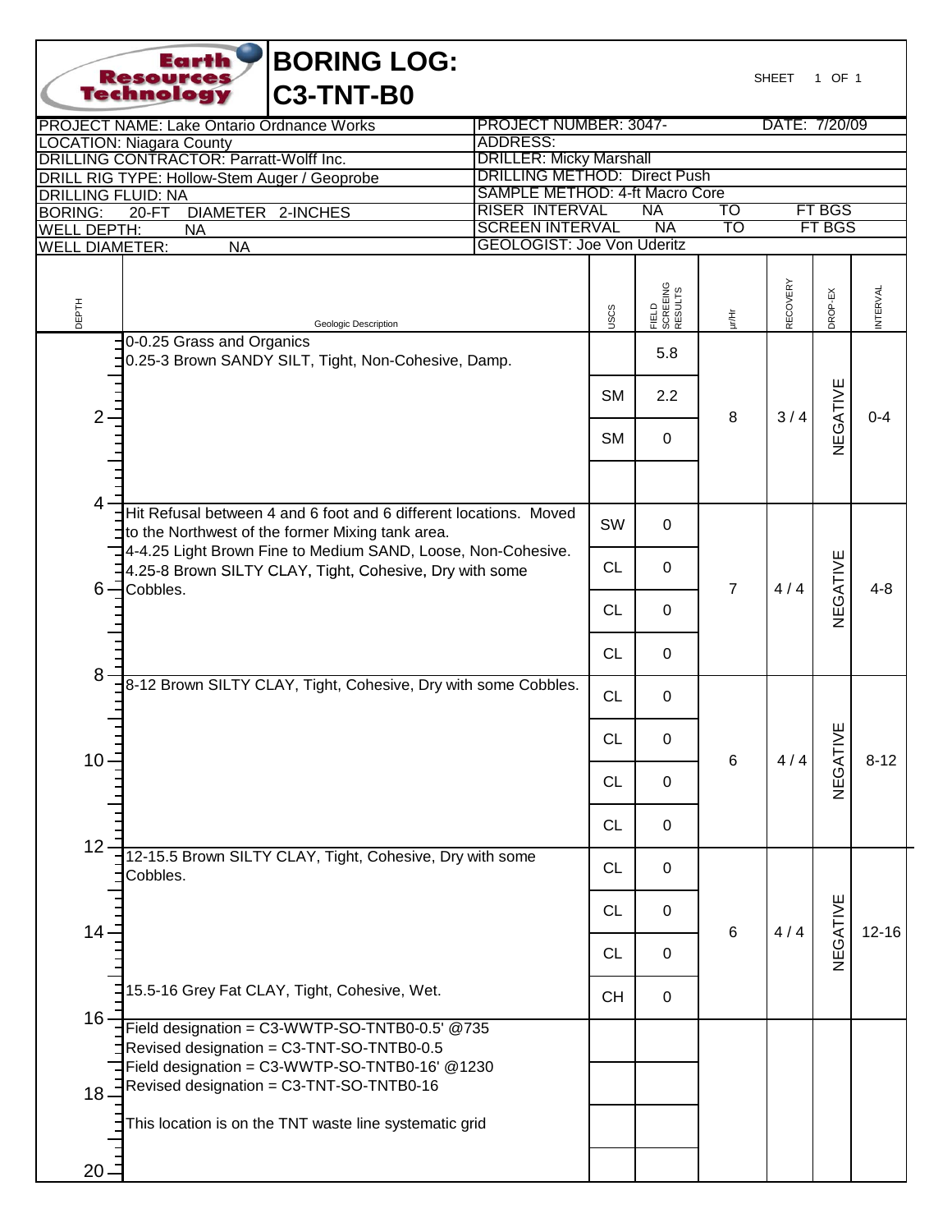# BORING LOG: C3-TNT-B0

Earth Resources Technology

SHEET 1 OF 1

| | |
|---|---|
| PROJECT NAME: Lake Ontario Ordnance Works | PROJECT NUMBER: 3047- DATE: 7/20/09 |
| LOCATION: Niagara County | ADDRESS: |
| DRILLING CONTRACTOR: Parratt-Wolff Inc. | DRILLER: Micky Marshall |
| DRILL RIG TYPE: Hollow-Stem Auger / Geoprobe | DRILLING METHOD: Direct Push |
| DRILLING FLUID: NA | SAMPLE METHOD: 4-ft Macro Core |
| BORING: 20-FT DIAMETER 2-INCHES | RISER INTERVAL NA TO FT BGS |
| WELL DEPTH: NA | SCREEN INTERVAL NA TO FT BGS |
| WELL DIAMETER: NA | GEOLOGIST: Joe Von Uderitz |

| DEPTH | Geologic Description | USCS | FIELD SCREENING RESULTS | µr/Hr | RECOVERY | DROP-EX | INTERVAL |
|---|---|---|---|---|---|---|---|
| 0 | 0-0.25 Grass and Organics<br>0.25-3 Brown SANDY SILT, Tight, Non-Cohesive, Damp. | | 5.8 | 8 | 3 / 4 | NEGATIVE | 0-4 |
| | | SM | 2.2 | | | | |
| 2 | | SM | 0 | | | | |
| | | | | | | | |
| 4 | Hit Refusal between 4 and 6 foot and 6 different locations. Moved to the Northwest of the former Mixing tank area.<br>4-4.25 Light Brown Fine to Medium SAND, Loose, Non-Cohesive.<br>4.25-8 Brown SILTY CLAY, Tight, Cohesive, Dry with some Cobbles. | SW | 0 | 7 | 4 / 4 | NEGATIVE | 4-8 |
| | | CL | 0 | | | | |
| 6 | | CL | 0 | | | | |
| | | CL | 0 | | | | |
| 8 | 8-12 Brown SILTY CLAY, Tight, Cohesive, Dry with some Cobbles. | CL | 0 | 6 | 4 / 4 | NEGATIVE | 8-12 |
| | | CL | 0 | | | | |
| 10 | | CL | 0 | | | | |
| | | CL | 0 | | | | |
| 12 | 12-15.5 Brown SILTY CLAY, Tight, Cohesive, Dry with some Cobbles. | CL | 0 | 6 | 4 / 4 | NEGATIVE | 12-16 |
| | | CL | 0 | | | | |
| 14 | | CL | 0 | | | | |
| | 15.5-16 Grey Fat CLAY, Tight, Cohesive, Wet. | CH | 0 | | | | |
| 16 | Field designation = C3-WWTP-SO-TNTB0-0.5' @735<br>Revised designation = C3-TNT-SO-TNTB0-0.5<br>Field designation = C3-WWTP-SO-TNTB0-16' @1230<br>Revised designation = C3-TNT-SO-TNTB0-16 | | | | | | |
| 18 | This location is on the TNT waste line systematic grid | | | | | | |
| 20 | | | | | | | |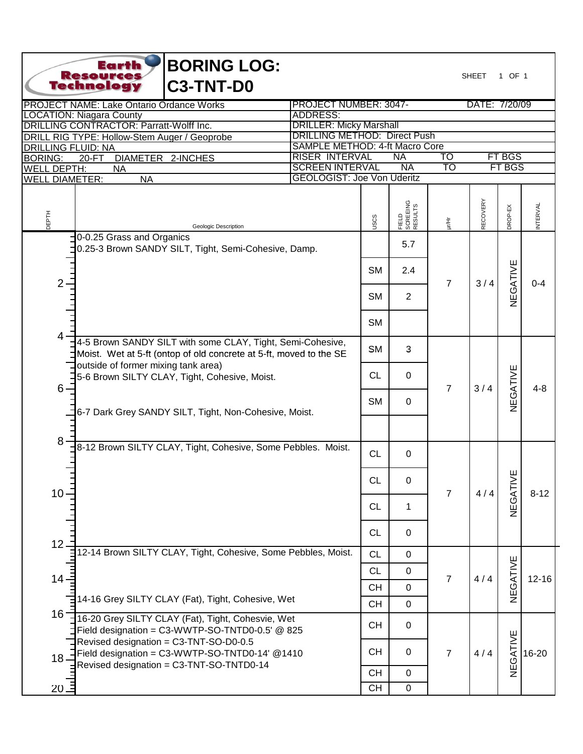# BORING LOG: C3-TNT-D0

Earth Resources Technology

SHEET 1 OF 1

| | |
|---|---|
| PROJECT NAME: Lake Ontario Ordance Works | PROJECT NUMBER: 3047- DATE: 7/20/09 |
| LOCATION: Niagara County | ADDRESS: |
| DRILLING CONTRACTOR: Parratt-Wolff Inc. | DRILLER: Micky Marshall |
| DRILL RIG TYPE: Hollow-Stem Auger / Geoprobe | DRILLING METHOD: Direct Push |
| DRILLING FLUID: NA | SAMPLE METHOD: 4-ft Macro Core |
| BORING: 20-FT DIAMETER 2-INCHES | RISER INTERVAL NA TO FT BGS |
| WELL DEPTH: NA | SCREEN INTERVAL NA TO FT BGS |
| WELL DIAMETER: NA | GEOLOGIST: Joe Von Uderitz |

| DEPTH | Geologic Description | USCS | FIELD SCREEING RESULTS | µr/Hr | RECOVERY | DROP-EX | INTERVAL |
|---|---|---|---|---|---|---|---|
| 0 | 0-0.25 Grass and Organics<br>0.25-3 Brown SANDY SILT, Tight, Semi-Cohesive, Damp. | | 5.7 | 7 | 3 / 4 | NEGATIVE | 0-4 |
| | | SM | 2.4 | | | | |
| 2 | | SM | 2 | | | | |
| | | SM | | | | | |
| 4 | 4-5 Brown SANDY SILT with some CLAY, Tight, Semi-Cohesive, Moist. Wet at 5-ft (ontop of old concrete at 5-ft, moved to the SE outside of former mixing tank area) | SM | 3 | 7 | 3 / 4 | NEGATIVE | 4-8 |
| | 5-6 Brown SILTY CLAY, Tight, Cohesive, Moist. | CL | 0 | | | | |
| 6 | 6-7 Dark Grey SANDY SILT, Tight, Non-Cohesive, Moist. | SM | 0 | | | | |
| | | | | | | | |
| 8 | 8-12 Brown SILTY CLAY, Tight, Cohesive, Some Pebbles. Moist. | CL | 0 | 7 | 4 / 4 | NEGATIVE | 8-12 |
| | | CL | 0 | | | | |
| 10 | | CL | 1 | | | | |
| | | CL | 0 | | | | |
| 12 | 12-14 Brown SILTY CLAY, Tight, Cohesive, Some Pebbles, Moist. | CL | 0 | 7 | 4 / 4 | NEGATIVE | 12-16 |
| | | CL | 0 | | | | |
| 14 | | CH | 0 | | | | |
| | 14-16 Grey SILTY CLAY (Fat), Tight, Cohesive, Wet | CH | 0 | | | | |
| 16 | 16-20 Grey SILTY CLAY (Fat), Tight, Cohesvie, Wet<br>Field designation = C3-WWTP-SO-TNTD0-0.5' @ 825<br>Revised designation = C3-TNT-SO-D0-0.5 | CH | 0 | 7 | 4 / 4 | NEGATIVE | 16-20 |
| 18 | Field designation = C3-WWTP-SO-TNTD0-14' @1410<br>Revised designation = C3-TNT-SO-TNTD0-14 | CH | 0 | | | | |
| | | CH | 0 | | | | |
| 20 | | CH | 0 | | | | |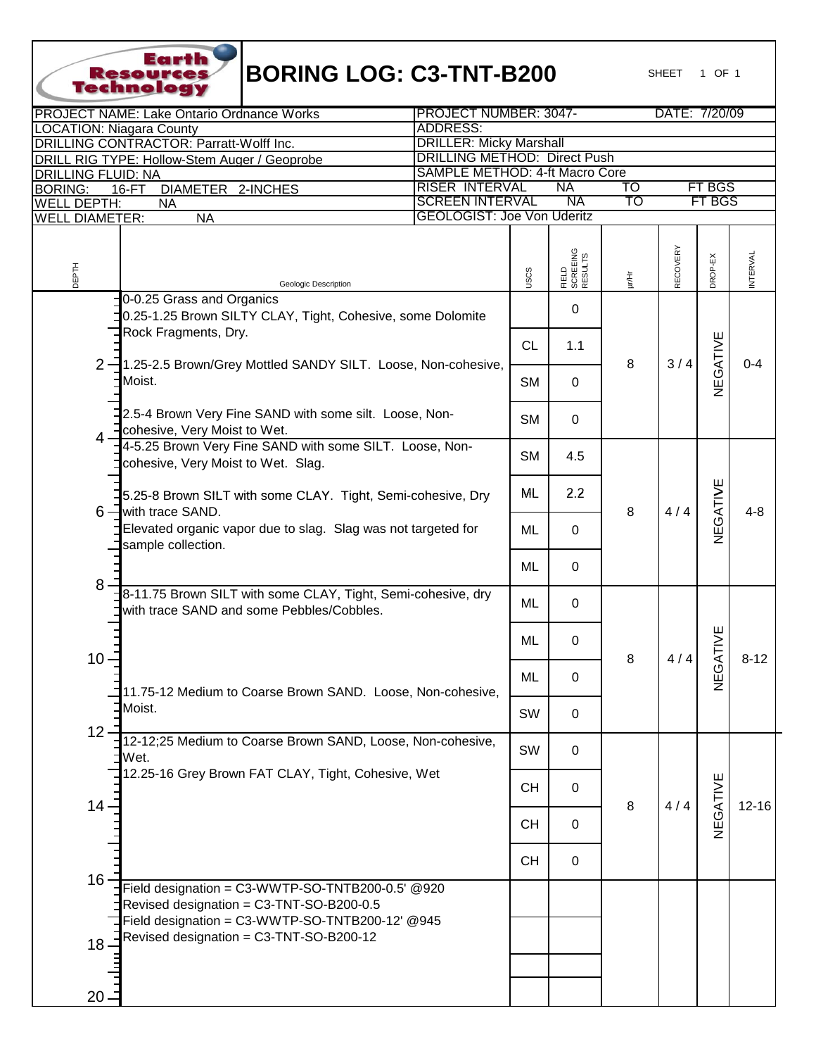# BORING LOG: C3-TNT-B200

Earth Resources Technology

SHEET 1 OF 1

| | |
|---|---|
| PROJECT NAME: Lake Ontario Ordnance Works | PROJECT NUMBER: 3047- DATE: 7/20/09 |
| LOCATION: Niagara County | ADDRESS: |
| DRILLING CONTRACTOR: Parratt-Wolff Inc. | DRILLER: Micky Marshall |
| DRILL RIG TYPE: Hollow-Stem Auger / Geoprobe | DRILLING METHOD: Direct Push |
| DRILLING FLUID: NA | SAMPLE METHOD: 4-ft Macro Core |
| BORING: 16-FT DIAMETER 2-INCHES | RISER INTERVAL NA TO FT BGS |
| WELL DEPTH: NA | SCREEN INTERVAL NA TO FT BGS |
| WELL DIAMETER: NA | GEOLOGIST: Joe Von Uderitz |

| DEPTH | Geologic Description | USCS | FIELD SCREENING RESULTS | µr/Hr | RECOVERY | DROP-EX | INTERVAL |
|---|---|---|---|---|---|---|---|
| 0-2 | 0-0.25 Grass and Organics<br>0.25-1.25 Brown SILTY CLAY, Tight, Cohesive, some Dolomite Rock Fragments, Dry. | | 0 | 8 | 3 / 4 | NEGATIVE | 0-4 |
| | | CL | 1.1 | | | | |
| 2 | 1.25-2.5 Brown/Grey Mottled SANDY SILT. Loose, Non-cohesive, Moist. | SM | 0 | | | | |
| | 2.5-4 Brown Very Fine SAND with some silt. Loose, Non-cohesive, Very Moist to Wet. | SM | 0 | | | | |
| 4 | 4-5.25 Brown Very Fine SAND with some SILT. Loose, Non-cohesive, Very Moist to Wet. Slag. | SM | 4.5 | 8 | 4 / 4 | NEGATIVE | 4-8 |
| | 5.25-8 Brown SILT with some CLAY. Tight, Semi-cohesive, Dry with trace SAND. | ML | 2.2 | | | | |
| 6 | Elevated organic vapor due to slag. Slag was not targeted for sample collection. | ML | 0 | | | | |
| | | ML | 0 | | | | |
| 8 | 8-11.75 Brown SILT with some CLAY, Tight, Semi-cohesive, dry with trace SAND and some Pebbles/Cobbles. | ML | 0 | 8 | 4 / 4 | NEGATIVE | 8-12 |
| | | ML | 0 | | | | |
| 10 | | ML | 0 | | | | |
| | 11.75-12 Medium to Coarse Brown SAND. Loose, Non-cohesive, Moist. | SW | 0 | | | | |
| 12 | 12-12;25 Medium to Coarse Brown SAND, Loose, Non-cohesive, Wet. | SW | 0 | 8 | 4 / 4 | NEGATIVE | 12-16 |
| | 12.25-16 Grey Brown FAT CLAY, Tight, Cohesive, Wet | CH | 0 | | | | |
| 14 | | CH | 0 | | | | |
| | | CH | 0 | | | | |
| 16 | Field designation = C3-WWTP-SO-TNTB200-0.5' @920<br>Revised designation = C3-TNT-SO-B200-0.5<br>Field designation = C3-WWTP-SO-TNTB200-12' @945<br>Revised designation = C3-TNT-SO-B200-12 | | | | | | |
| 18 | | | | | | | |
| 20 | | | | | | | |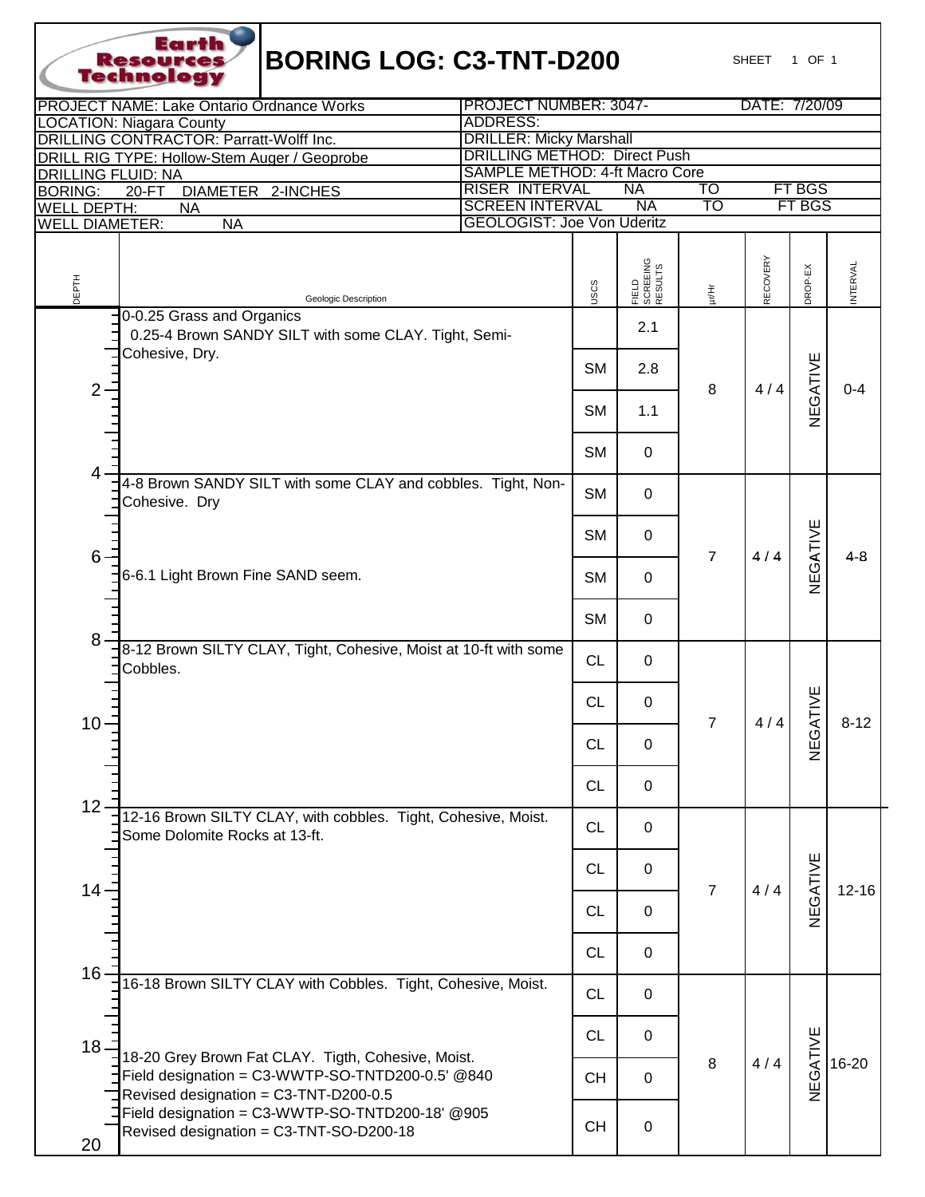# BORING LOG: C3-TNT-D200

Earth Resources Technology

SHEET 1 OF 1

| | |
|---|---|
| PROJECT NAME: Lake Ontario Ordnance Works | PROJECT NUMBER: 3047- DATE: 7/20/09 |
| LOCATION: Niagara County | ADDRESS: |
| DRILLING CONTRACTOR: Parratt-Wolff Inc. | DRILLER: Micky Marshall |
| DRILL RIG TYPE: Hollow-Stem Auger / Geoprobe | DRILLING METHOD: Direct Push |
| DRILLING FLUID: NA | SAMPLE METHOD: 4-ft Macro Core |
| BORING: 20-FT DIAMETER 2-INCHES | RISER INTERVAL NA TO FT BGS |
| WELL DEPTH: NA | SCREEN INTERVAL NA TO FT BGS |
| WELL DIAMETER: NA | GEOLOGIST: Joe Von Uderitz |

| DEPTH | Geologic Description | USCS | FIELD SCREEING RESULTS | µr/Hr | RECOVERY | DROP-EX | INTERVAL |
|---|---|---|---|---|---|---|---|
| 0 | 0-0.25 Grass and Organics<br>0.25-4 Brown SANDY SILT with some CLAY. Tight, Semi-Cohesive, Dry. | | 2.1 | 8 | 4 / 4 | NEGATIVE | 0-4 |
| | | SM | 2.8 | | | | |
| 2 | | SM | 1.1 | | | | |
| | | SM | 0 | | | | |
| 4 | 4-8 Brown SANDY SILT with some CLAY and cobbles. Tight, Non-Cohesive. Dry | SM | 0 | 7 | 4 / 4 | NEGATIVE | 4-8 |
| | | SM | 0 | | | | |
| 6 | 6-6.1 Light Brown Fine SAND seem. | SM | 0 | | | | |
| | | SM | 0 | | | | |
| 8 | 8-12 Brown SILTY CLAY, Tight, Cohesive, Moist at 10-ft with some Cobbles. | CL | 0 | 7 | 4 / 4 | NEGATIVE | 8-12 |
| | | CL | 0 | | | | |
| 10 | | CL | 0 | | | | |
| | | CL | 0 | | | | |
| 12 | 12-16 Brown SILTY CLAY, with cobbles. Tight, Cohesive, Moist. Some Dolomite Rocks at 13-ft. | CL | 0 | 7 | 4 / 4 | NEGATIVE | 12-16 |
| | | CL | 0 | | | | |
| 14 | | CL | 0 | | | | |
| | | CL | 0 | | | | |
| 16 | 16-18 Brown SILTY CLAY with Cobbles. Tight, Cohesive, Moist. | CL | 0 | 8 | 4 / 4 | NEGATIVE | 16-20 |
| | | CL | 0 | | | | |
| 18 | 18-20 Grey Brown Fat CLAY. Tigth, Cohesive, Moist.<br>Field designation = C3-WWTP-SO-TNTD200-0.5' @840<br>Revised designation = C3-TNT-D200-0.5 | CH | 0 | | | | |
| 20 | Field designation = C3-WWTP-SO-TNTD200-18' @905<br>Revised designation = C3-TNT-SO-D200-18 | CH | 0 | | | | |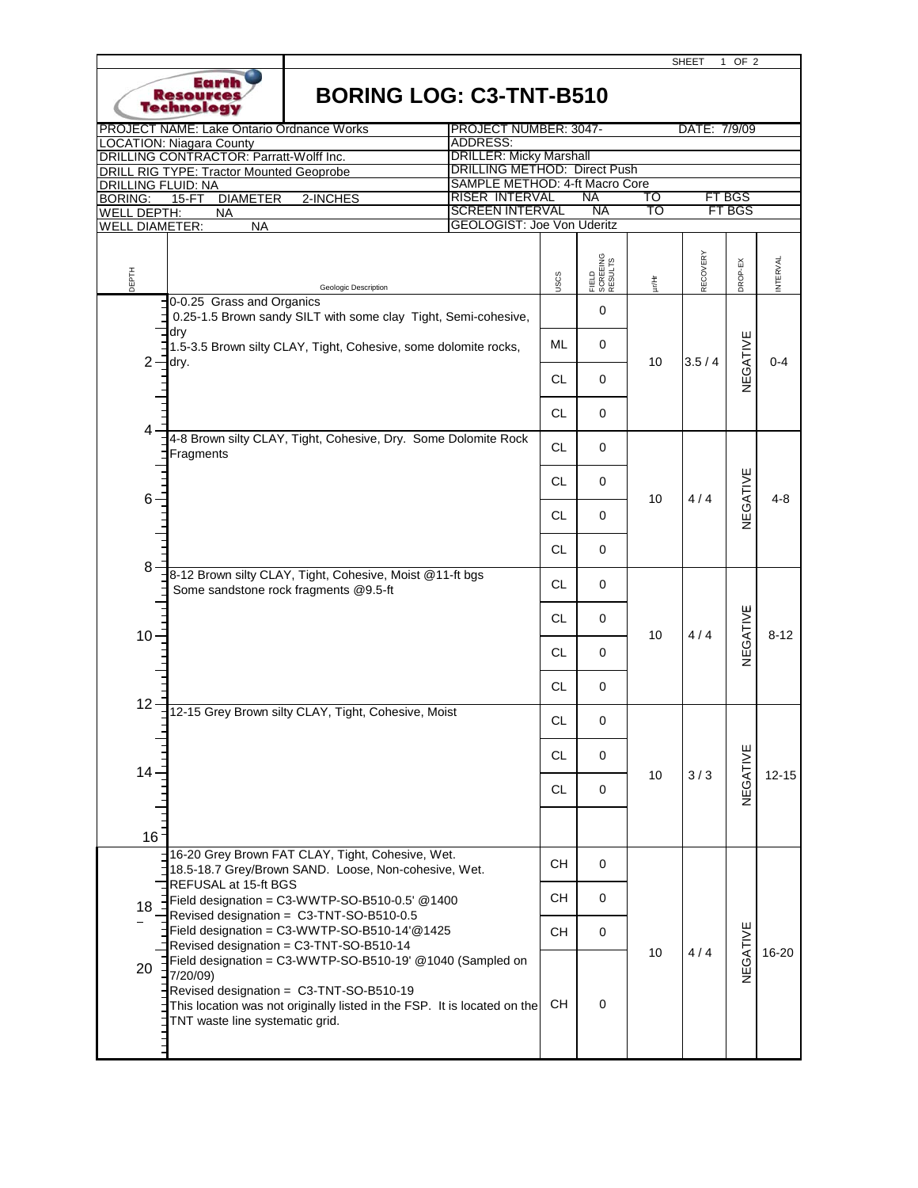SHEET 1 OF 2

# BORING LOG: C3-TNT-B510

| | | | |
|---|---|---|---|
| PROJECT NAME: Lake Ontario Ordnance Works | | PROJECT NUMBER: 3047- | DATE: 7/9/09 |
| LOCATION: Niagara County | | ADDRESS: | |
| DRILLING CONTRACTOR: Parratt-Wolff Inc. | | DRILLER: Micky Marshall | |
| DRILL RIG TYPE: Tractor Mounted Geoprobe | | DRILLING METHOD: Direct Push | |
| DRILLING FLUID: NA | | SAMPLE METHOD: 4-ft Macro Core | |
| BORING: 15-FT DIAMETER 2-INCHES | | RISER INTERVAL NA TO FT BGS | |
| WELL DEPTH: NA | | SCREEN INTERVAL NA TO FT BGS | |
| WELL DIAMETER: NA | | GEOLOGIST: Joe Von Uderitz | |

| DEPTH | Geologic Description | USCS | FIELD SCREEING RESULTS | ur/hr | RECOVERY | DROP-EX | INTERVAL |
|---|---|---|---|---|---|---|---|
| 0-4 | 0-0.25 Grass and Organics<br>0.25-1.5 Brown sandy SILT with some clay Tight, Semi-cohesive, dry<br>1.5-3.5 Brown silty CLAY, Tight, Cohesive, some dolomite rocks, dry. | , ML, CL, CL | 0, 0, 0, 0 | 10 | 3.5 / 4 | NEGATIVE | 0-4 |
| 4-8 | 4-8 Brown silty CLAY, Tight, Cohesive, Dry. Some Dolomite Rock Fragments | CL, CL, CL, CL | 0, 0, 0, 0 | 10 | 4 / 4 | NEGATIVE | 4-8 |
| 8-12 | 8-12 Brown silty CLAY, Tight, Cohesive, Moist @11-ft bgs<br>Some sandstone rock fragments @9.5-ft | CL, CL, CL, CL | 0, 0, 0, 0 | 10 | 4 / 4 | NEGATIVE | 8-12 |
| 12-16 | 12-15 Grey Brown silty CLAY, Tight, Cohesive, Moist | CL, CL, CL | 0, 0, 0 | 10 | 3 / 3 | NEGATIVE | 12-15 |
| 16-20 | 16-20 Grey Brown FAT CLAY, Tight, Cohesive, Wet.<br>18.5-18.7 Grey/Brown SAND. Loose, Non-cohesive, Wet.<br>REFUSAL at 15-ft BGS<br>Field designation = C3-WWTP-SO-B510-0.5' @1400<br>Revised designation = C3-TNT-SO-B510-0.5<br>Field designation = C3-WWTP-SO-B510-14'@1425<br>Revised designation = C3-TNT-SO-B510-14<br>Field designation = C3-WWTP-SO-B510-19' @1040 (Sampled on 7/20/09)<br>Revised designation = C3-TNT-SO-B510-19<br>This location was not originally listed in the FSP. It is located on the TNT waste line systematic grid. | CH, CH, CH, CH | 0, 0, 0, 0 | 10 | 4 / 4 | NEGATIVE | 16-20 |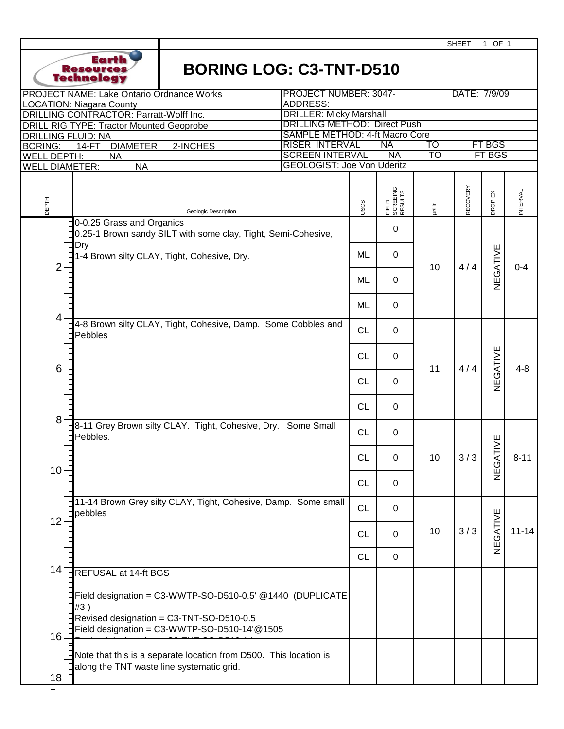# BORING LOG: C3-TNT-D510

Earth Resources Technology

| | | | |
|---|---|---|---|
| PROJECT NAME: Lake Ontario Ordnance Works | PROJECT NUMBER: 3047- | | DATE: 7/9/09 |
| LOCATION: Niagara County | ADDRESS: | | |
| DRILLING CONTRACTOR: Parratt-Wolff Inc. | DRILLER: Micky Marshall | | |
| DRILL RIG TYPE: Tractor Mounted Geoprobe | DRILLING METHOD: Direct Push | | |
| DRILLING FLUID: NA | SAMPLE METHOD: 4-ft Macro Core | | |
| BORING: 14-FT DIAMETER 2-INCHES | RISER INTERVAL NA | TO | FT BGS |
| WELL DEPTH: NA | SCREEN INTERVAL NA | TO | FT BGS |
| WELL DIAMETER: NA | GEOLOGIST: Joe Von Uderitz | | |

| DEPTH | Geologic Description | USCS | FIELD SCREEING RESULTS | µr/Hr | RECOVERY | DROP-EX | INTERVAL |
|---|---|---|---|---|---|---|---|
| 0–4 | 0-0.25 Grass and Organics<br>0.25-1 Brown sandy SILT with some clay, Tight, Semi-Cohesive, Dry<br>1-4 Brown silty CLAY, Tight, Cohesive, Dry. | | 0 | 10 | 4 / 4 | NEGATIVE | 0-4 |
| | | ML | 0 | | | | |
| | | ML | 0 | | | | |
| | | ML | 0 | | | | |
| 4–8 | 4-8 Brown silty CLAY, Tight, Cohesive, Damp. Some Cobbles and Pebbles | CL | 0 | 11 | 4 / 4 | NEGATIVE | 4-8 |
| | | CL | 0 | | | | |
| | | CL | 0 | | | | |
| | | CL | 0 | | | | |
| 8–11 | 8-11 Grey Brown silty CLAY. Tight, Cohesive, Dry. Some Small Pebbles. | CL | 0 | 10 | 3 / 3 | NEGATIVE | 8-11 |
| | | CL | 0 | | | | |
| | | CL | 0 | | | | |
| 11–14 | 11-14 Brown Grey silty CLAY, Tight, Cohesive, Damp. Some small pebbles | CL | 0 | 10 | 3 / 3 | NEGATIVE | 11-14 |
| | | CL | 0 | | | | |
| | | CL | 0 | | | | |
| 14–16 | REFUSAL at 14-ft BGS<br><br>Field designation = C3-WWTP-SO-D510-0.5' @1440 (DUPLICATE #3 )<br>Revised designation = C3-TNT-SO-D510-0.5<br>Field designation = C3-WWTP-SO-D510-14'@1505<br>Revised designation = C3-TNT-SO-D510-14 | | | | | | |
| 16–18 | Note that this is a separate location from D500. This location is along the TNT waste line systematic grid. | | | | | | |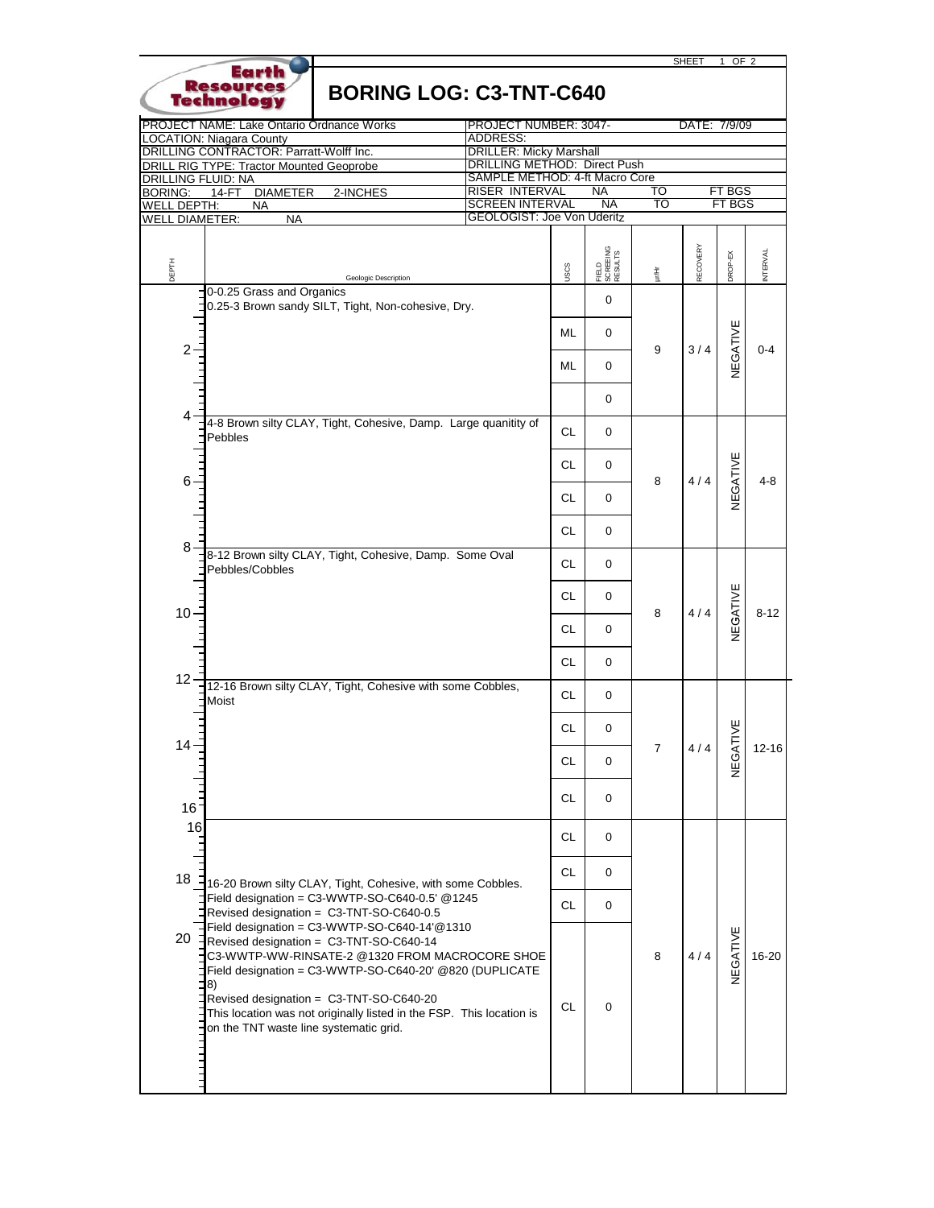SHEET 1 OF 2

# BORING LOG: C3-TNT-C640

| | |
|---|---|
| PROJECT NAME: Lake Ontario Ordnance Works | PROJECT NUMBER: 3047- DATE: 7/9/09 |
| LOCATION: Niagara County | ADDRESS: |
| DRILLING CONTRACTOR: Parratt-Wolff Inc. | DRILLER: Micky Marshall |
| DRILL RIG TYPE: Tractor Mounted Geoprobe | DRILLING METHOD: Direct Push |
| DRILLING FLUID: NA | SAMPLE METHOD: 4-ft Macro Core |
| BORING: 14-FT DIAMETER 2-INCHES | RISER INTERVAL NA TO FT BGS |
| WELL DEPTH: NA | SCREEN INTERVAL NA TO FT BGS |
| WELL DIAMETER: NA | GEOLOGIST: Joe Von Uderitz |

| DEPTH | Geologic Description | USCS | FIELD SCREENING RESULTS | µr/Hr | RECOVERY | DROP-EX | INTERVAL |
|---|---|---|---|---|---|---|---|
| 0 | 0-0.25 Grass and Organics<br>0.25-3 Brown sandy SILT, Tight, Non-cohesive, Dry. | | 0 | 9 | 3 / 4 | NEGATIVE | 0-4 |
| | | ML | 0 | | | | |
| 2 | | ML | 0 | | | | |
| | | | 0 | | | | |
| 4 | 4-8 Brown silty CLAY, Tight, Cohesive, Damp. Large quanitity of Pebbles | CL | 0 | 8 | 4 / 4 | NEGATIVE | 4-8 |
| | | CL | 0 | | | | |
| 6 | | CL | 0 | | | | |
| | | CL | 0 | | | | |
| 8 | 8-12 Brown silty CLAY, Tight, Cohesive, Damp. Some Oval Pebbles/Cobbles | CL | 0 | 8 | 4 / 4 | NEGATIVE | 8-12 |
| | | CL | 0 | | | | |
| 10 | | CL | 0 | | | | |
| | | CL | 0 | | | | |
| 12 | 12-16 Brown silty CLAY, Tight, Cohesive with some Cobbles, Moist | CL | 0 | 7 | 4 / 4 | NEGATIVE | 12-16 |
| | | CL | 0 | | | | |
| 14 | | CL | 0 | | | | |
| 16 | | CL | 0 | | | | |
| 16 | 16-20 Brown silty CLAY, Tight, Cohesive, with some Cobbles.<br>Field designation = C3-WWTP-SO-C640-0.5' @1245<br>Revised designation = C3-TNT-SO-C640-0.5<br>Field designation = C3-WWTP-SO-C640-14'@1310<br>Revised designation = C3-TNT-SO-C640-14<br>C3-WWTP-WW-RINSATE-2 @1320 FROM MACROCORE SHOE<br>Field designation = C3-WWTP-SO-C640-20' @820 (DUPLICATE 8)<br>Revised designation = C3-TNT-SO-C640-20<br>This location was not originally listed in the FSP. This location is on the TNT waste line systematic grid. | CL | 0 | 8 | 4 / 4 | NEGATIVE | 16-20 |
| 18 | | CL | 0 | | | | |
| | | CL | 0 | | | | |
| 20 | | CL | 0 | | | | |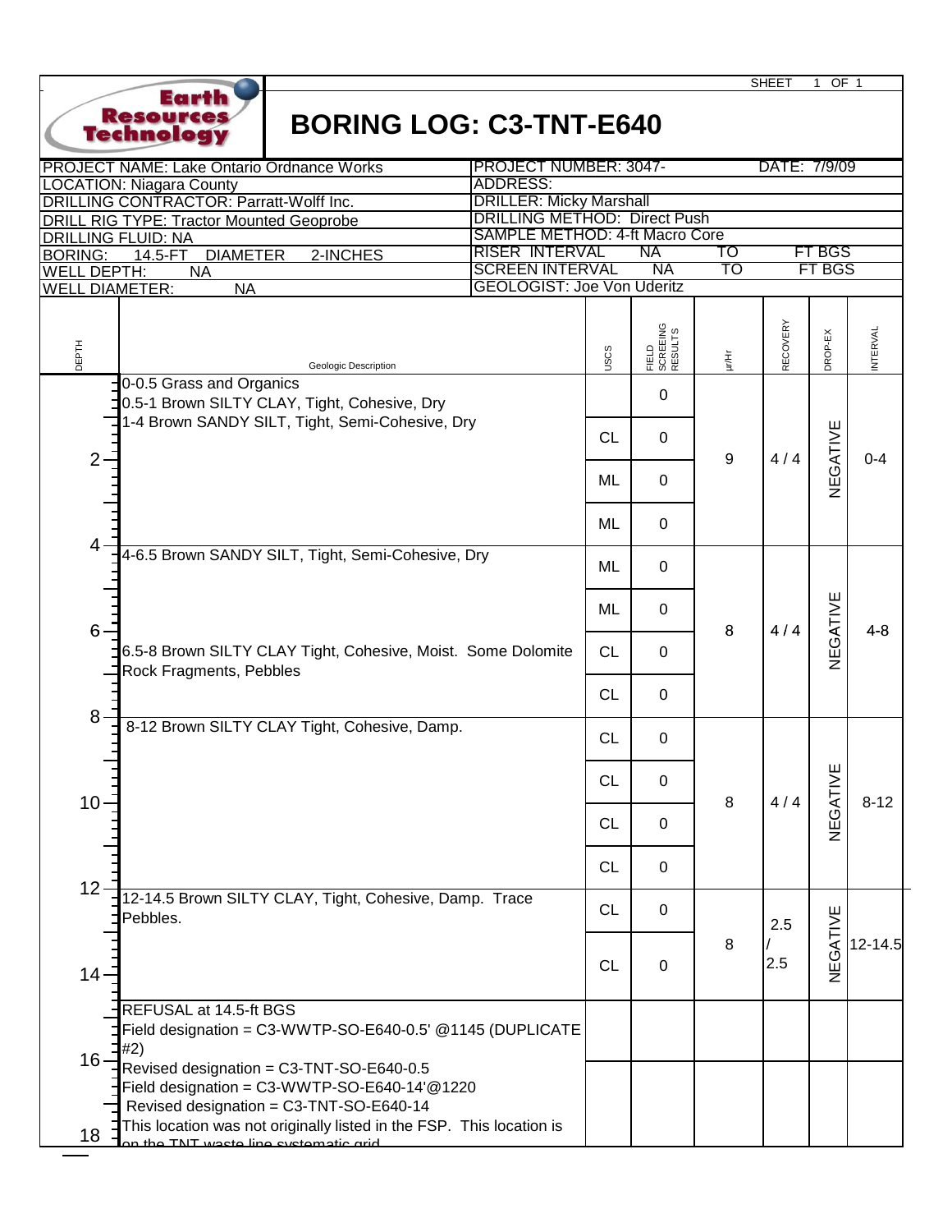# BORING LOG: C3-TNT-E640

Earth Resources Technology

| | |
|---|---|
| PROJECT NAME: Lake Ontario Ordnance Works | PROJECT NUMBER: 3047- DATE: 7/9/09 |
| LOCATION: Niagara County | ADDRESS: |
| DRILLING CONTRACTOR: Parratt-Wolff Inc. | DRILLER: Micky Marshall |
| DRILL RIG TYPE: Tractor Mounted Geoprobe | DRILLING METHOD: Direct Push |
| DRILLING FLUID: NA | SAMPLE METHOD: 4-ft Macro Core |
| BORING: 14.5-FT DIAMETER 2-INCHES | RISER INTERVAL NA TO FT BGS |
| WELL DEPTH: NA | SCREEN INTERVAL NA TO FT BGS |
| WELL DIAMETER: NA | GEOLOGIST: Joe Von Uderitz |

| DEPTH | Geologic Description | USCS | FIELD SCREEING RESULTS | µr/Hr | RECOVERY | DROP-EX | INTERVAL |
|---|---|---|---|---|---|---|---|
| 0 | 0-0.5 Grass and Organics; 0.5-1 Brown SILTY CLAY, Tight, Cohesive, Dry | | 0 | 9 | 4 / 4 | NEGATIVE | 0-4 |
| | 1-4 Brown SANDY SILT, Tight, Semi-Cohesive, Dry | CL | 0 | | | | |
| 2 | | ML | 0 | | | | |
| | | ML | 0 | | | | |
| 4 | 4-6.5 Brown SANDY SILT, Tight, Semi-Cohesive, Dry | ML | 0 | 8 | 4 / 4 | NEGATIVE | 4-8 |
| | | ML | 0 | | | | |
| 6 | 6.5-8 Brown SILTY CLAY Tight, Cohesive, Moist. Some Dolomite Rock Fragments, Pebbles | CL | 0 | | | | |
| | | CL | 0 | | | | |
| 8 | 8-12 Brown SILTY CLAY Tight, Cohesive, Damp. | CL | 0 | 8 | 4 / 4 | NEGATIVE | 8-12 |
| | | CL | 0 | | | | |
| 10 | | CL | 0 | | | | |
| | | CL | 0 | | | | |
| 12 | 12-14.5 Brown SILTY CLAY, Tight, Cohesive, Damp. Trace Pebbles. | CL | 0 | 8 | 2.5 / 2.5 | NEGATIVE | 12-14.5 |
| 14 | | CL | 0 | | | | |
| | REFUSAL at 14.5-ft BGS | | | | | | |
| 16 | Field designation = C3-WWTP-SO-E640-0.5' @1145 (DUPLICATE #2) Revised designation = C3-TNT-SO-E640-0.5 Field designation = C3-WWTP-SO-E640-14'@1220 Revised designation = C3-TNT-SO-E640-14 | | | | | | |
| 18 | This location was not originally listed in the FSP. This location is on the TNT waste line systematic grid | | | | | | |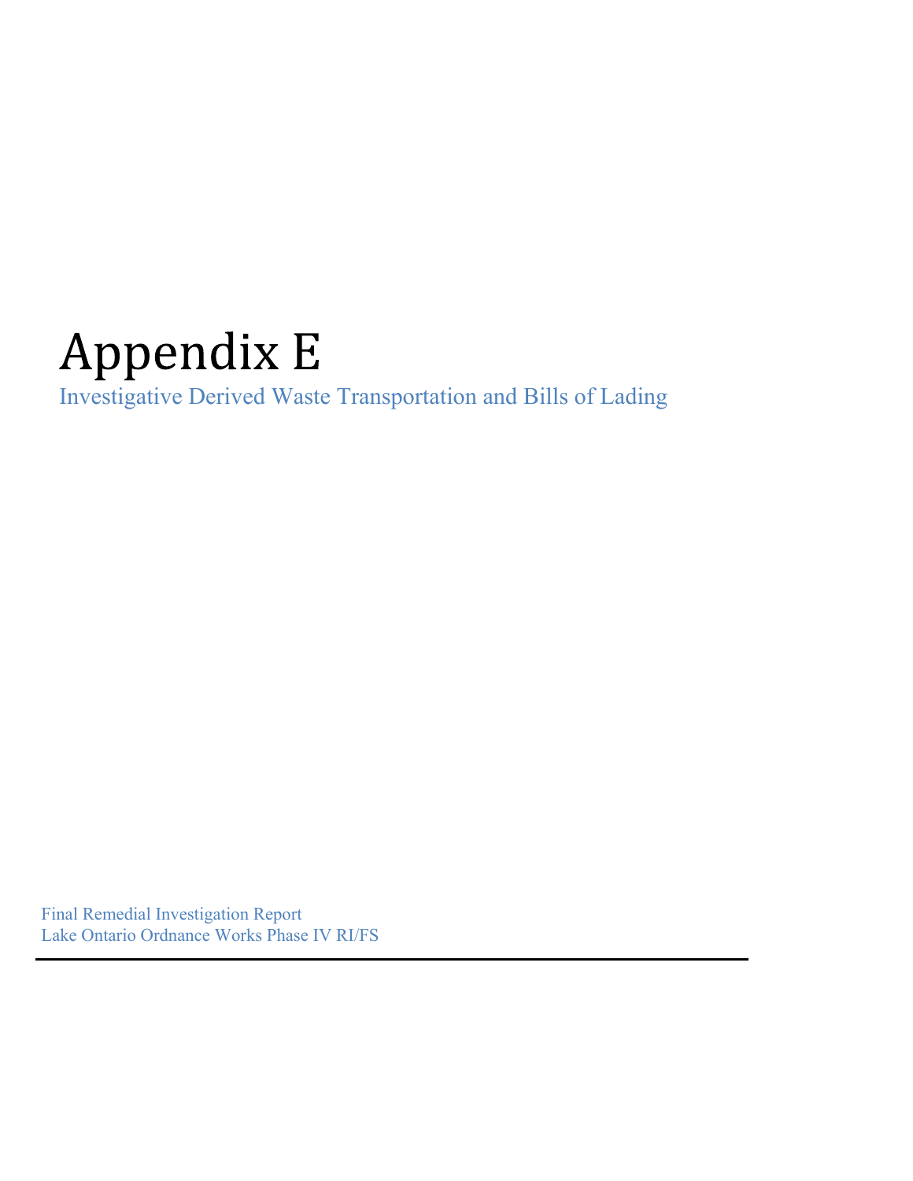# Appendix E

Investigative Derived Waste Transportation and Bills of Lading

Final Remedial Investigation Report
Lake Ontario Ordnance Works Phase IV RI/FS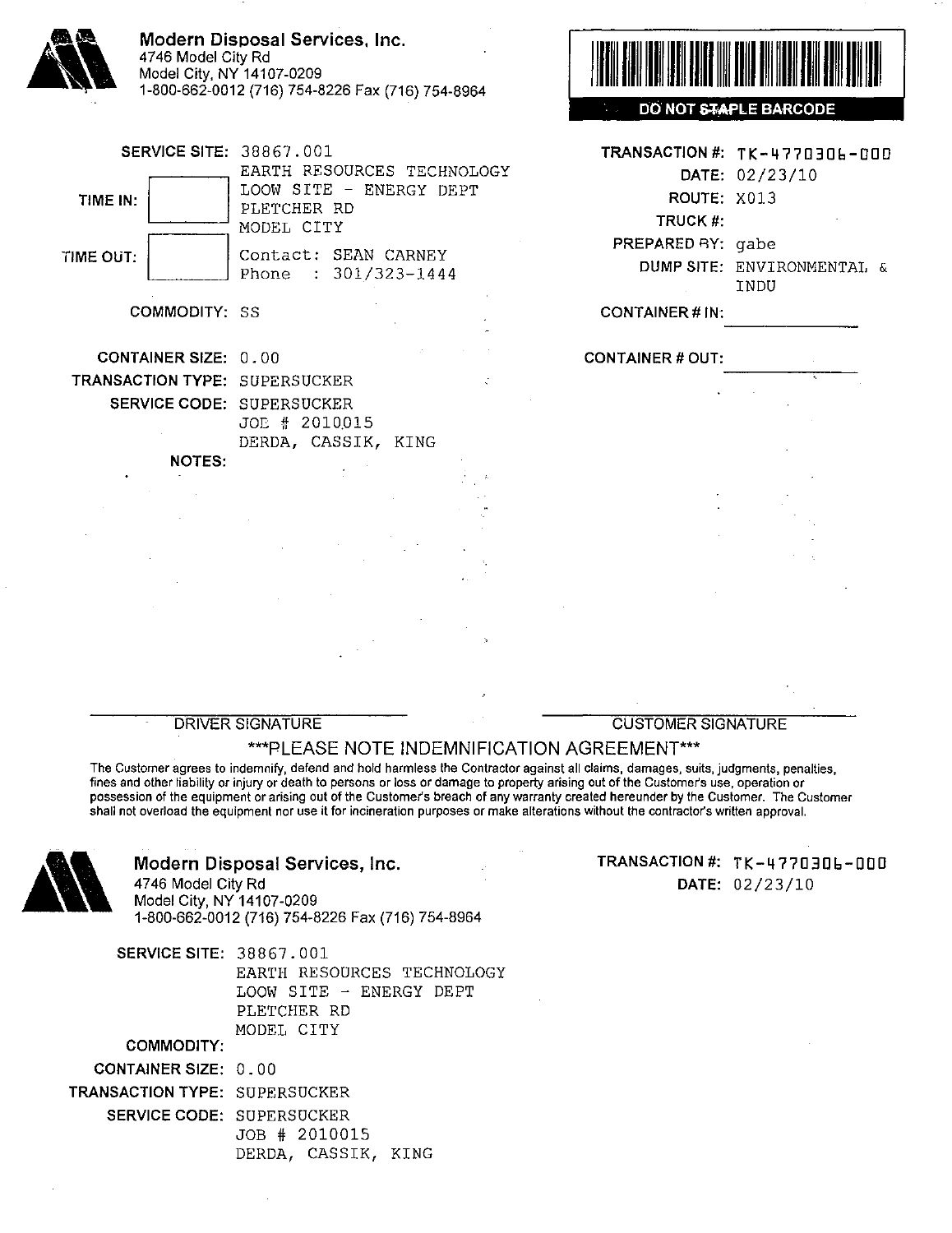**Modern Disposal Services, Inc.**
4746 Model City Rd
Model City, NY 14107-0209
1-800-662-0012 (716) 754-8226 Fax (716) 754-8964

**DO NOT STAPLE BARCODE**

**SERVICE SITE:** 38867.001
EARTH RESOURCES TECHNOLOGY
LOOW SITE - ENERGY DEPT
PLETCHER RD
MODEL CITY

**TIME IN:**

**TIME OUT:**

Contact: SEAN CARNEY
Phone : 301/323-1444

**COMMODITY:** SS

**CONTAINER SIZE:** 0.00
**TRANSACTION TYPE:** SUPERSUCKER
**SERVICE CODE:** SUPERSUCKER
JOB # 2010015
DERDA, CASSIK, KING

**NOTES:**

**TRANSACTION #:** TK-4770306-000
**DATE:** 02/23/10
**ROUTE:** X013
**TRUCK #:**
**PREPARED BY:** gabe
**DUMP SITE:** ENVIRONMENTAL & INDU

**CONTAINER # IN:**

**CONTAINER # OUT:**

DRIVER SIGNATURE

CUSTOMER SIGNATURE

***PLEASE NOTE INDEMNIFICATION AGREEMENT***

The Customer agrees to indemnify, defend and hold harmless the Contractor against all claims, damages, suits, judgments, penalties, fines and other liability or injury or death to persons or loss or damage to property arising out of the Customer's use, operation or possession of the equipment or arising out of the Customer's breach of any warranty created hereunder by the Customer. The Customer shall not overload the equipment nor use it for incineration purposes or make alterations without the contractor's written approval.

---

**Modern Disposal Services, Inc.**
4746 Model City Rd
Model City, NY 14107-0209
1-800-662-0012 (716) 754-8226 Fax (716) 754-8964

**TRANSACTION #:** TK-4770306-000
**DATE:** 02/23/10

**SERVICE SITE:** 38867.001
EARTH RESOURCES TECHNOLOGY
LOOW SITE - ENERGY DEPT
PLETCHER RD
MODEL CITY

**COMMODITY:**

**CONTAINER SIZE:** 0.00
**TRANSACTION TYPE:** SUPERSUCKER
**SERVICE CODE:** SUPERSUCKER
JOB # 2010015
DERDA, CASSIK, KING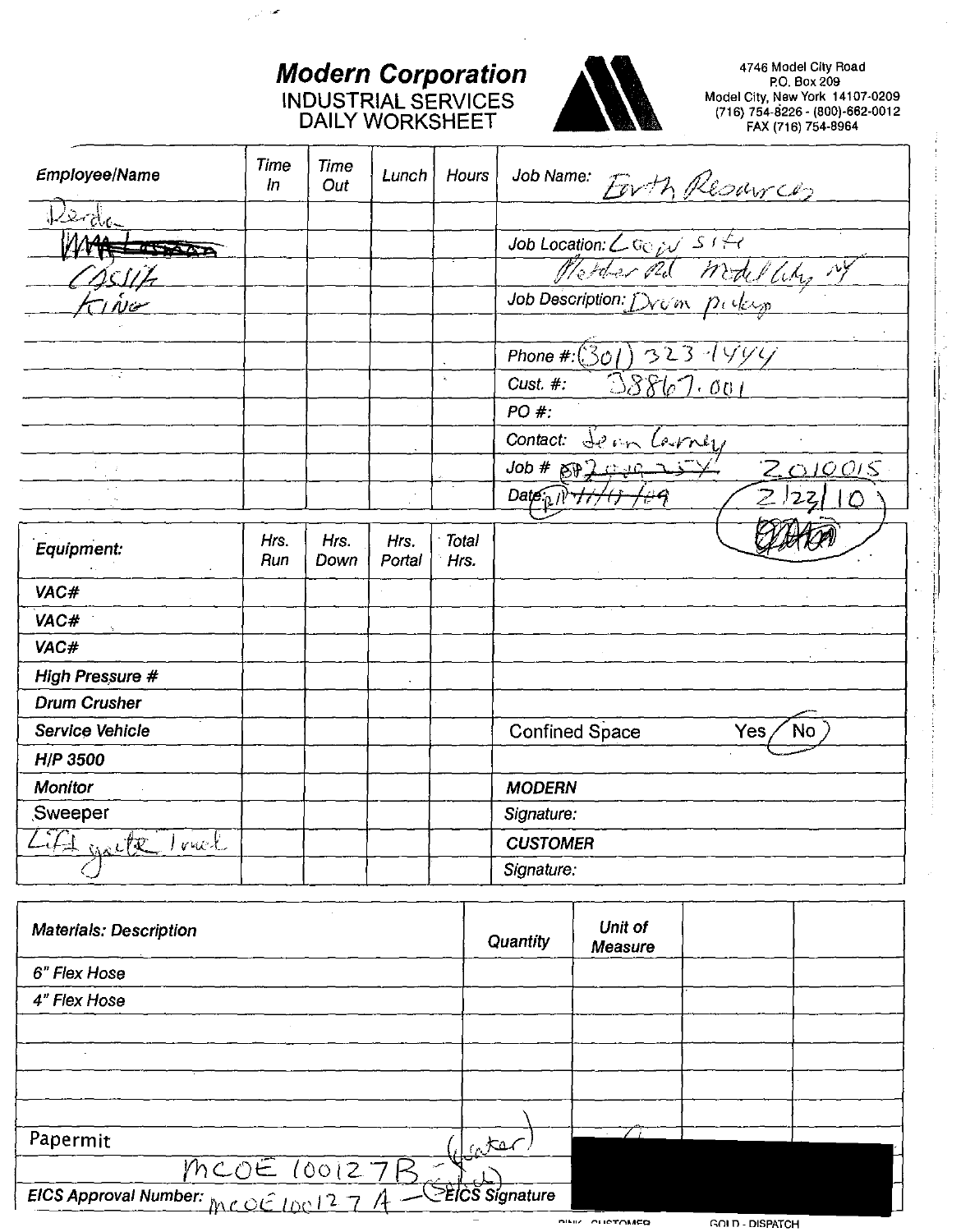# Modern Corporation
## INDUSTRIAL SERVICES DAILY WORKSHEET

4746 Model City Road
P.O. Box 209
Model City, New York 14107-0209
(716) 754-8226 - (800)-662-0012
FAX (716) 754-8964

| Employee/Name | Time In | Time Out | Lunch | Hours | |
|---|---|---|---|---|---|
| Perda | | | | | Job Name: Earth Resources |
| ~~McLean~~ | | | | | Job Location: Loew site |
| Cosilk | | | | | Balmer Rd Model City NY |
| King | | | | | Job Description: Drum pickup |
| | | | | | |
| | | | | | Phone #: (301) 323-1444 |
| | | | | | Cust. #: 38867.001 |
| | | | | | PO #: |
| | | | | | Contact: Jean Carney |
| | | | | | Job # ~~2010-25X~~ 2010015 |
| | | | | | Date: ~~11/1/09~~ 2/22/10 |

| Equipment: | Hrs. Run | Hrs. Down | Hrs. Portal | Total Hrs. | |
|---|---|---|---|---|---|
| VAC# | | | | | |
| VAC# | | | | | |
| VAC# | | | | | |
| High Pressure # | | | | | |
| Drum Crusher | | | | | |
| Service Vehicle | | | | | Confined Space Yes / No (circled: No) |
| H/P 3500 | | | | | |
| Monitor | | | | | MODERN |
| Sweeper | | | | | Signature: |
| Lift gate truck | | | | | CUSTOMER |
| | | | | | Signature: |

| Materials: Description | Quantity | Unit of Measure | | |
|---|---|---|---|---|
| 6" Flex Hose | | | | |
| 4" Flex Hose | | | | |
| | | | | |
| | | | | |
| | | | | |
| | | | | |
| Papermit | | | | |
| MCOE 100127B - (water) | | | | |

EICS Approval Number: MCOE 100127A — (Solid) EICS Signature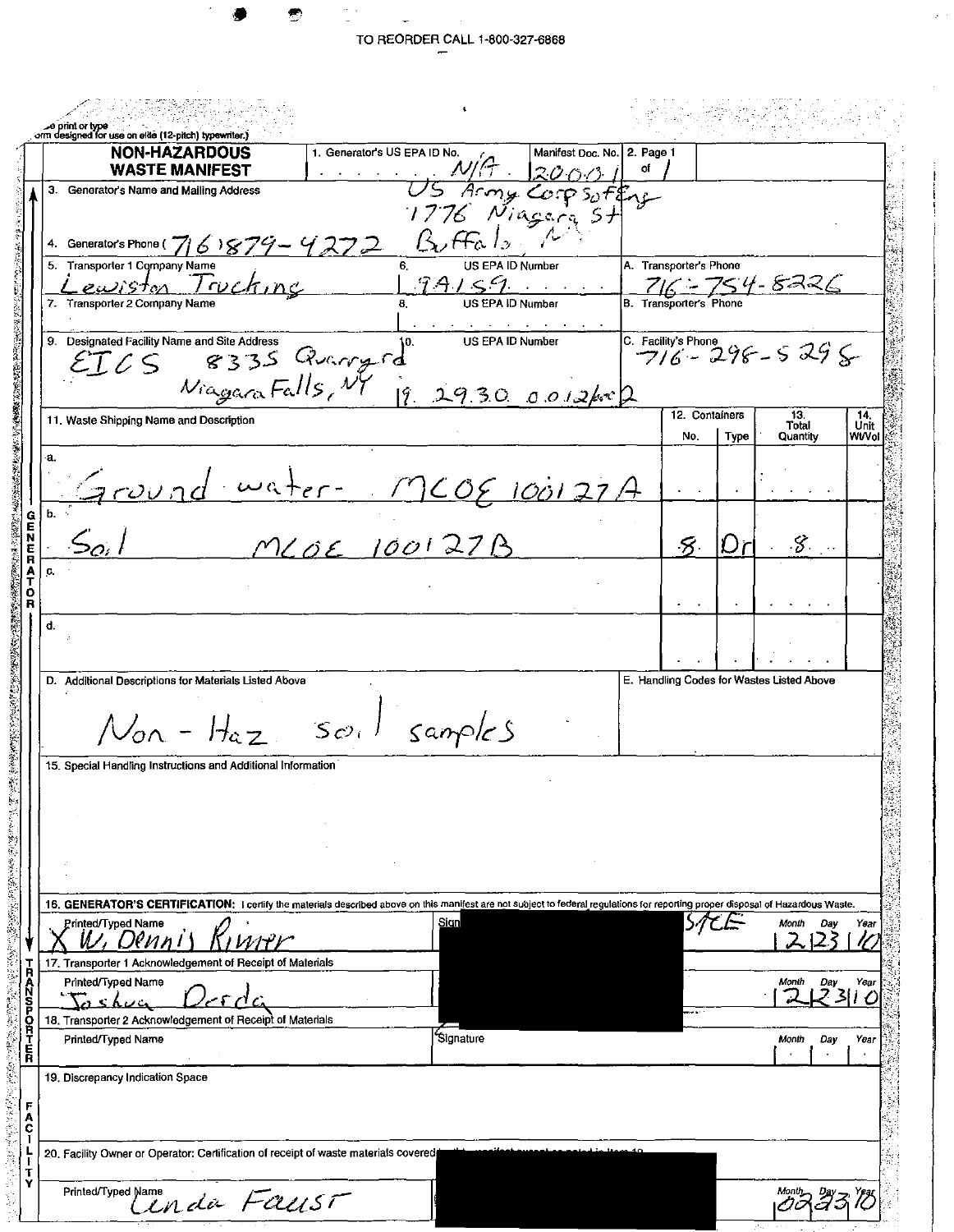TO REORDER CALL 1-800-327-6868

(Please print or type. Form designed for use on elite (12-pitch) typewriter.)

# NON-HAZARDOUS WASTE MANIFEST

| | | | |
|---|---|---|---|
| 1. Generator's US EPA ID No. N/A | Manifest Doc. No. 20001 | 2. Page 1 of 1 | |
| 3. Generator's Name and Mailing Address: US Army Corps of Eng, 1776 Niagara St, Buffalo, N | | | |
| 4. Generator's Phone ( 716 ) 879-4272 | | | |
| 5. Transporter 1 Company Name: Lewiston Trucking | 6. US EPA ID Number: 94159 | A. Transporter's Phone: 716-754-8226 | |
| 7. Transporter 2 Company Name | 8. US EPA ID Number | B. Transporter's Phone | |
| 9. Designated Facility Name and Site Address: EICS 8335 Quarry rd, Niagara Falls, NY | 10. US EPA ID Number: 19 29 30 0.012/pc 2 | C. Facility's Phone: 716-298-5298 | |

| 11. Waste Shipping Name and Description | 12. Containers No. | 12. Containers Type | 13. Total Quantity | 14. Unit Wt/Vol |
|---|---|---|---|---|
| a. Ground water - MCOE 100127A | | | | |
| b. Soil MCOE 100127B | 8 | Dr | 8 | |
| c. | | | | |
| d. | | | | |

D. Additional Descriptions for Materials Listed Above: Non-Haz soil samples

E. Handling Codes for Wastes Listed Above

15. Special Handling Instructions and Additional Information

16. **GENERATOR'S CERTIFICATION:** I certify the materials described above on this manifest are not subject to federal regulations for reporting proper disposal of Hazardous Waste.

| Printed/Typed Name | Signature | Month | Day | Year |
|---|---|---|---|---|
| X W. Dennis River | [redacted] SACE | 12 | 23 | 10 |

17. Transporter 1 Acknowledgement of Receipt of Materials

| Printed/Typed Name | Signature | Month | Day | Year |
|---|---|---|---|---|
| Joshua Derda | [redacted] | 12 | 23 | 10 |

18. Transporter 2 Acknowledgement of Receipt of Materials

| Printed/Typed Name | Signature | Month | Day | Year |
|---|---|---|---|---|
| | | | | |

19. Discrepancy Indication Space

20. Facility Owner or Operator: Certification of receipt of waste materials covered [redacted]

| Printed/Typed Name | Signature | Month | Day | Year |
|---|---|---|---|---|
| Linda Faust | [redacted] | 02 | 23 | 10 |